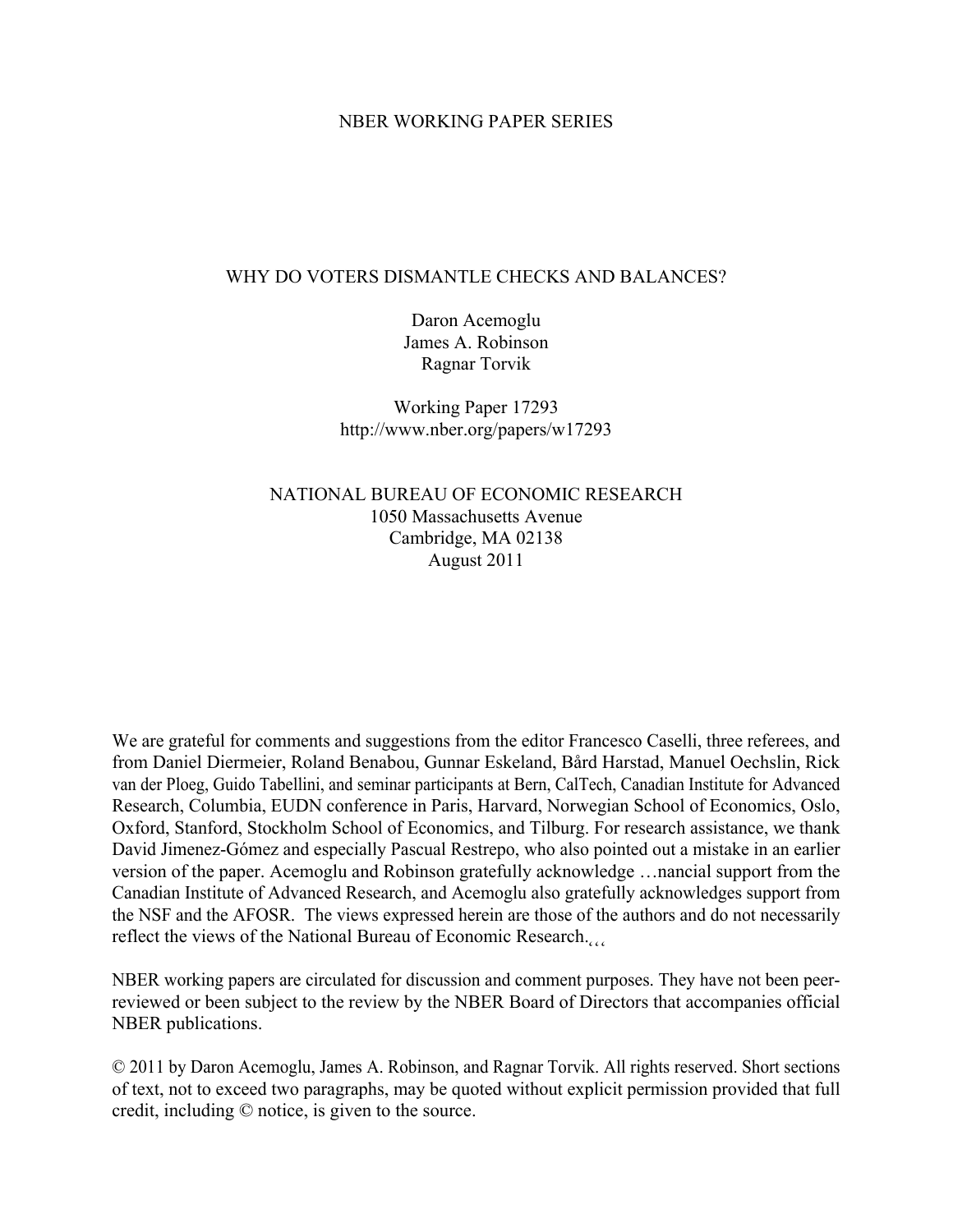NBER WORKING PAPER SERIES

# WHY DO VOTERS DISMANTLE CHECKS AND BALANCES?

Daron Acemoglu
James A. Robinson
Ragnar Torvik

Working Paper 17293
http://www.nber.org/papers/w17293

NATIONAL BUREAU OF ECONOMIC RESEARCH
1050 Massachusetts Avenue
Cambridge, MA 02138
August 2011

We are grateful for comments and suggestions from the editor Francesco Caselli, three referees, and from Daniel Diermeier, Roland Benabou, Gunnar Eskeland, Bård Harstad, Manuel Oechslin, Rick van der Ploeg, Guido Tabellini, and seminar participants at Bern, CalTech, Canadian Institute for Advanced Research, Columbia, EUDN conference in Paris, Harvard, Norwegian School of Economics, Oslo, Oxford, Stanford, Stockholm School of Economics, and Tilburg. For research assistance, we thank David Jimenez-Gómez and especially Pascual Restrepo, who also pointed out a mistake in an earlier version of the paper. Acemoglu and Robinson gratefully acknowledge …nancial support from the Canadian Institute of Advanced Research, and Acemoglu also gratefully acknowledges support from the NSF and the AFOSR. The views expressed herein are those of the authors and do not necessarily reflect the views of the National Bureau of Economic Research.

NBER working papers are circulated for discussion and comment purposes. They have not been peer-reviewed or been subject to the review by the NBER Board of Directors that accompanies official NBER publications.

© 2011 by Daron Acemoglu, James A. Robinson, and Ragnar Torvik. All rights reserved. Short sections of text, not to exceed two paragraphs, may be quoted without explicit permission provided that full credit, including © notice, is given to the source.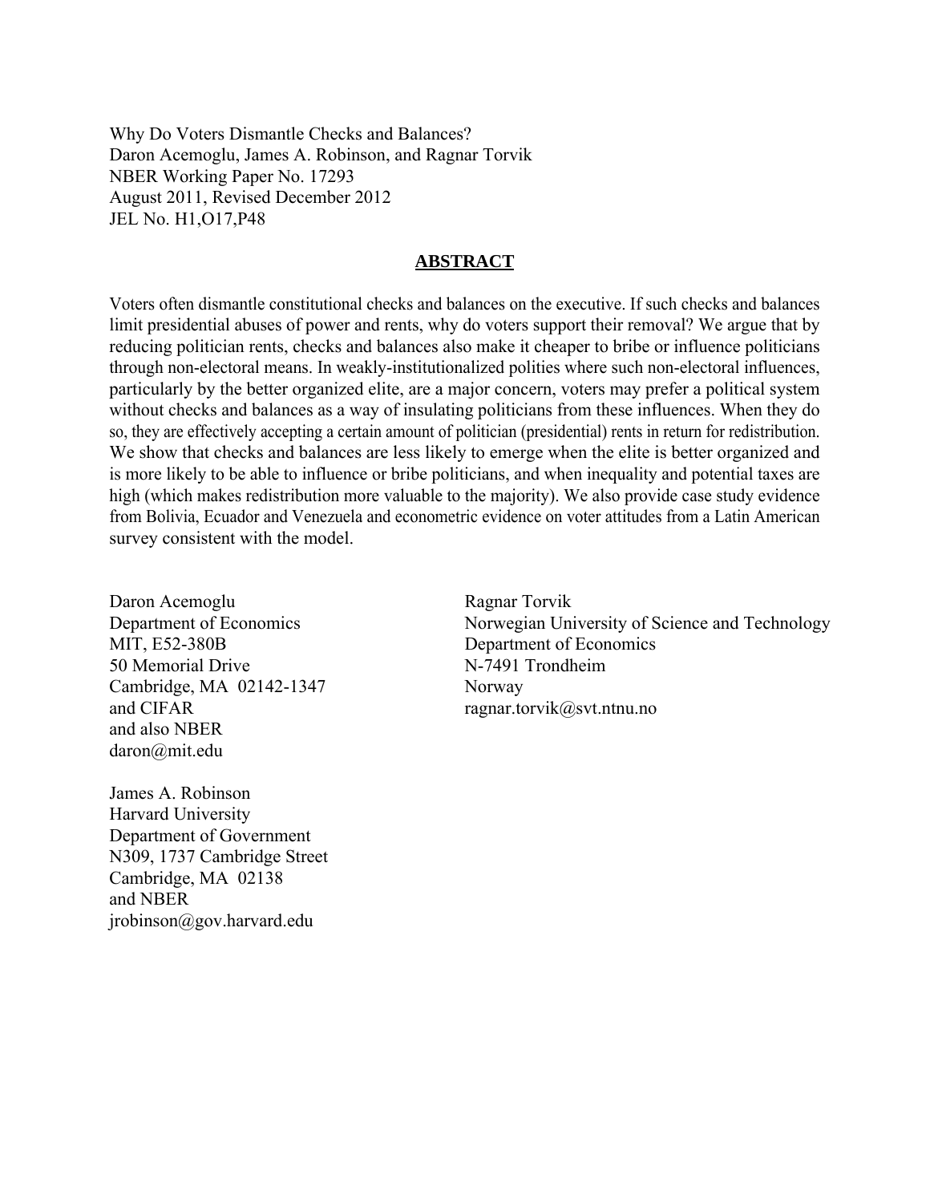Why Do Voters Dismantle Checks and Balances?
Daron Acemoglu, James A. Robinson, and Ragnar Torvik
NBER Working Paper No. 17293
August 2011, Revised December 2012
JEL No. H1,O17,P48

## ABSTRACT

Voters often dismantle constitutional checks and balances on the executive. If such checks and balances limit presidential abuses of power and rents, why do voters support their removal? We argue that by reducing politician rents, checks and balances also make it cheaper to bribe or influence politicians through non-electoral means. In weakly-institutionalized polities where such non-electoral influences, particularly by the better organized elite, are a major concern, voters may prefer a political system without checks and balances as a way of insulating politicians from these influences. When they do so, they are effectively accepting a certain amount of politician (presidential) rents in return for redistribution. We show that checks and balances are less likely to emerge when the elite is better organized and is more likely to be able to influence or bribe politicians, and when inequality and potential taxes are high (which makes redistribution more valuable to the majority). We also provide case study evidence from Bolivia, Ecuador and Venezuela and econometric evidence on voter attitudes from a Latin American survey consistent with the model.

Daron Acemoglu
Department of Economics
MIT, E52-380B
50 Memorial Drive
Cambridge, MA 02142-1347
and CIFAR
and also NBER
daron@mit.edu

James A. Robinson
Harvard University
Department of Government
N309, 1737 Cambridge Street
Cambridge, MA 02138
and NBER
jrobinson@gov.harvard.edu

Ragnar Torvik
Norwegian University of Science and Technology
Department of Economics
N-7491 Trondheim
Norway
ragnar.torvik@svt.ntnu.no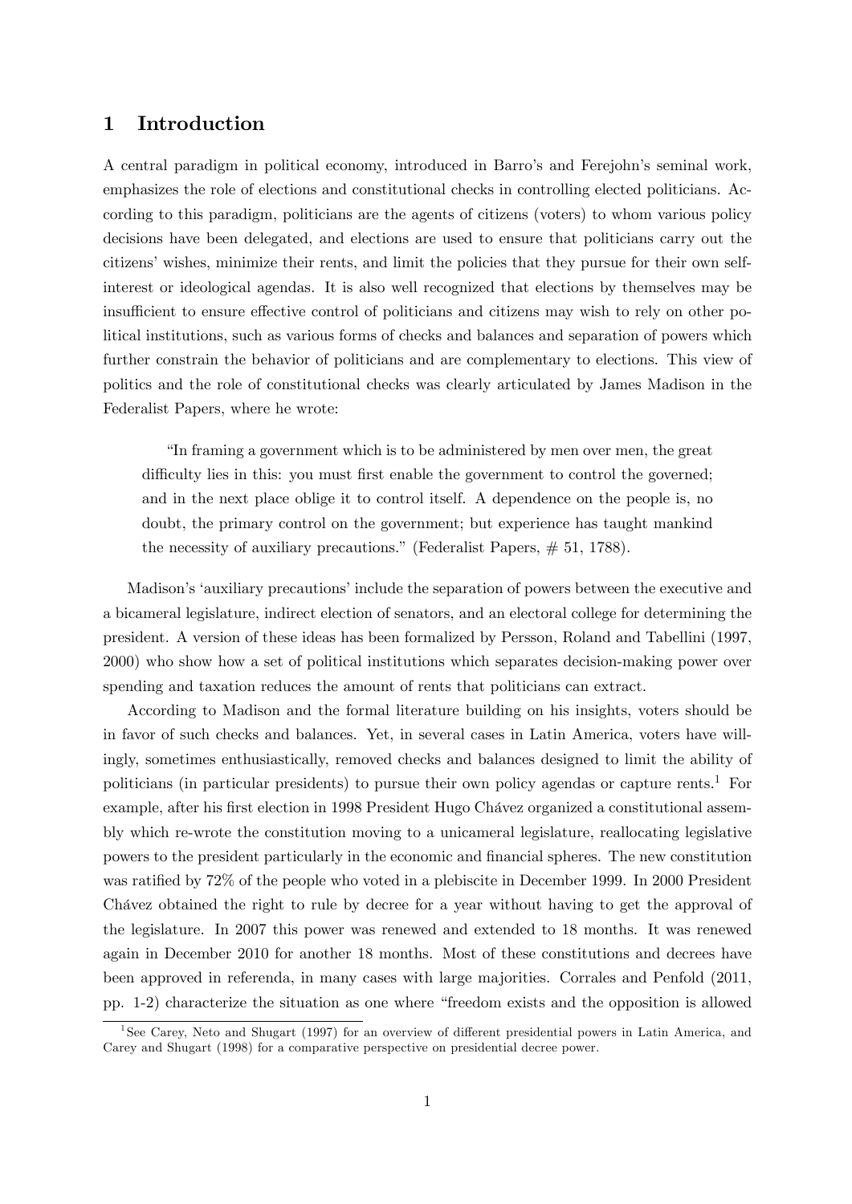# 1 Introduction

A central paradigm in political economy, introduced in Barro's and Ferejohn's seminal work, emphasizes the role of elections and constitutional checks in controlling elected politicians. According to this paradigm, politicians are the agents of citizens (voters) to whom various policy decisions have been delegated, and elections are used to ensure that politicians carry out the citizens' wishes, minimize their rents, and limit the policies that they pursue for their own self-interest or ideological agendas. It is also well recognized that elections by themselves may be insufficient to ensure effective control of politicians and citizens may wish to rely on other political institutions, such as various forms of checks and balances and separation of powers which further constrain the behavior of politicians and are complementary to elections. This view of politics and the role of constitutional checks was clearly articulated by James Madison in the Federalist Papers, where he wrote:

> "In framing a government which is to be administered by men over men, the great difficulty lies in this: you must first enable the government to control the governed; and in the next place oblige it to control itself. A dependence on the people is, no doubt, the primary control on the government; but experience has taught mankind the necessity of auxiliary precautions." (Federalist Papers, # 51, 1788).

Madison's 'auxiliary precautions' include the separation of powers between the executive and a bicameral legislature, indirect election of senators, and an electoral college for determining the president. A version of these ideas has been formalized by Persson, Roland and Tabellini (1997, 2000) who show how a set of political institutions which separates decision-making power over spending and taxation reduces the amount of rents that politicians can extract.

According to Madison and the formal literature building on his insights, voters should be in favor of such checks and balances. Yet, in several cases in Latin America, voters have willingly, sometimes enthusiastically, removed checks and balances designed to limit the ability of politicians (in particular presidents) to pursue their own policy agendas or capture rents.[1] For example, after his first election in 1998 President Hugo Chávez organized a constitutional assembly which re-wrote the constitution moving to a unicameral legislature, reallocating legislative powers to the president particularly in the economic and financial spheres. The new constitution was ratified by 72% of the people who voted in a plebiscite in December 1999. In 2000 President Chávez obtained the right to rule by decree for a year without having to get the approval of the legislature. In 2007 this power was renewed and extended to 18 months. It was renewed again in December 2010 for another 18 months. Most of these constitutions and decrees have been approved in referenda, in many cases with large majorities. Corrales and Penfold (2011, pp. 1-2) characterize the situation as one where "freedom exists and the opposition is allowed

[1] See Carey, Neto and Shugart (1997) for an overview of different presidential powers in Latin America, and Carey and Shugart (1998) for a comparative perspective on presidential decree power.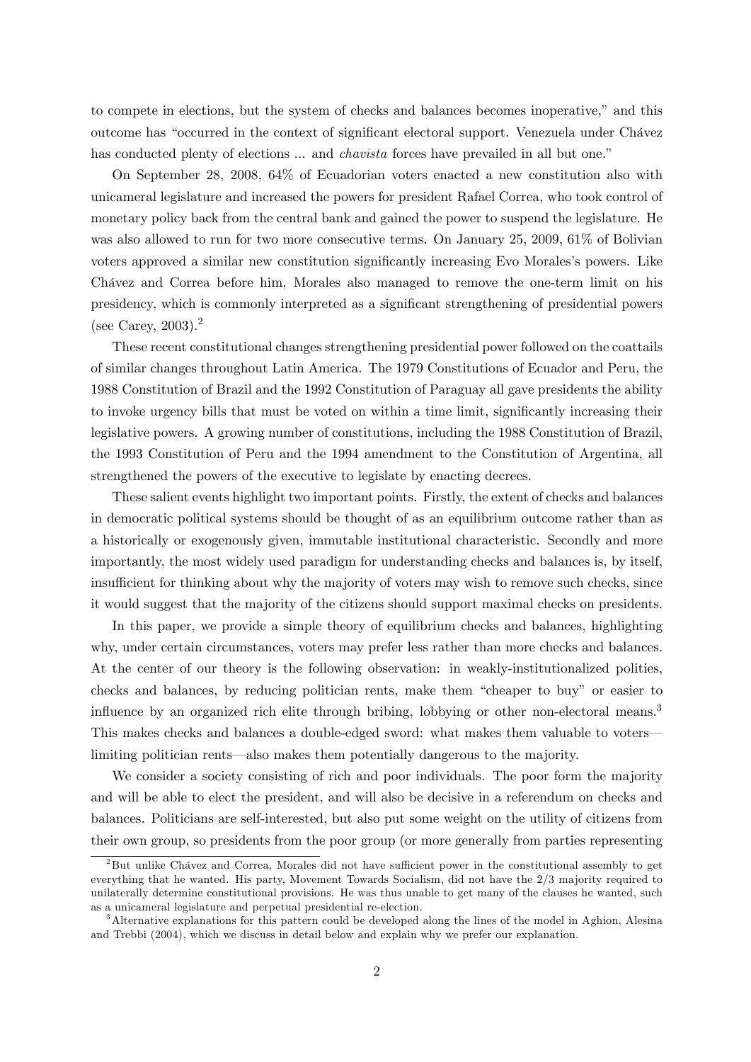to compete in elections, but the system of checks and balances becomes inoperative," and this outcome has "occurred in the context of significant electoral support. Venezuela under Chávez has conducted plenty of elections ... and *chavista* forces have prevailed in all but one."

On September 28, 2008, 64% of Ecuadorian voters enacted a new constitution also with unicameral legislature and increased the powers for president Rafael Correa, who took control of monetary policy back from the central bank and gained the power to suspend the legislature. He was also allowed to run for two more consecutive terms. On January 25, 2009, 61% of Bolivian voters approved a similar new constitution significantly increasing Evo Morales's powers. Like Chávez and Correa before him, Morales also managed to remove the one-term limit on his presidency, which is commonly interpreted as a significant strengthening of presidential powers (see Carey, 2003).[2]

These recent constitutional changes strengthening presidential power followed on the coattails of similar changes throughout Latin America. The 1979 Constitutions of Ecuador and Peru, the 1988 Constitution of Brazil and the 1992 Constitution of Paraguay all gave presidents the ability to invoke urgency bills that must be voted on within a time limit, significantly increasing their legislative powers. A growing number of constitutions, including the 1988 Constitution of Brazil, the 1993 Constitution of Peru and the 1994 amendment to the Constitution of Argentina, all strengthened the powers of the executive to legislate by enacting decrees.

These salient events highlight two important points. Firstly, the extent of checks and balances in democratic political systems should be thought of as an equilibrium outcome rather than as a historically or exogenously given, immutable institutional characteristic. Secondly and more importantly, the most widely used paradigm for understanding checks and balances is, by itself, insufficient for thinking about why the majority of voters may wish to remove such checks, since it would suggest that the majority of the citizens should support maximal checks on presidents.

In this paper, we provide a simple theory of equilibrium checks and balances, highlighting why, under certain circumstances, voters may prefer less rather than more checks and balances. At the center of our theory is the following observation: in weakly-institutionalized polities, checks and balances, by reducing politician rents, make them "cheaper to buy" or easier to influence by an organized rich elite through bribing, lobbying or other non-electoral means.[3] This makes checks and balances a double-edged sword: what makes them valuable to voters—limiting politician rents—also makes them potentially dangerous to the majority.

We consider a society consisting of rich and poor individuals. The poor form the majority and will be able to elect the president, and will also be decisive in a referendum on checks and balances. Politicians are self-interested, but also put some weight on the utility of citizens from their own group, so presidents from the poor group (or more generally from parties representing

[2] But unlike Chávez and Correa, Morales did not have sufficient power in the constitutional assembly to get everything that he wanted. His party, Movement Towards Socialism, did not have the 2/3 majority required to unilaterally determine constitutional provisions. He was thus unable to get many of the clauses he wanted, such as a unicameral legislature and perpetual presidential re-election.

[3] Alternative explanations for this pattern could be developed along the lines of the model in Aghion, Alesina and Trebbi (2004), which we discuss in detail below and explain why we prefer our explanation.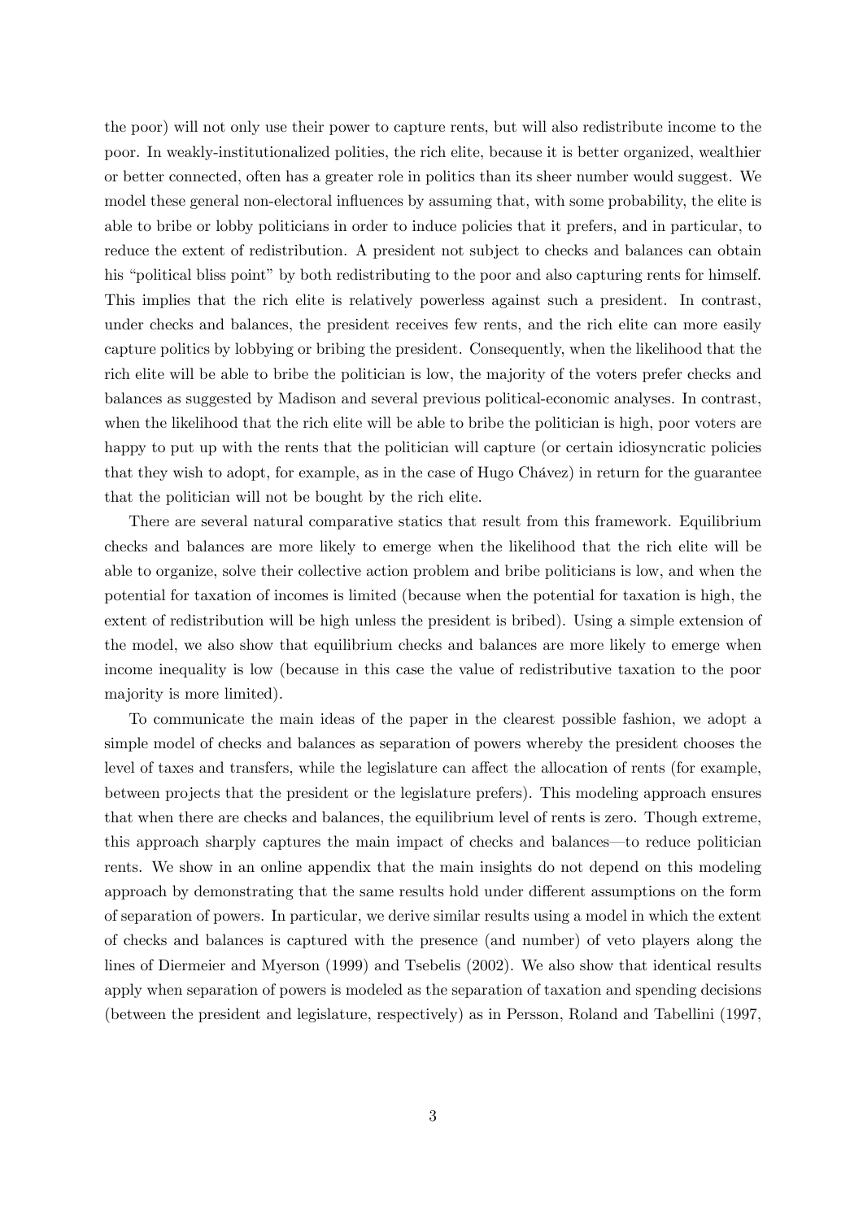the poor) will not only use their power to capture rents, but will also redistribute income to the poor. In weakly-institutionalized polities, the rich elite, because it is better organized, wealthier or better connected, often has a greater role in politics than its sheer number would suggest. We model these general non-electoral influences by assuming that, with some probability, the elite is able to bribe or lobby politicians in order to induce policies that it prefers, and in particular, to reduce the extent of redistribution. A president not subject to checks and balances can obtain his "political bliss point" by both redistributing to the poor and also capturing rents for himself. This implies that the rich elite is relatively powerless against such a president. In contrast, under checks and balances, the president receives few rents, and the rich elite can more easily capture politics by lobbying or bribing the president. Consequently, when the likelihood that the rich elite will be able to bribe the politician is low, the majority of the voters prefer checks and balances as suggested by Madison and several previous political-economic analyses. In contrast, when the likelihood that the rich elite will be able to bribe the politician is high, poor voters are happy to put up with the rents that the politician will capture (or certain idiosyncratic policies that they wish to adopt, for example, as in the case of Hugo Chávez) in return for the guarantee that the politician will not be bought by the rich elite.

There are several natural comparative statics that result from this framework. Equilibrium checks and balances are more likely to emerge when the likelihood that the rich elite will be able to organize, solve their collective action problem and bribe politicians is low, and when the potential for taxation of incomes is limited (because when the potential for taxation is high, the extent of redistribution will be high unless the president is bribed). Using a simple extension of the model, we also show that equilibrium checks and balances are more likely to emerge when income inequality is low (because in this case the value of redistributive taxation to the poor majority is more limited).

To communicate the main ideas of the paper in the clearest possible fashion, we adopt a simple model of checks and balances as separation of powers whereby the president chooses the level of taxes and transfers, while the legislature can affect the allocation of rents (for example, between projects that the president or the legislature prefers). This modeling approach ensures that when there are checks and balances, the equilibrium level of rents is zero. Though extreme, this approach sharply captures the main impact of checks and balances—to reduce politician rents. We show in an online appendix that the main insights do not depend on this modeling approach by demonstrating that the same results hold under different assumptions on the form of separation of powers. In particular, we derive similar results using a model in which the extent of checks and balances is captured with the presence (and number) of veto players along the lines of Diermeier and Myerson (1999) and Tsebelis (2002). We also show that identical results apply when separation of powers is modeled as the separation of taxation and spending decisions (between the president and legislature, respectively) as in Persson, Roland and Tabellini (1997,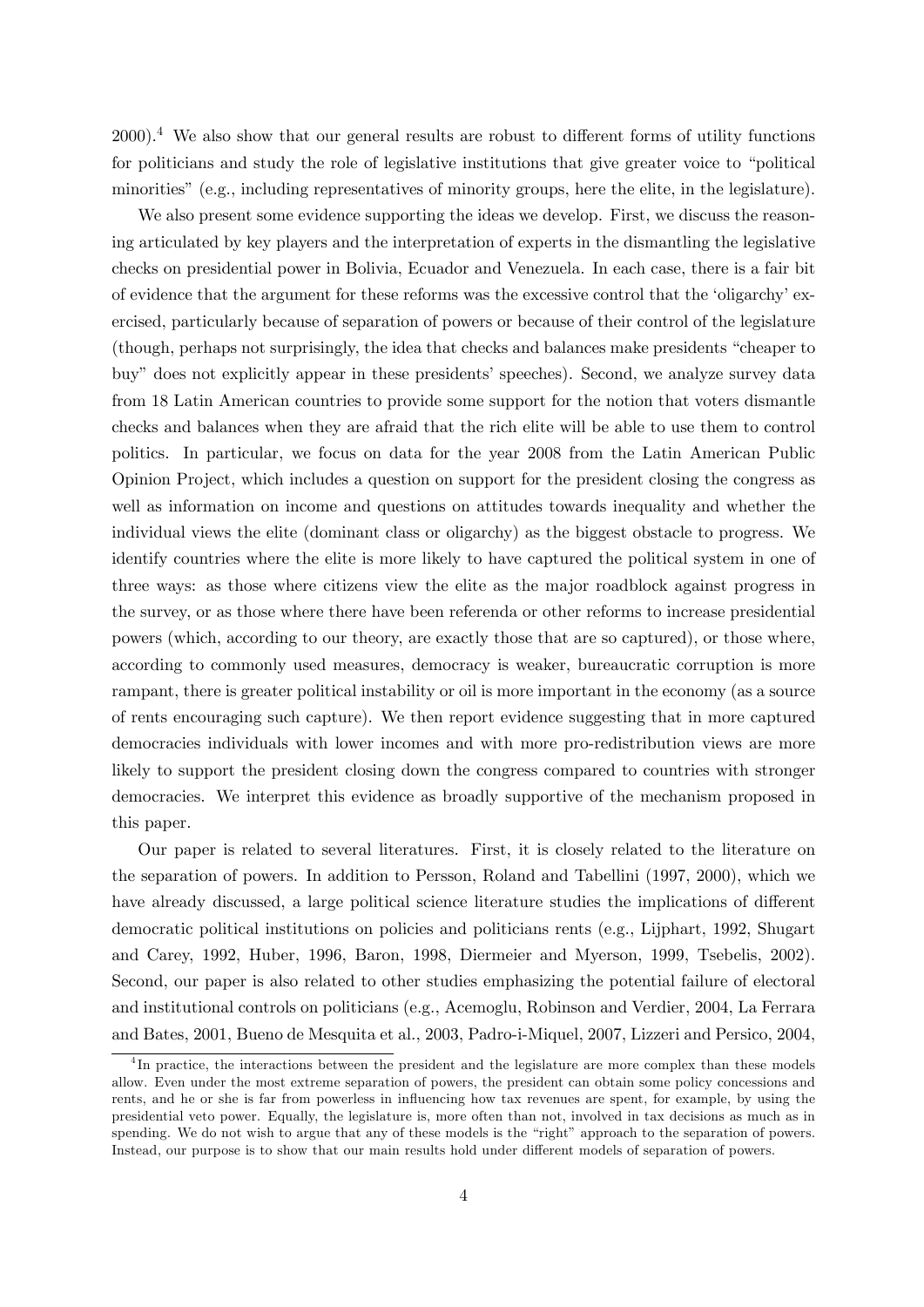2000).[4] We also show that our general results are robust to different forms of utility functions for politicians and study the role of legislative institutions that give greater voice to "political minorities" (e.g., including representatives of minority groups, here the elite, in the legislature).

We also present some evidence supporting the ideas we develop. First, we discuss the reasoning articulated by key players and the interpretation of experts in the dismantling the legislative checks on presidential power in Bolivia, Ecuador and Venezuela. In each case, there is a fair bit of evidence that the argument for these reforms was the excessive control that the 'oligarchy' exercised, particularly because of separation of powers or because of their control of the legislature (though, perhaps not surprisingly, the idea that checks and balances make presidents "cheaper to buy" does not explicitly appear in these presidents' speeches). Second, we analyze survey data from 18 Latin American countries to provide some support for the notion that voters dismantle checks and balances when they are afraid that the rich elite will be able to use them to control politics. In particular, we focus on data for the year 2008 from the Latin American Public Opinion Project, which includes a question on support for the president closing the congress as well as information on income and questions on attitudes towards inequality and whether the individual views the elite (dominant class or oligarchy) as the biggest obstacle to progress. We identify countries where the elite is more likely to have captured the political system in one of three ways: as those where citizens view the elite as the major roadblock against progress in the survey, or as those where there have been referenda or other reforms to increase presidential powers (which, according to our theory, are exactly those that are so captured), or those where, according to commonly used measures, democracy is weaker, bureaucratic corruption is more rampant, there is greater political instability or oil is more important in the economy (as a source of rents encouraging such capture). We then report evidence suggesting that in more captured democracies individuals with lower incomes and with more pro-redistribution views are more likely to support the president closing down the congress compared to countries with stronger democracies. We interpret this evidence as broadly supportive of the mechanism proposed in this paper.

Our paper is related to several literatures. First, it is closely related to the literature on the separation of powers. In addition to Persson, Roland and Tabellini (1997, 2000), which we have already discussed, a large political science literature studies the implications of different democratic political institutions on policies and politicians rents (e.g., Lijphart, 1992, Shugart and Carey, 1992, Huber, 1996, Baron, 1998, Diermeier and Myerson, 1999, Tsebelis, 2002). Second, our paper is also related to other studies emphasizing the potential failure of electoral and institutional controls on politicians (e.g., Acemoglu, Robinson and Verdier, 2004, La Ferrara and Bates, 2001, Bueno de Mesquita et al., 2003, Padro-i-Miquel, 2007, Lizzeri and Persico, 2004,

[4] In practice, the interactions between the president and the legislature are more complex than these models allow. Even under the most extreme separation of powers, the president can obtain some policy concessions and rents, and he or she is far from powerless in influencing how tax revenues are spent, for example, by using the presidential veto power. Equally, the legislature is, more often than not, involved in tax decisions as much as in spending. We do not wish to argue that any of these models is the "right" approach to the separation of powers. Instead, our purpose is to show that our main results hold under different models of separation of powers.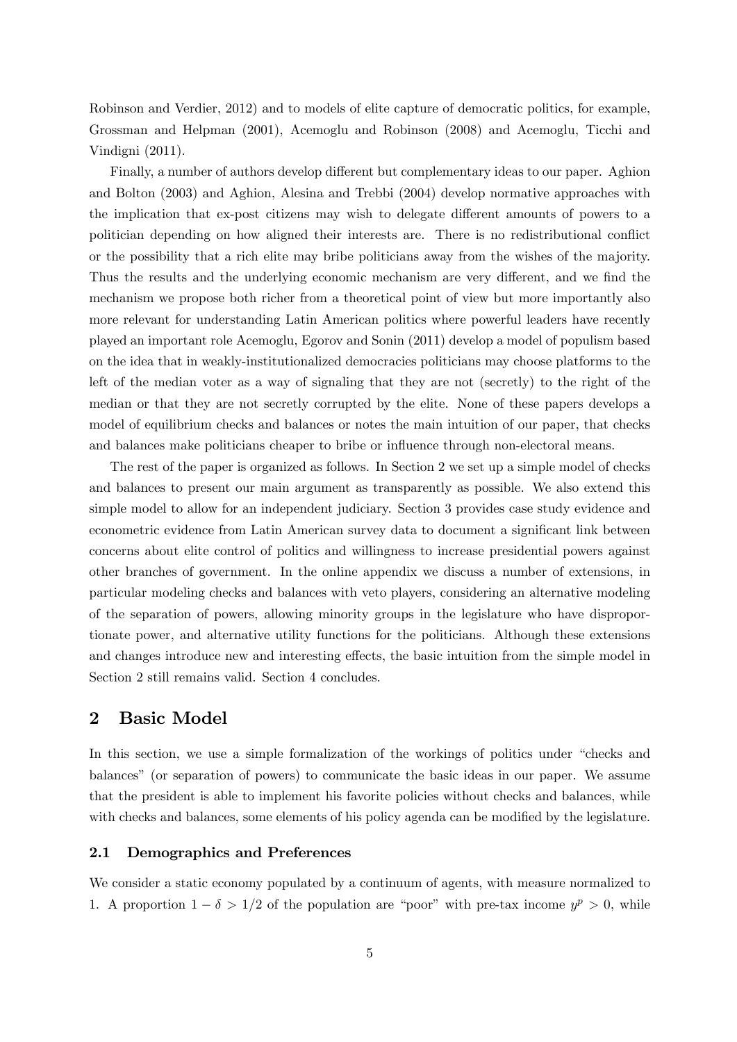Robinson and Verdier, 2012) and to models of elite capture of democratic politics, for example, Grossman and Helpman (2001), Acemoglu and Robinson (2008) and Acemoglu, Ticchi and Vindigni (2011).

Finally, a number of authors develop different but complementary ideas to our paper. Aghion and Bolton (2003) and Aghion, Alesina and Trebbi (2004) develop normative approaches with the implication that ex-post citizens may wish to delegate different amounts of powers to a politician depending on how aligned their interests are. There is no redistributional conflict or the possibility that a rich elite may bribe politicians away from the wishes of the majority. Thus the results and the underlying economic mechanism are very different, and we find the mechanism we propose both richer from a theoretical point of view but more importantly also more relevant for understanding Latin American politics where powerful leaders have recently played an important role Acemoglu, Egorov and Sonin (2011) develop a model of populism based on the idea that in weakly-institutionalized democracies politicians may choose platforms to the left of the median voter as a way of signaling that they are not (secretly) to the right of the median or that they are not secretly corrupted by the elite. None of these papers develops a model of equilibrium checks and balances or notes the main intuition of our paper, that checks and balances make politicians cheaper to bribe or influence through non-electoral means.

The rest of the paper is organized as follows. In Section 2 we set up a simple model of checks and balances to present our main argument as transparently as possible. We also extend this simple model to allow for an independent judiciary. Section 3 provides case study evidence and econometric evidence from Latin American survey data to document a significant link between concerns about elite control of politics and willingness to increase presidential powers against other branches of government. In the online appendix we discuss a number of extensions, in particular modeling checks and balances with veto players, considering an alternative modeling of the separation of powers, allowing minority groups in the legislature who have disproportionate power, and alternative utility functions for the politicians. Although these extensions and changes introduce new and interesting effects, the basic intuition from the simple model in Section 2 still remains valid. Section 4 concludes.

## 2 Basic Model

In this section, we use a simple formalization of the workings of politics under "checks and balances" (or separation of powers) to communicate the basic ideas in our paper. We assume that the president is able to implement his favorite policies without checks and balances, while with checks and balances, some elements of his policy agenda can be modified by the legislature.

### 2.1 Demographics and Preferences

We consider a static economy populated by a continuum of agents, with measure normalized to 1. A proportion $1 - \delta > 1/2$ of the population are "poor" with pre-tax income $y^p > 0$, while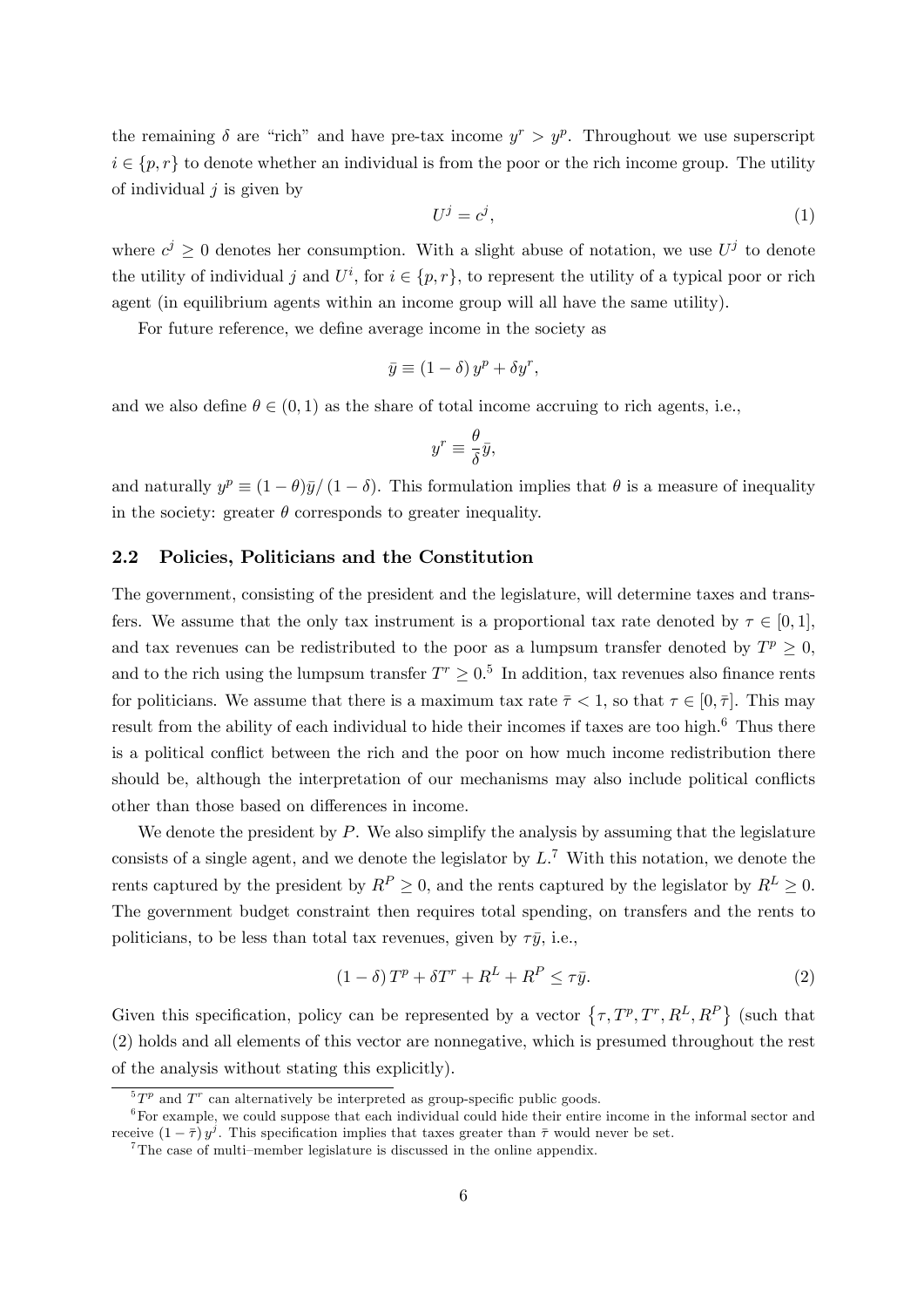the remaining $\delta$ are "rich" and have pre-tax income $y^r > y^p$. Throughout we use superscript $i \in \{p, r\}$ to denote whether an individual is from the poor or the rich income group. The utility of individual $j$ is given by

$$U^j = c^j, \tag{1}$$

where $c^j \geq 0$ denotes her consumption. With a slight abuse of notation, we use $U^j$ to denote the utility of individual $j$ and $U^i$, for $i \in \{p, r\}$, to represent the utility of a typical poor or rich agent (in equilibrium agents within an income group will all have the same utility).

For future reference, we define average income in the society as

$$\bar{y} \equiv (1 - \delta) y^p + \delta y^r,$$

and we also define $\theta \in (0, 1)$ as the share of total income accruing to rich agents, i.e.,

$$y^r \equiv \frac{\theta}{\delta} \bar{y},$$

and naturally $y^p \equiv (1 - \theta)\bar{y}/(1 - \delta)$. This formulation implies that $\theta$ is a measure of inequality in the society: greater $\theta$ corresponds to greater inequality.

## 2.2 Policies, Politicians and the Constitution

The government, consisting of the president and the legislature, will determine taxes and transfers. We assume that the only tax instrument is a proportional tax rate denoted by $\tau \in [0, 1]$, and tax revenues can be redistributed to the poor as a lumpsum transfer denoted by $T^p \geq 0$, and to the rich using the lumpsum transfer $T^r \geq 0$.[5] In addition, tax revenues also finance rents for politicians. We assume that there is a maximum tax rate $\bar{\tau} < 1$, so that $\tau \in [0, \bar{\tau}]$. This may result from the ability of each individual to hide their incomes if taxes are too high.[6] Thus there is a political conflict between the rich and the poor on how much income redistribution there should be, although the interpretation of our mechanisms may also include political conflicts other than those based on differences in income.

We denote the president by $P$. We also simplify the analysis by assuming that the legislature consists of a single agent, and we denote the legislator by $L$.[7] With this notation, we denote the rents captured by the president by $R^P \geq 0$, and the rents captured by the legislator by $R^L \geq 0$. The government budget constraint then requires total spending, on transfers and the rents to politicians, to be less than total tax revenues, given by $\tau\bar{y}$, i.e.,

$$(1 - \delta) T^p + \delta T^r + R^L + R^P \leq \tau\bar{y}. \tag{2}$$

Given this specification, policy can be represented by a vector $\{\tau, T^p, T^r, R^L, R^P\}$ (such that (2) holds and all elements of this vector are nonnegative, which is presumed throughout the rest of the analysis without stating this explicitly).

---

[5] $T^p$ and $T^r$ can alternatively be interpreted as group-specific public goods.

[6] For example, we could suppose that each individual could hide their entire income in the informal sector and receive $(1 - \bar{\tau}) y^j$. This specification implies that taxes greater than $\bar{\tau}$ would never be set.

[7] The case of multi–member legislature is discussed in the online appendix.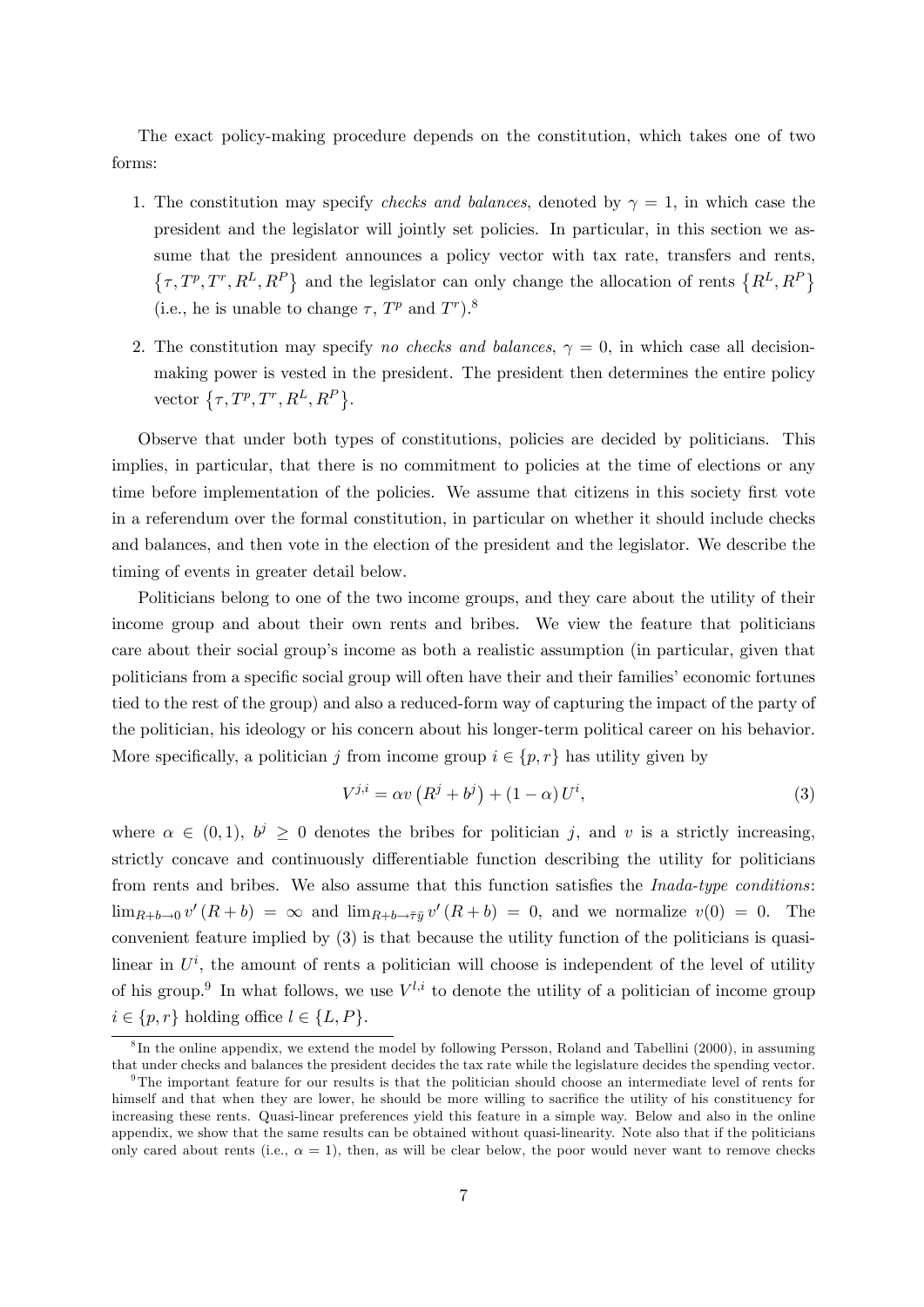The exact policy-making procedure depends on the constitution, which takes one of two forms:

1. The constitution may specify *checks and balances*, denoted by $\gamma = 1$, in which case the president and the legislator will jointly set policies. In particular, in this section we assume that the president announces a policy vector with tax rate, transfers and rents, $\{\tau, T^p, T^r, R^L, R^P\}$ and the legislator can only change the allocation of rents $\{R^L, R^P\}$ (i.e., he is unable to change $\tau$, $T^p$ and $T^r$).[8]

2. The constitution may specify *no checks and balances*, $\gamma = 0$, in which case all decision-making power is vested in the president. The president then determines the entire policy vector $\{\tau, T^p, T^r, R^L, R^P\}$.

Observe that under both types of constitutions, policies are decided by politicians. This implies, in particular, that there is no commitment to policies at the time of elections or any time before implementation of the policies. We assume that citizens in this society first vote in a referendum over the formal constitution, in particular on whether it should include checks and balances, and then vote in the election of the president and the legislator. We describe the timing of events in greater detail below.

Politicians belong to one of the two income groups, and they care about the utility of their income group and about their own rents and bribes. We view the feature that politicians care about their social group's income as both a realistic assumption (in particular, given that politicians from a specific social group will often have their and their families' economic fortunes tied to the rest of the group) and also a reduced-form way of capturing the impact of the party of the politician, his ideology or his concern about his longer-term political career on his behavior. More specifically, a politician $j$ from income group $i \in \{p, r\}$ has utility given by

$$V^{j,i} = \alpha v\left(R^j + b^j\right) + (1 - \alpha) U^i, \tag{3}$$

where $\alpha \in (0, 1)$, $b^j \geq 0$ denotes the bribes for politician $j$, and $v$ is a strictly increasing, strictly concave and continuously differentiable function describing the utility for politicians from rents and bribes. We also assume that this function satisfies the *Inada-type conditions*: $\lim_{R+b \to 0} v'(R + b) = \infty$ and $\lim_{R+b \to \tau \bar{y}} v'(R + b) = 0$, and we normalize $v(0) = 0$. The convenient feature implied by (3) is that because the utility function of the politicians is quasi-linear in $U^i$, the amount of rents a politician will choose is independent of the level of utility of his group.[9] In what follows, we use $V^{l,i}$ to denote the utility of a politician of income group $i \in \{p, r\}$ holding office $l \in \{L, P\}$.

[8] In the online appendix, we extend the model by following Persson, Roland and Tabellini (2000), in assuming that under checks and balances the president decides the tax rate while the legislature decides the spending vector.

[9] The important feature for our results is that the politician should choose an intermediate level of rents for himself and that when they are lower, he should be more willing to sacrifice the utility of his constituency for increasing these rents. Quasi-linear preferences yield this feature in a simple way. Below and also in the online appendix, we show that the same results can be obtained without quasi-linearity. Note also that if the politicians only cared about rents (i.e., $\alpha = 1$), then, as will be clear below, the poor would never want to remove checks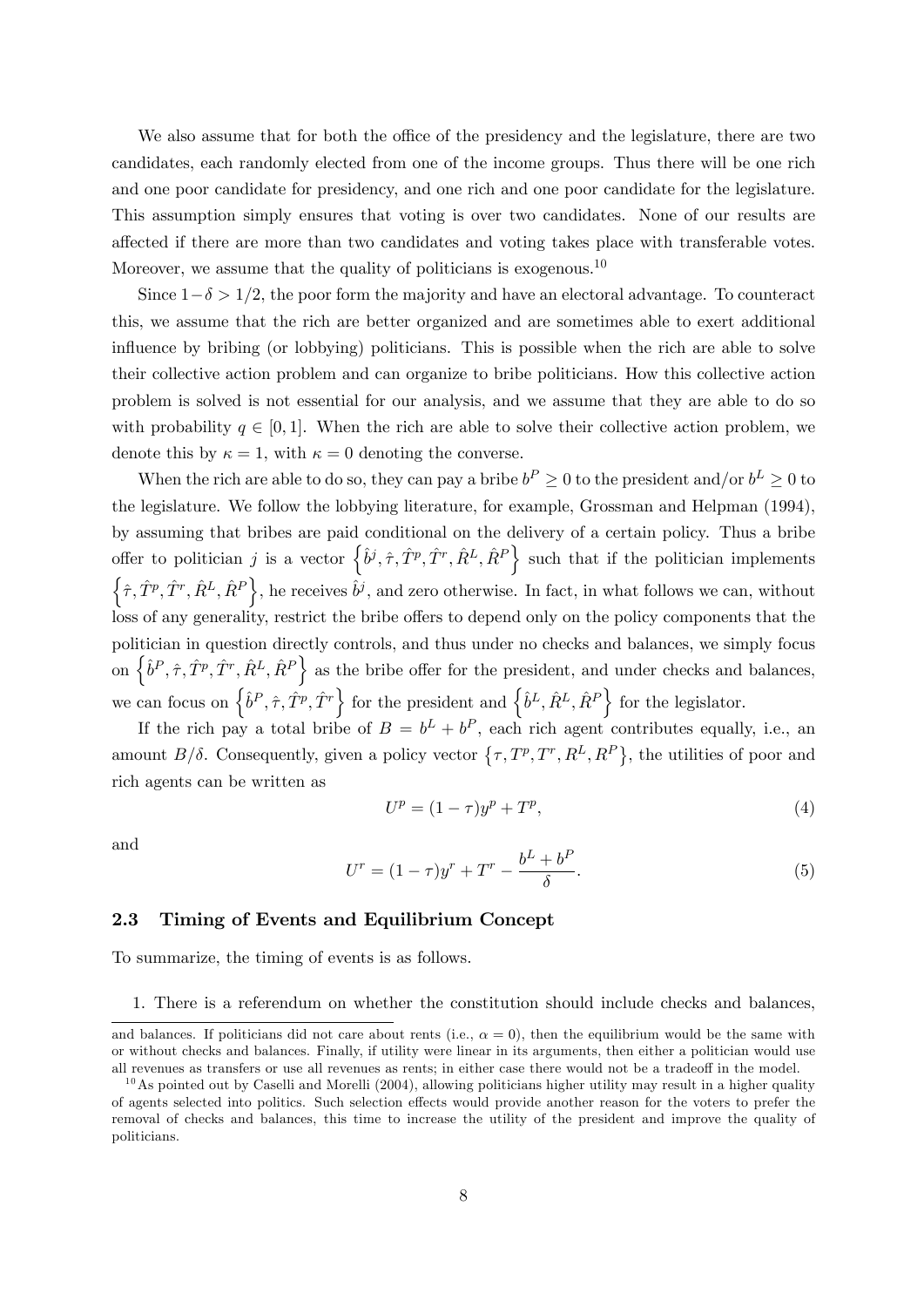We also assume that for both the office of the presidency and the legislature, there are two candidates, each randomly elected from one of the income groups. Thus there will be one rich and one poor candidate for presidency, and one rich and one poor candidate for the legislature. This assumption simply ensures that voting is over two candidates. None of our results are affected if there are more than two candidates and voting takes place with transferable votes. Moreover, we assume that the quality of politicians is exogenous.[10]

Since $1-\delta > 1/2$, the poor form the majority and have an electoral advantage. To counteract this, we assume that the rich are better organized and are sometimes able to exert additional influence by bribing (or lobbying) politicians. This is possible when the rich are able to solve their collective action problem and can organize to bribe politicians. How this collective action problem is solved is not essential for our analysis, and we assume that they are able to do so with probability $q \in [0, 1]$. When the rich are able to solve their collective action problem, we denote this by $\kappa = 1$, with $\kappa = 0$ denoting the converse.

When the rich are able to do so, they can pay a bribe $b^P \geq 0$ to the president and/or $b^L \geq 0$ to the legislature. We follow the lobbying literature, for example, Grossman and Helpman (1994), by assuming that bribes are paid conditional on the delivery of a certain policy. Thus a bribe offer to politician $j$ is a vector $\left\{\hat{b}^j, \hat{\tau}, \hat{T}^p, \hat{T}^r, \hat{R}^L, \hat{R}^P\right\}$ such that if the politician implements $\left\{\hat{\tau}, \hat{T}^p, \hat{T}^r, \hat{R}^L, \hat{R}^P\right\}$, he receives $\hat{b}^j$, and zero otherwise. In fact, in what follows we can, without loss of any generality, restrict the bribe offers to depend only on the policy components that the politician in question directly controls, and thus under no checks and balances, we simply focus on $\left\{\hat{b}^P, \hat{\tau}, \hat{T}^p, \hat{T}^r, \hat{R}^L, \hat{R}^P\right\}$ as the bribe offer for the president, and under checks and balances, we can focus on $\left\{\hat{b}^P, \hat{\tau}, \hat{T}^p, \hat{T}^r\right\}$ for the president and $\left\{\hat{b}^L, \hat{R}^L, \hat{R}^P\right\}$ for the legislator.

If the rich pay a total bribe of $B = b^L + b^P$, each rich agent contributes equally, i.e., an amount $B/\delta$. Consequently, given a policy vector $\left\{\tau, T^p, T^r, R^L, R^P\right\}$, the utilities of poor and rich agents can be written as

$$U^p = (1-\tau)y^p + T^p, \tag{4}$$

and

$$U^r = (1-\tau)y^r + T^r - \frac{b^L + b^P}{\delta}. \tag{5}$$

### 2.3 Timing of Events and Equilibrium Concept

To summarize, the timing of events is as follows.

1. There is a referendum on whether the constitution should include checks and balances,

---

and balances. If politicians did not care about rents (i.e., $\alpha = 0$), then the equilibrium would be the same with or without checks and balances. Finally, if utility were linear in its arguments, then either a politician would use all revenues as transfers or use all revenues as rents; in either case there would not be a tradeoff in the model.

[10] As pointed out by Caselli and Morelli (2004), allowing politicians higher utility may result in a higher quality of agents selected into politics. Such selection effects would provide another reason for the voters to prefer the removal of checks and balances, this time to increase the utility of the president and improve the quality of politicians.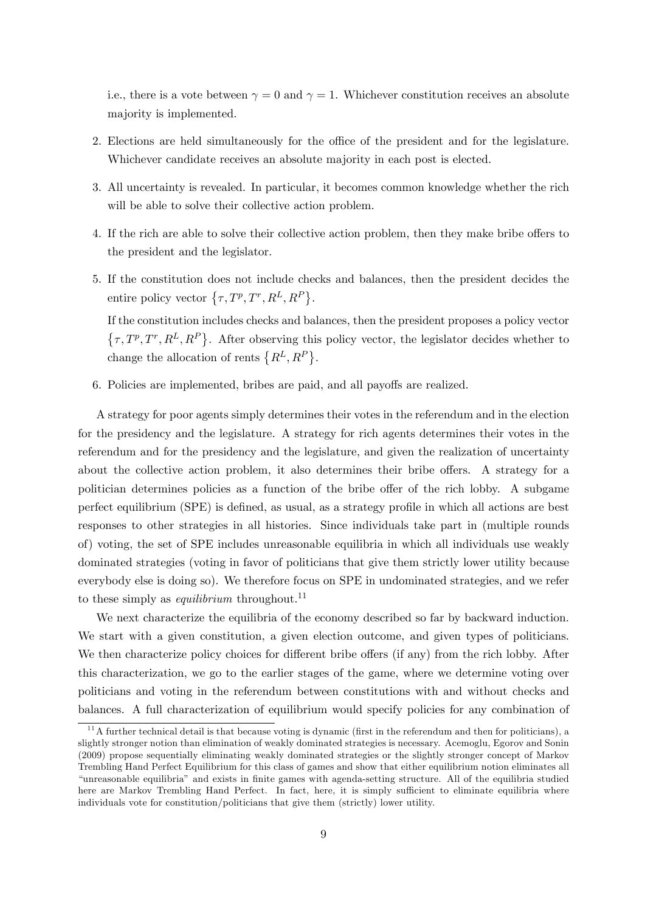i.e., there is a vote between $\gamma = 0$ and $\gamma = 1$. Whichever constitution receives an absolute majority is implemented.

2. Elections are held simultaneously for the office of the president and for the legislature. Whichever candidate receives an absolute majority in each post is elected.

3. All uncertainty is revealed. In particular, it becomes common knowledge whether the rich will be able to solve their collective action problem.

4. If the rich are able to solve their collective action problem, then they make bribe offers to the president and the legislator.

5. If the constitution does not include checks and balances, then the president decides the entire policy vector $\{\tau, T^p, T^r, R^L, R^P\}$.

   If the constitution includes checks and balances, then the president proposes a policy vector $\{\tau, T^p, T^r, R^L, R^P\}$. After observing this policy vector, the legislator decides whether to change the allocation of rents $\{R^L, R^P\}$.

6. Policies are implemented, bribes are paid, and all payoffs are realized.

A strategy for poor agents simply determines their votes in the referendum and in the election for the presidency and the legislature. A strategy for rich agents determines their votes in the referendum and for the presidency and the legislature, and given the realization of uncertainty about the collective action problem, it also determines their bribe offers. A strategy for a politician determines policies as a function of the bribe offer of the rich lobby. A subgame perfect equilibrium (SPE) is defined, as usual, as a strategy profile in which all actions are best responses to other strategies in all histories. Since individuals take part in (multiple rounds of) voting, the set of SPE includes unreasonable equilibria in which all individuals use weakly dominated strategies (voting in favor of politicians that give them strictly lower utility because everybody else is doing so). We therefore focus on SPE in undominated strategies, and we refer to these simply as *equilibrium* throughout.[11]

We next characterize the equilibria of the economy described so far by backward induction. We start with a given constitution, a given election outcome, and given types of politicians. We then characterize policy choices for different bribe offers (if any) from the rich lobby. After this characterization, we go to the earlier stages of the game, where we determine voting over politicians and voting in the referendum between constitutions with and without checks and balances. A full characterization of equilibrium would specify policies for any combination of

[11] A further technical detail is that because voting is dynamic (first in the referendum and then for politicians), a slightly stronger notion than elimination of weakly dominated strategies is necessary. Acemoglu, Egorov and Sonin (2009) propose sequentially eliminating weakly dominated strategies or the slightly stronger concept of Markov Trembling Hand Perfect Equilibrium for this class of games and show that either equilibrium notion eliminates all "unreasonable equilibria" and exists in finite games with agenda-setting structure. All of the equilibria studied here are Markov Trembling Hand Perfect. In fact, here, it is simply sufficient to eliminate equilibria where individuals vote for constitution/politicians that give them (strictly) lower utility.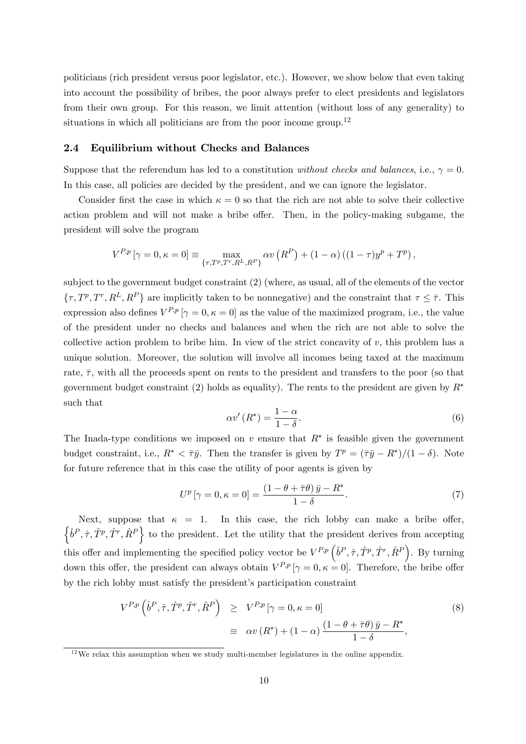politicians (rich president versus poor legislator, etc.). However, we show below that even taking into account the possibility of bribes, the poor always prefer to elect presidents and legislators from their own group. For this reason, we limit attention (without loss of any generality) to situations in which all politicians are from the poor income group.[12]

### 2.4 Equilibrium without Checks and Balances

Suppose that the referendum has led to a constitution *without checks and balances*, i.e., $\gamma = 0$. In this case, all policies are decided by the president, and we can ignore the legislator.

Consider first the case in which $\kappa = 0$ so that the rich are not able to solve their collective action problem and will not make a bribe offer. Then, in the policy-making subgame, the president will solve the program

$$V^{P,p}[\gamma = 0, \kappa = 0] \equiv \max_{\{\tau, T^p, T^r, R^L, R^P\}} \alpha v\left(R^P\right) + (1-\alpha)\left((1-\tau)y^p + T^p\right),$$

subject to the government budget constraint (2) (where, as usual, all of the elements of the vector $\{\tau, T^p, T^r, R^L, R^P\}$ are implicitly taken to be nonnegative) and the constraint that $\tau \leq \bar{\tau}$. This expression also defines $V^{P,p}[\gamma = 0, \kappa = 0]$ as the value of the maximized program, i.e., the value of the president under no checks and balances and when the rich are not able to solve the collective action problem to bribe him. In view of the strict concavity of $v$, this problem has a unique solution. Moreover, the solution will involve all incomes being taxed at the maximum rate, $\bar{\tau}$, with all the proceeds spent on rents to the president and transfers to the poor (so that government budget constraint (2) holds as equality). The rents to the president are given by $R^*$ such that

$$\alpha v'\left(R^*\right) = \frac{1-\alpha}{1-\delta}. \tag{6}$$

The Inada-type conditions we imposed on $v$ ensure that $R^*$ is feasible given the government budget constraint, i.e., $R^* < \bar{\tau}\bar{y}$. Then the transfer is given by $T^p = (\bar{\tau}\bar{y} - R^*)/(1-\delta)$. Note for future reference that in this case the utility of poor agents is given by

$$U^p[\gamma = 0, \kappa = 0] = \frac{(1-\theta+\bar{\tau}\theta)\,\bar{y} - R^*}{1-\delta}. \tag{7}$$

Next, suppose that $\kappa = 1$. In this case, the rich lobby can make a bribe offer, $\left\{\hat{b}^P, \hat{\tau}, \hat{T}^p, \hat{T}^r, \hat{R}^P\right\}$ to the president. Let the utility that the president derives from accepting this offer and implementing the specified policy vector be $V^{P,p}\left(\hat{b}^P, \hat{\tau}, \hat{T}^p, \hat{T}^r, \hat{R}^P\right)$. By turning down this offer, the president can always obtain $V^{P,p}[\gamma = 0, \kappa = 0]$. Therefore, the bribe offer by the rich lobby must satisfy the president's participation constraint

$$\begin{aligned} V^{P,p}\left(\hat{b}^P, \hat{\tau}, \hat{T}^p, \hat{T}^r, \hat{R}^P\right) &\geq V^{P,p}[\gamma = 0, \kappa = 0] \\ &\equiv \alpha v\left(R^*\right) + (1-\alpha)\frac{(1-\theta+\bar{\tau}\theta)\,\bar{y} - R^*}{1-\delta}, \end{aligned} \tag{8}$$

[12] We relax this assumption when we study multi-member legislatures in the online appendix.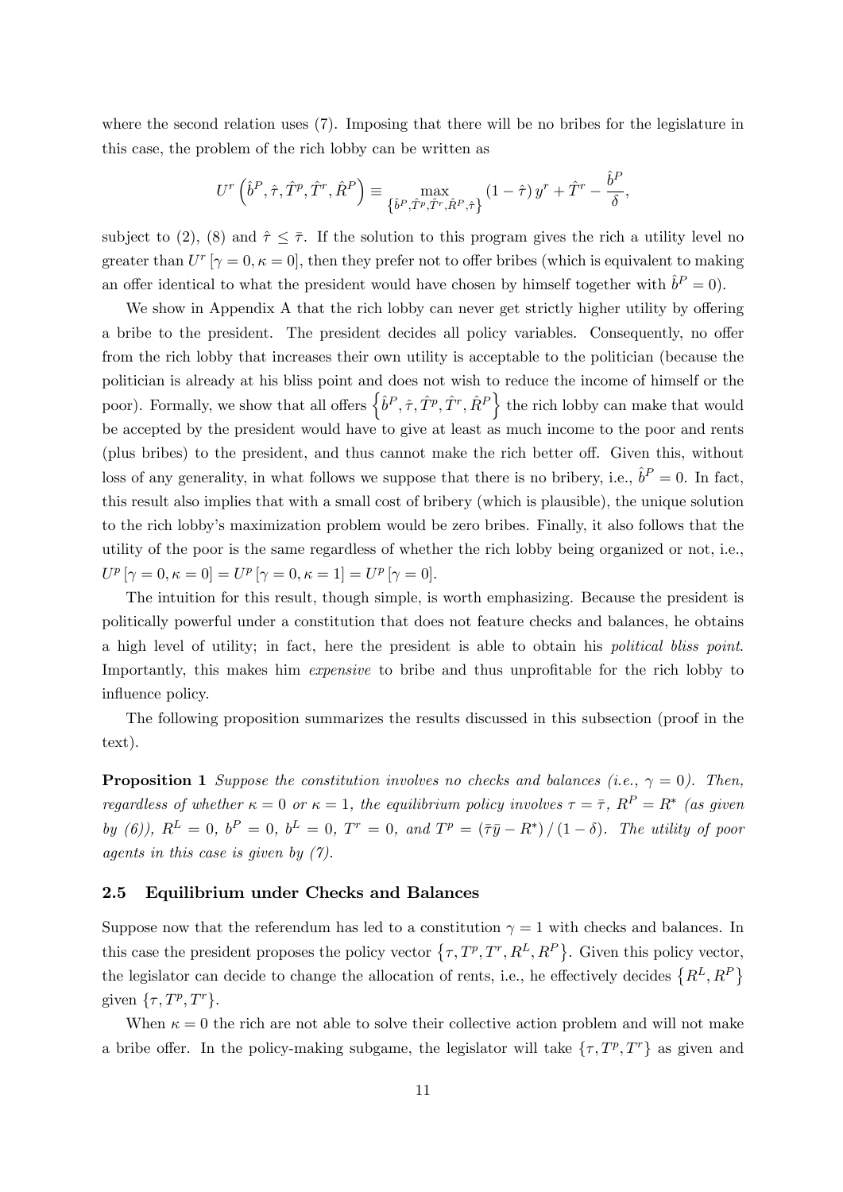where the second relation uses (7). Imposing that there will be no bribes for the legislature in this case, the problem of the rich lobby can be written as

$$U^r\left(\hat{b}^P, \hat{\tau}, \hat{T}^p, \hat{T}^r, \hat{R}^P\right) \equiv \max_{\left\{\hat{b}^P, \hat{T}^p, \hat{T}^r, \hat{R}^P, \hat{\tau}\right\}} (1-\hat{\tau})\, y^r + \hat{T}^r - \frac{\hat{b}^P}{\delta},$$

subject to (2), (8) and $\hat{\tau} \leq \bar{\tau}$. If the solution to this program gives the rich a utility level no greater than $U^r[\gamma = 0, \kappa = 0]$, then they prefer not to offer bribes (which is equivalent to making an offer identical to what the president would have chosen by himself together with $\hat{b}^P = 0$).

We show in Appendix A that the rich lobby can never get strictly higher utility by offering a bribe to the president. The president decides all policy variables. Consequently, no offer from the rich lobby that increases their own utility is acceptable to the politician (because the politician is already at his bliss point and does not wish to reduce the income of himself or the poor). Formally, we show that all offers $\left\{\hat{b}^P, \hat{\tau}, \hat{T}^p, \hat{T}^r, \hat{R}^P\right\}$ the rich lobby can make that would be accepted by the president would have to give at least as much income to the poor and rents (plus bribes) to the president, and thus cannot make the rich better off. Given this, without loss of any generality, in what follows we suppose that there is no bribery, i.e., $\hat{b}^P = 0$. In fact, this result also implies that with a small cost of bribery (which is plausible), the unique solution to the rich lobby's maximization problem would be zero bribes. Finally, it also follows that the utility of the poor is the same regardless of whether the rich lobby being organized or not, i.e., $U^p[\gamma = 0, \kappa = 0] = U^p[\gamma = 0, \kappa = 1] = U^p[\gamma = 0]$.

The intuition for this result, though simple, is worth emphasizing. Because the president is politically powerful under a constitution that does not feature checks and balances, he obtains a high level of utility; in fact, here the president is able to obtain his *political bliss point*. Importantly, this makes him *expensive* to bribe and thus unprofitable for the rich lobby to influence policy.

The following proposition summarizes the results discussed in this subsection (proof in the text).

**Proposition 1** *Suppose the constitution involves no checks and balances (i.e., $\gamma = 0$). Then, regardless of whether $\kappa = 0$ or $\kappa = 1$, the equilibrium policy involves $\tau = \bar{\tau}$, $R^P = R^*$ (as given by (6)), $R^L = 0$, $b^P = 0$, $b^L = 0$, $T^r = 0$, and $T^p = (\bar{\tau}\bar{y} - R^*)/(1-\delta)$. The utility of poor agents in this case is given by (7).*

### 2.5 Equilibrium under Checks and Balances

Suppose now that the referendum has led to a constitution $\gamma = 1$ with checks and balances. In this case the president proposes the policy vector $\left\{\tau, T^p, T^r, R^L, R^P\right\}$. Given this policy vector, the legislator can decide to change the allocation of rents, i.e., he effectively decides $\left\{R^L, R^P\right\}$ given $\{\tau, T^p, T^r\}$.

When $\kappa = 0$ the rich are not able to solve their collective action problem and will not make a bribe offer. In the policy-making subgame, the legislator will take $\{\tau, T^p, T^r\}$ as given and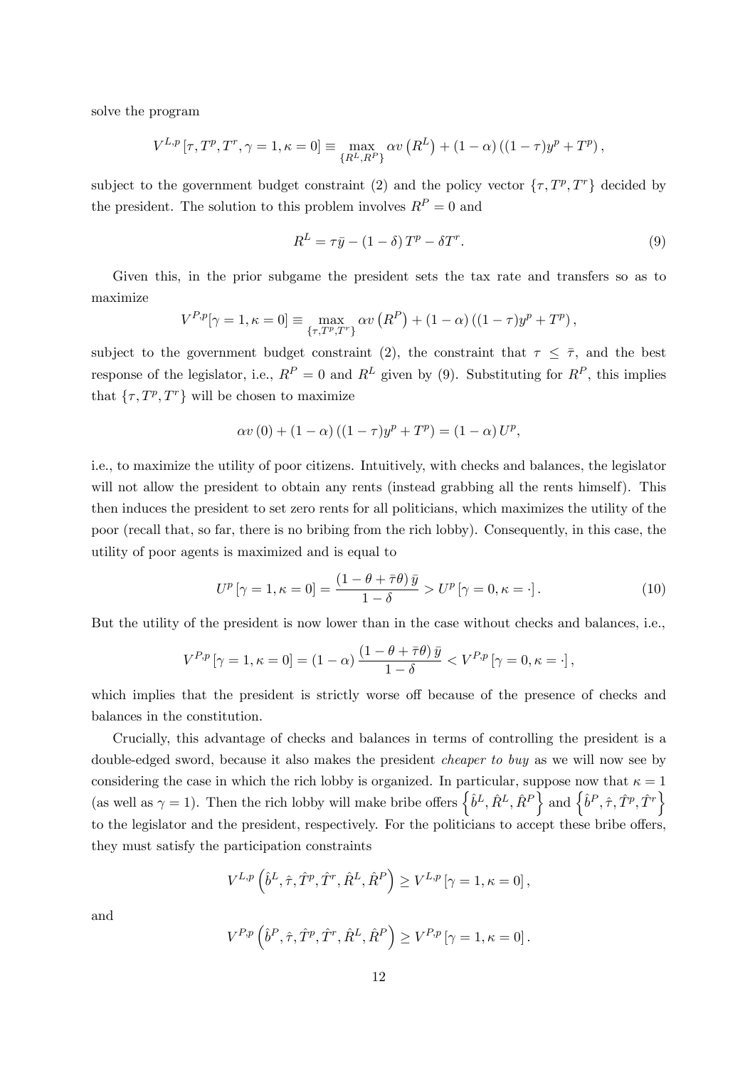solve the program

$$V^{L,p}\left[\tau, T^{p}, T^{r}, \gamma=1, \kappa=0\right] \equiv \max_{\{R^{L}, R^{P}\}} \alpha v\left(R^{L}\right)+(1-\alpha)\left((1-\tau) y^{p}+T^{p}\right),$$

subject to the government budget constraint (2) and the policy vector $\{\tau, T^{p}, T^{r}\}$ decided by the president. The solution to this problem involves $R^{P}=0$ and

$$R^{L}=\tau \bar{y}-(1-\delta) T^{p}-\delta T^{r}. \tag{9}$$

Given this, in the prior subgame the president sets the tax rate and transfers so as to maximize

$$V^{P,p}[\gamma=1, \kappa=0] \equiv \max_{\{\tau, T^{p}, T^{r}\}} \alpha v\left(R^{P}\right)+(1-\alpha)\left((1-\tau) y^{p}+T^{p}\right),$$

subject to the government budget constraint (2), the constraint that $\tau \leq \bar{\tau}$, and the best response of the legislator, i.e., $R^{P}=0$ and $R^{L}$ given by (9). Substituting for $R^{P}$, this implies that $\{\tau, T^{p}, T^{r}\}$ will be chosen to maximize

$$\alpha v(0)+(1-\alpha)\left((1-\tau) y^{p}+T^{p}\right)=(1-\alpha) U^{p},$$

i.e., to maximize the utility of poor citizens. Intuitively, with checks and balances, the legislator will not allow the president to obtain any rents (instead grabbing all the rents himself). This then induces the president to set zero rents for all politicians, which maximizes the utility of the poor (recall that, so far, there is no bribing from the rich lobby). Consequently, in this case, the utility of poor agents is maximized and is equal to

$$U^{p}[\gamma=1, \kappa=0]=\frac{(1-\theta+\bar{\tau} \theta) \bar{y}}{1-\delta}>U^{p}[\gamma=0, \kappa=\cdot]. \tag{10}$$

But the utility of the president is now lower than in the case without checks and balances, i.e.,

$$V^{P,p}[\gamma=1, \kappa=0]=(1-\alpha) \frac{(1-\theta+\bar{\tau} \theta) \bar{y}}{1-\delta}<V^{P,p}[\gamma=0, \kappa=\cdot],$$

which implies that the president is strictly worse off because of the presence of checks and balances in the constitution.

Crucially, this advantage of checks and balances in terms of controlling the president is a double-edged sword, because it also makes the president *cheaper to buy* as we will now see by considering the case in which the rich lobby is organized. In particular, suppose now that $\kappa=1$ (as well as $\gamma=1$). Then the rich lobby will make bribe offers $\left\{\hat{b}^{L}, \hat{R}^{L}, \hat{R}^{P}\right\}$ and $\left\{\hat{b}^{P}, \hat{\tau}, \hat{T}^{p}, \hat{T}^{r}\right\}$ to the legislator and the president, respectively. For the politicians to accept these bribe offers, they must satisfy the participation constraints

$$V^{L,p}\left(\hat{b}^{L}, \hat{\tau}, \hat{T}^{p}, \hat{T}^{r}, \hat{R}^{L}, \hat{R}^{P}\right) \geq V^{L,p}[\gamma=1, \kappa=0],$$

and

$$V^{P,p}\left(\hat{b}^{P}, \hat{\tau}, \hat{T}^{p}, \hat{T}^{r}, \hat{R}^{L}, \hat{R}^{P}\right) \geq V^{P,p}[\gamma=1, \kappa=0].$$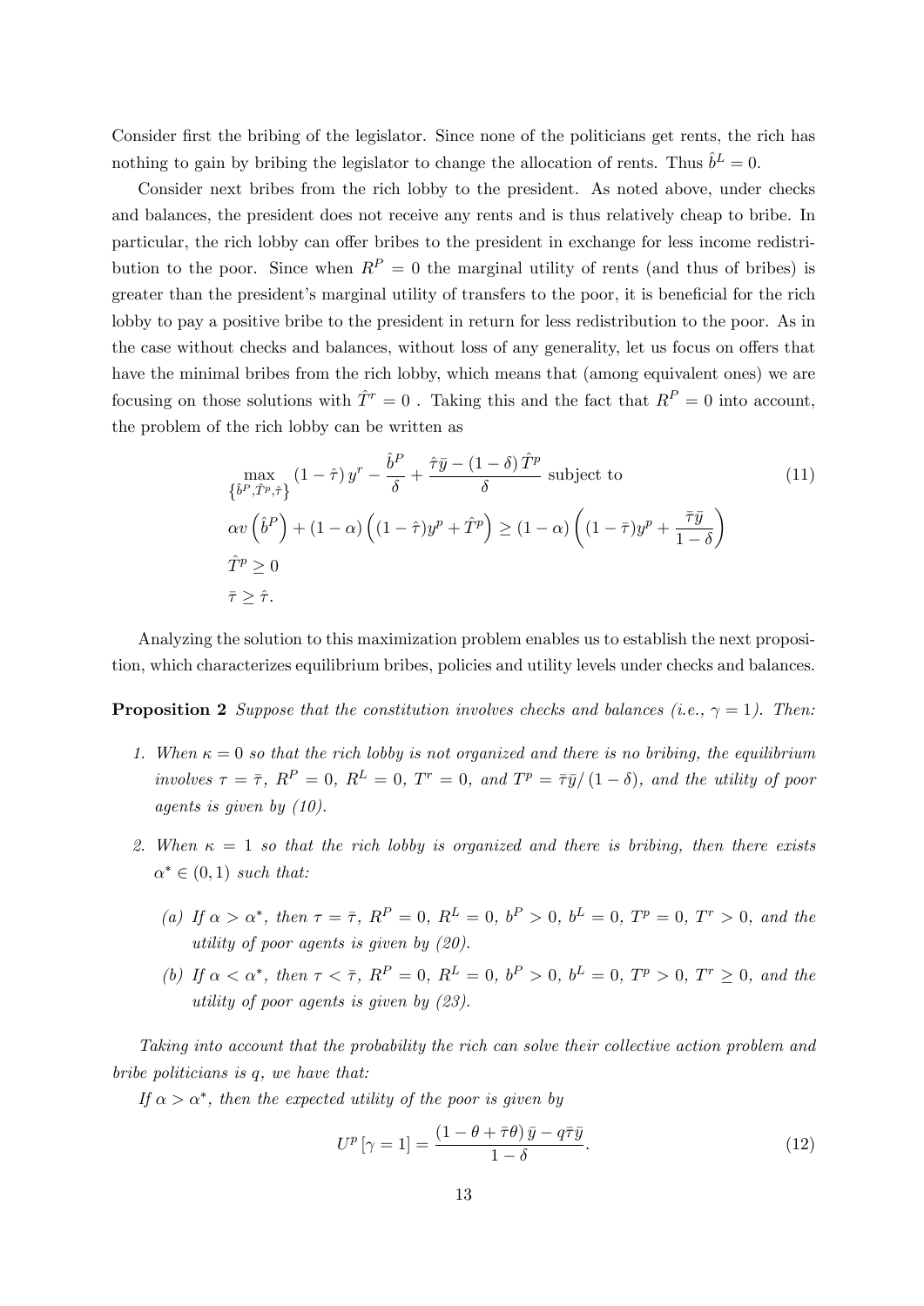Consider first the bribing of the legislator. Since none of the politicians get rents, the rich has nothing to gain by bribing the legislator to change the allocation of rents. Thus $\hat{b}^L = 0$.

Consider next bribes from the rich lobby to the president. As noted above, under checks and balances, the president does not receive any rents and is thus relatively cheap to bribe. In particular, the rich lobby can offer bribes to the president in exchange for less income redistribution to the poor. Since when $R^P = 0$ the marginal utility of rents (and thus of bribes) is greater than the president's marginal utility of transfers to the poor, it is beneficial for the rich lobby to pay a positive bribe to the president in return for less redistribution to the poor. As in the case without checks and balances, without loss of any generality, let us focus on offers that have the minimal bribes from the rich lobby, which means that (among equivalent ones) we are focusing on those solutions with $\hat{T}^r = 0$ . Taking this and the fact that $R^P = 0$ into account, the problem of the rich lobby can be written as

$$
\begin{aligned}
&\max_{\{\hat{b}^P, \hat{T}^p, \hat{\tau}\}} (1 - \hat{\tau})\, y^r - \frac{\hat{b}^P}{\delta} + \frac{\hat{\tau}\bar{y} - (1-\delta)\,\hat{T}^p}{\delta} \text{ subject to} \\
&\alpha v\left(\hat{b}^P\right) + (1-\alpha)\left((1-\hat{\tau})y^p + \hat{T}^p\right) \geq (1-\alpha)\left((1-\bar{\tau})y^p + \frac{\bar{\tau}\bar{y}}{1-\delta}\right) \\
&\hat{T}^p \geq 0 \\
&\bar{\tau} \geq \hat{\tau}.
\end{aligned}
\tag{11}
$$

Analyzing the solution to this maximization problem enables us to establish the next proposition, which characterizes equilibrium bribes, policies and utility levels under checks and balances.

**Proposition 2** *Suppose that the constitution involves checks and balances (i.e., $\gamma = 1$). Then:*

1. *When $\kappa = 0$ so that the rich lobby is not organized and there is no bribing, the equilibrium involves $\tau = \bar{\tau}$, $R^P = 0$, $R^L = 0$, $T^r = 0$, and $T^p = \bar{\tau}\bar{y}/(1-\delta)$, and the utility of poor agents is given by (10).*

2. *When $\kappa = 1$ so that the rich lobby is organized and there is bribing, then there exists $\alpha^* \in (0,1)$ such that:*

   *(a) If $\alpha > \alpha^*$, then $\tau = \bar{\tau}$, $R^P = 0$, $R^L = 0$, $b^P > 0$, $b^L = 0$, $T^p = 0$, $T^r > 0$, and the utility of poor agents is given by (20).*

   *(b) If $\alpha < \alpha^*$, then $\tau < \bar{\tau}$, $R^P = 0$, $R^L = 0$, $b^P > 0$, $b^L = 0$, $T^p > 0$, $T^r \geq 0$, and the utility of poor agents is given by (23).*

*Taking into account that the probability the rich can solve their collective action problem and bribe politicians is $q$, we have that:*

*If $\alpha > \alpha^*$, then the expected utility of the poor is given by*

$$
U^p\left[\gamma = 1\right] = \frac{(1 - \theta + \bar{\tau}\theta)\,\bar{y} - q\bar{\tau}\bar{y}}{1-\delta}.
\tag{12}
$$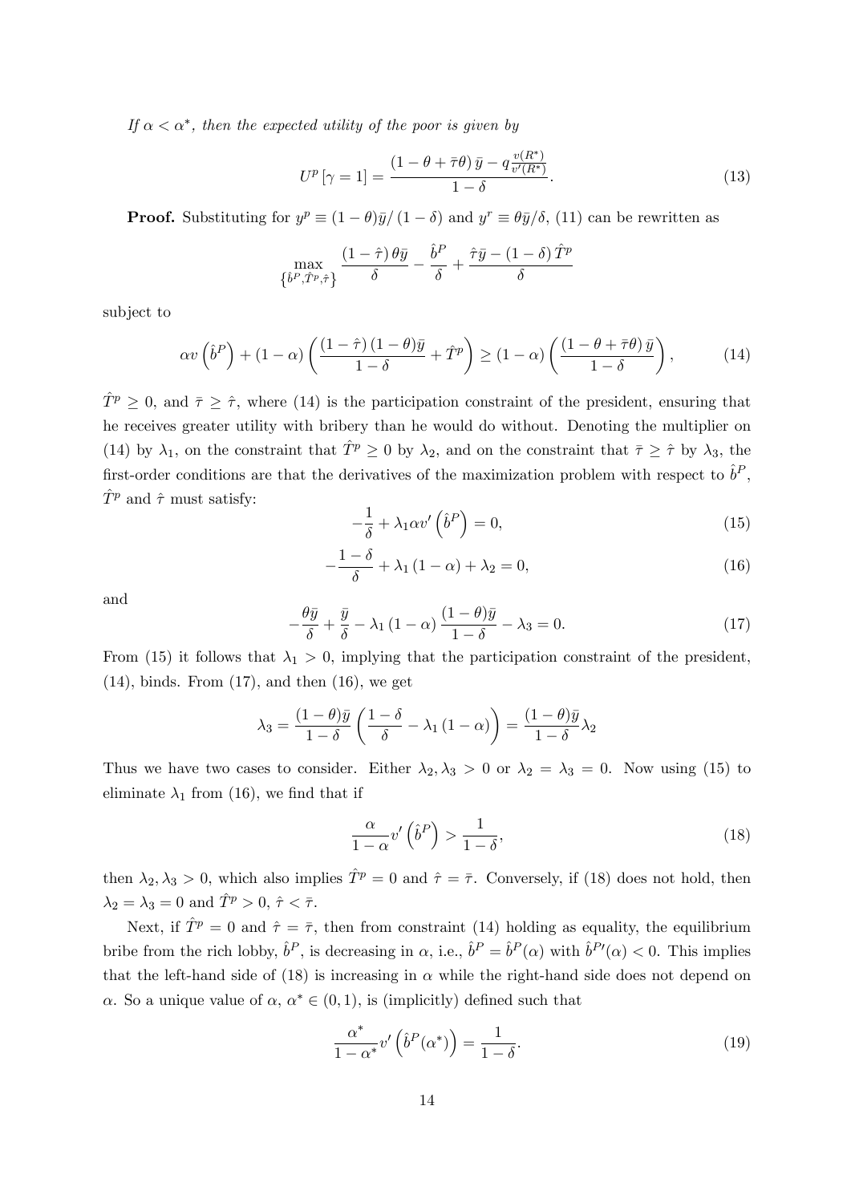*If $\alpha < \alpha^*$, then the expected utility of the poor is given by*

$$U^p\left[\gamma=1\right] = \frac{\left(1-\theta+\bar{\tau}\theta\right)\bar{y} - q\frac{v(R^*)}{v'(R^*)}}{1-\delta}. \tag{13}$$

**Proof.** Substituting for $y^p \equiv (1-\theta)\bar{y}/\left(1-\delta\right)$ and $y^r \equiv \theta\bar{y}/\delta$, (11) can be rewritten as

$$\max_{\left\{\hat{b}^P, \hat{T}^p, \hat{\tau}\right\}} \frac{\left(1-\hat{\tau}\right)\theta\bar{y}}{\delta} - \frac{\hat{b}^P}{\delta} + \frac{\hat{\tau}\bar{y} - \left(1-\delta\right)\hat{T}^p}{\delta}$$

subject to

$$\alpha v\left(\hat{b}^P\right) + \left(1-\alpha\right)\left(\frac{\left(1-\hat{\tau}\right)(1-\theta)\bar{y}}{1-\delta} + \hat{T}^p\right) \geq \left(1-\alpha\right)\left(\frac{\left(1-\theta+\bar{\tau}\theta\right)\bar{y}}{1-\delta}\right), \tag{14}$$

$\hat{T}^p \geq 0$, and $\bar{\tau} \geq \hat{\tau}$, where (14) is the participation constraint of the president, ensuring that he receives greater utility with bribery than he would do without. Denoting the multiplier on (14) by $\lambda_1$, on the constraint that $\hat{T}^p \geq 0$ by $\lambda_2$, and on the constraint that $\bar{\tau} \geq \hat{\tau}$ by $\lambda_3$, the first-order conditions are that the derivatives of the maximization problem with respect to $\hat{b}^P$, $\hat{T}^p$ and $\hat{\tau}$ must satisfy:

$$-\frac{1}{\delta} + \lambda_1 \alpha v'\left(\hat{b}^P\right) = 0, \tag{15}$$

$$-\frac{1-\delta}{\delta} + \lambda_1\left(1-\alpha\right) + \lambda_2 = 0, \tag{16}$$

and

$$-\frac{\theta\bar{y}}{\delta} + \frac{\bar{y}}{\delta} - \lambda_1\left(1-\alpha\right)\frac{(1-\theta)\bar{y}}{1-\delta} - \lambda_3 = 0. \tag{17}$$

From (15) it follows that $\lambda_1 > 0$, implying that the participation constraint of the president, (14), binds. From (17), and then (16), we get

$$\lambda_3 = \frac{(1-\theta)\bar{y}}{1-\delta}\left(\frac{1-\delta}{\delta} - \lambda_1\left(1-\alpha\right)\right) = \frac{(1-\theta)\bar{y}}{1-\delta}\lambda_2$$

Thus we have two cases to consider. Either $\lambda_2, \lambda_3 > 0$ or $\lambda_2 = \lambda_3 = 0$. Now using (15) to eliminate $\lambda_1$ from (16), we find that if

$$\frac{\alpha}{1-\alpha}v'\left(\hat{b}^P\right) > \frac{1}{1-\delta}, \tag{18}$$

then $\lambda_2, \lambda_3 > 0$, which also implies $\hat{T}^p = 0$ and $\hat{\tau} = \bar{\tau}$. Conversely, if (18) does not hold, then $\lambda_2 = \lambda_3 = 0$ and $\hat{T}^p > 0$, $\hat{\tau} < \bar{\tau}$.

Next, if $\hat{T}^p = 0$ and $\hat{\tau} = \bar{\tau}$, then from constraint (14) holding as equality, the equilibrium bribe from the rich lobby, $\hat{b}^P$, is decreasing in $\alpha$, i.e., $\hat{b}^P = \hat{b}^P(\alpha)$ with $\hat{b}^{P\prime}(\alpha) < 0$. This implies that the left-hand side of (18) is increasing in $\alpha$ while the right-hand side does not depend on $\alpha$. So a unique value of $\alpha$, $\alpha^* \in (0,1)$, is (implicitly) defined such that

$$\frac{\alpha^*}{1-\alpha^*}v'\left(\hat{b}^P(\alpha^*)\right) = \frac{1}{1-\delta}. \tag{19}$$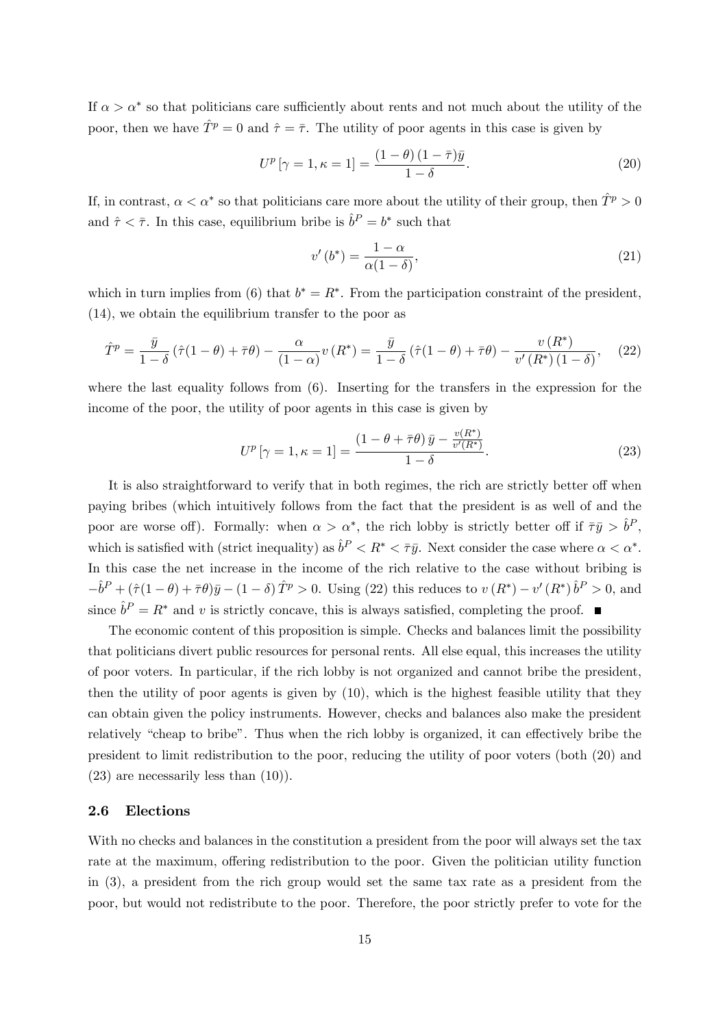If $\alpha > \alpha^*$ so that politicians care sufficiently about rents and not much about the utility of the poor, then we have $\hat{T}^p = 0$ and $\hat{\tau} = \bar{\tau}$. The utility of poor agents in this case is given by

$$U^p[\gamma = 1, \kappa = 1] = \frac{(1-\theta)(1-\bar{\tau})\bar{y}}{1-\delta}. \tag{20}$$

If, in contrast, $\alpha < \alpha^*$ so that politicians care more about the utility of their group, then $\hat{T}^p > 0$ and $\hat{\tau} < \bar{\tau}$. In this case, equilibrium bribe is $\hat{b}^P = b^*$ such that

$$v'(b^*) = \frac{1-\alpha}{\alpha(1-\delta)}, \tag{21}$$

which in turn implies from (6) that $b^* = R^*$. From the participation constraint of the president, (14), we obtain the equilibrium transfer to the poor as

$$\hat{T}^p = \frac{\bar{y}}{1-\delta}(\hat{\tau}(1-\theta) + \bar{\tau}\theta) - \frac{\alpha}{(1-\alpha)}v(R^*) = \frac{\bar{y}}{1-\delta}(\hat{\tau}(1-\theta) + \bar{\tau}\theta) - \frac{v(R^*)}{v'(R^*)(1-\delta)}, \tag{22}$$

where the last equality follows from (6). Inserting for the transfers in the expression for the income of the poor, the utility of poor agents in this case is given by

$$U^p[\gamma = 1, \kappa = 1] = \frac{(1-\theta+\bar{\tau}\theta)\bar{y} - \frac{v(R^*)}{v'(R^*)}}{1-\delta}. \tag{23}$$

It is also straightforward to verify that in both regimes, the rich are strictly better off when paying bribes (which intuitively follows from the fact that the president is as well of and the poor are worse off). Formally: when $\alpha > \alpha^*$, the rich lobby is strictly better off if $\bar{\tau}\bar{y} > \hat{b}^P$, which is satisfied with (strict inequality) as $\hat{b}^P < R^* < \bar{\tau}\bar{y}$. Next consider the case where $\alpha < \alpha^*$. In this case the net increase in the income of the rich relative to the case without bribing is $-\hat{b}^P + (\hat{\tau}(1-\theta) + \bar{\tau}\theta)\bar{y} - (1-\delta)\hat{T}^p > 0$. Using (22) this reduces to $v(R^*) - v'(R^*)\hat{b}^P > 0$, and since $\hat{b}^P = R^*$ and $v$ is strictly concave, this is always satisfied, completing the proof. ∎

The economic content of this proposition is simple. Checks and balances limit the possibility that politicians divert public resources for personal rents. All else equal, this increases the utility of poor voters. In particular, if the rich lobby is not organized and cannot bribe the president, then the utility of poor agents is given by (10), which is the highest feasible utility that they can obtain given the policy instruments. However, checks and balances also make the president relatively "cheap to bribe". Thus when the rich lobby is organized, it can effectively bribe the president to limit redistribution to the poor, reducing the utility of poor voters (both (20) and (23) are necessarily less than (10)).

### 2.6 Elections

With no checks and balances in the constitution a president from the poor will always set the tax rate at the maximum, offering redistribution to the poor. Given the politician utility function in (3), a president from the rich group would set the same tax rate as a president from the poor, but would not redistribute to the poor. Therefore, the poor strictly prefer to vote for the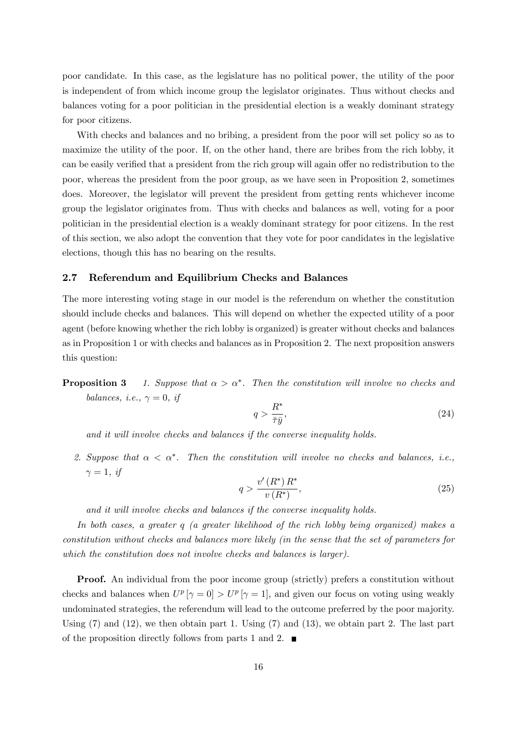poor candidate. In this case, as the legislature has no political power, the utility of the poor is independent of from which income group the legislator originates. Thus without checks and balances voting for a poor politician in the presidential election is a weakly dominant strategy for poor citizens.

With checks and balances and no bribing, a president from the poor will set policy so as to maximize the utility of the poor. If, on the other hand, there are bribes from the rich lobby, it can be easily verified that a president from the rich group will again offer no redistribution to the poor, whereas the president from the poor group, as we have seen in Proposition 2, sometimes does. Moreover, the legislator will prevent the president from getting rents whichever income group the legislator originates from. Thus with checks and balances as well, voting for a poor politician in the presidential election is a weakly dominant strategy for poor citizens. In the rest of this section, we also adopt the convention that they vote for poor candidates in the legislative elections, though this has no bearing on the results.

## 2.7 Referendum and Equilibrium Checks and Balances

The more interesting voting stage in our model is the referendum on whether the constitution should include checks and balances. This will depend on whether the expected utility of a poor agent (before knowing whether the rich lobby is organized) is greater without checks and balances as in Proposition 1 or with checks and balances as in Proposition 2. The next proposition answers this question:

**Proposition 3** *1. Suppose that $\alpha > \alpha^*$. Then the constitution will involve no checks and balances, i.e., $\gamma = 0$, if*

$$q > \frac{R^*}{\bar{\tau}\bar{y}}, \tag{24}$$

*and it will involve checks and balances if the converse inequality holds.*

*2. Suppose that $\alpha < \alpha^*$. Then the constitution will involve no checks and balances, i.e., $\gamma = 1$, if*

$$q > \frac{v'(R^*) R^*}{v(R^*)}, \tag{25}$$

*and it will involve checks and balances if the converse inequality holds.*

*In both cases, a greater $q$ (a greater likelihood of the rich lobby being organized) makes a constitution without checks and balances more likely (in the sense that the set of parameters for which the constitution does not involve checks and balances is larger).*

**Proof.** An individual from the poor income group (strictly) prefers a constitution without checks and balances when $U^p[\gamma = 0] > U^p[\gamma = 1]$, and given our focus on voting using weakly undominated strategies, the referendum will lead to the outcome preferred by the poor majority. Using (7) and (12), we then obtain part 1. Using (7) and (13), we obtain part 2. The last part of the proposition directly follows from parts 1 and 2. ■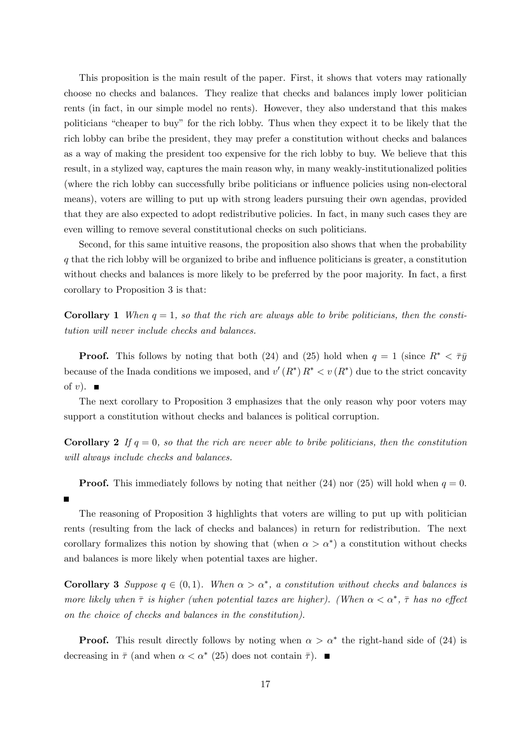This proposition is the main result of the paper. First, it shows that voters may rationally choose no checks and balances. They realize that checks and balances imply lower politician rents (in fact, in our simple model no rents). However, they also understand that this makes politicians "cheaper to buy" for the rich lobby. Thus when they expect it to be likely that the rich lobby can bribe the president, they may prefer a constitution without checks and balances as a way of making the president too expensive for the rich lobby to buy. We believe that this result, in a stylized way, captures the main reason why, in many weakly-institutionalized polities (where the rich lobby can successfully bribe politicians or influence policies using non-electoral means), voters are willing to put up with strong leaders pursuing their own agendas, provided that they are also expected to adopt redistributive policies. In fact, in many such cases they are even willing to remove several constitutional checks on such politicians.

Second, for this same intuitive reasons, the proposition also shows that when the probability $q$ that the rich lobby will be organized to bribe and influence politicians is greater, a constitution without checks and balances is more likely to be preferred by the poor majority. In fact, a first corollary to Proposition 3 is that:

**Corollary 1** *When $q = 1$, so that the rich are always able to bribe politicians, then the constitution will never include checks and balances.*

**Proof.** This follows by noting that both (24) and (25) hold when $q = 1$ (since $R^* < \bar{\tau}\bar{y}$ because of the Inada conditions we imposed, and $v'(R^*)R^* < v(R^*)$ due to the strict concavity of $v$). ■

The next corollary to Proposition 3 emphasizes that the only reason why poor voters may support a constitution without checks and balances is political corruption.

**Corollary 2** *If $q = 0$, so that the rich are never able to bribe politicians, then the constitution will always include checks and balances.*

**Proof.** This immediately follows by noting that neither (24) nor (25) will hold when $q = 0$. ■

The reasoning of Proposition 3 highlights that voters are willing to put up with politician rents (resulting from the lack of checks and balances) in return for redistribution. The next corollary formalizes this notion by showing that (when $\alpha > \alpha^*$) a constitution without checks and balances is more likely when potential taxes are higher.

**Corollary 3** *Suppose $q \in (0, 1)$. When $\alpha > \alpha^*$, a constitution without checks and balances is more likely when $\bar{\tau}$ is higher (when potential taxes are higher). (When $\alpha < \alpha^*$, $\bar{\tau}$ has no effect on the choice of checks and balances in the constitution).*

**Proof.** This result directly follows by noting when $\alpha > \alpha^*$ the right-hand side of (24) is decreasing in $\bar{\tau}$ (and when $\alpha < \alpha^*$ (25) does not contain $\bar{\tau}$). ■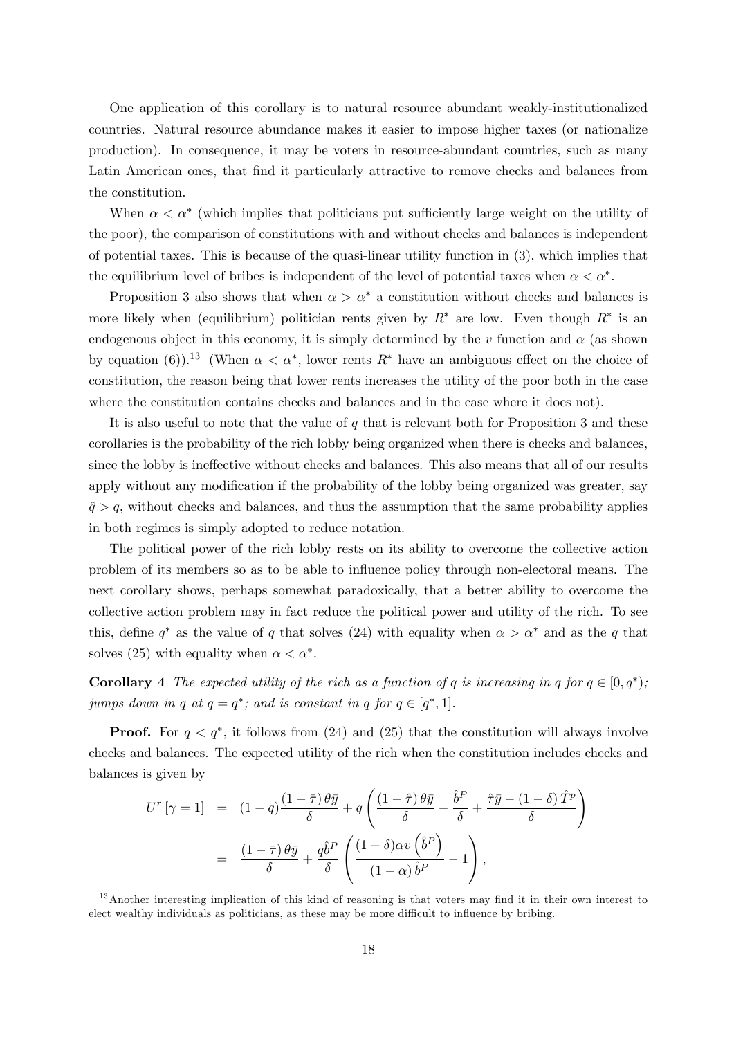One application of this corollary is to natural resource abundant weakly-institutionalized countries. Natural resource abundance makes it easier to impose higher taxes (or nationalize production). In consequence, it may be voters in resource-abundant countries, such as many Latin American ones, that find it particularly attractive to remove checks and balances from the constitution.

When $\alpha < \alpha^*$ (which implies that politicians put sufficiently large weight on the utility of the poor), the comparison of constitutions with and without checks and balances is independent of potential taxes. This is because of the quasi-linear utility function in (3), which implies that the equilibrium level of bribes is independent of the level of potential taxes when $\alpha < \alpha^*$.

Proposition 3 also shows that when $\alpha > \alpha^*$ a constitution without checks and balances is more likely when (equilibrium) politician rents given by $R^*$ are low. Even though $R^*$ is an endogenous object in this economy, it is simply determined by the $v$ function and $\alpha$ (as shown by equation (6)).[13] (When $\alpha < \alpha^*$, lower rents $R^*$ have an ambiguous effect on the choice of constitution, the reason being that lower rents increases the utility of the poor both in the case where the constitution contains checks and balances and in the case where it does not).

It is also useful to note that the value of $q$ that is relevant both for Proposition 3 and these corollaries is the probability of the rich lobby being organized when there is checks and balances, since the lobby is ineffective without checks and balances. This also means that all of our results apply without any modification if the probability of the lobby being organized was greater, say $\hat{q} > q$, without checks and balances, and thus the assumption that the same probability applies in both regimes is simply adopted to reduce notation.

The political power of the rich lobby rests on its ability to overcome the collective action problem of its members so as to be able to influence policy through non-electoral means. The next corollary shows, perhaps somewhat paradoxically, that a better ability to overcome the collective action problem may in fact reduce the political power and utility of the rich. To see this, define $q^*$ as the value of $q$ that solves (24) with equality when $\alpha > \alpha^*$ and as the $q$ that solves (25) with equality when $\alpha < \alpha^*$.

**Corollary 4** *The expected utility of the rich as a function of $q$ is increasing in $q$ for $q \in [0, q^*)$; jumps down in $q$ at $q = q^*$; and is constant in $q$ for $q \in [q^*, 1]$.*

**Proof.** For $q < q^*$, it follows from (24) and (25) that the constitution will always involve checks and balances. The expected utility of the rich when the constitution includes checks and balances is given by

$$
\begin{aligned}
U^r[\gamma = 1] &= (1-q)\frac{(1-\bar{\tau})\,\theta\bar{y}}{\delta} + q\left(\frac{(1-\hat{\tau})\,\theta\bar{y}}{\delta} - \frac{\hat{b}^P}{\delta} + \frac{\hat{\tau}\bar{y} - (1-\delta)\,\hat{T}^p}{\delta}\right) \\
&= \frac{(1-\bar{\tau})\,\theta\bar{y}}{\delta} + \frac{q\hat{b}^P}{\delta}\left(\frac{(1-\delta)\alpha v\left(\hat{b}^P\right)}{(1-\alpha)\,\hat{b}^P} - 1\right),
\end{aligned}
$$

[13] Another interesting implication of this kind of reasoning is that voters may find it in their own interest to elect wealthy individuals as politicians, as these may be more difficult to influence by bribing.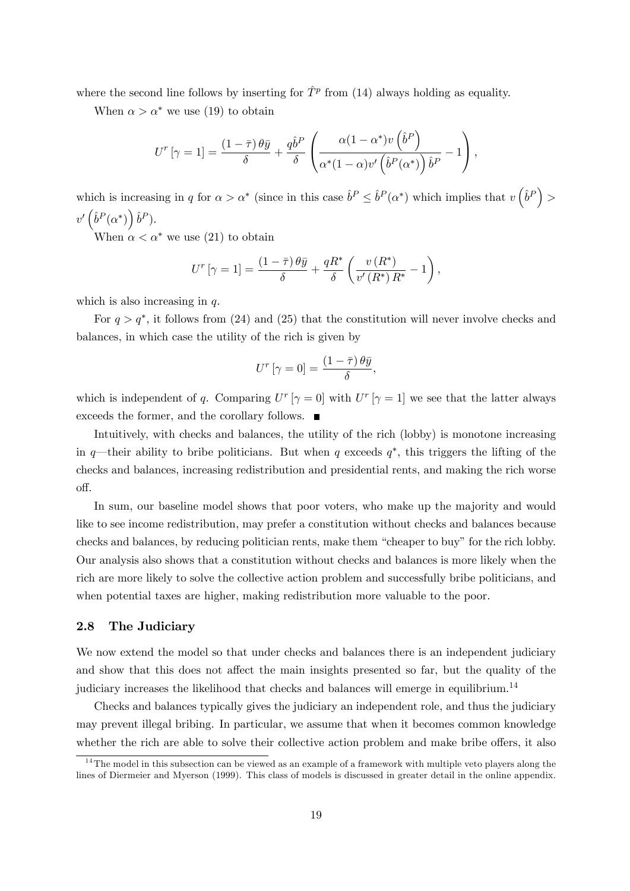where the second line follows by inserting for $\hat{T}^p$ from (14) always holding as equality.

When $\alpha > \alpha^*$ we use (19) to obtain

$$U^r[\gamma = 1] = \frac{(1-\bar{\tau})\theta\bar{y}}{\delta} + \frac{q\hat{b}^P}{\delta}\left(\frac{\alpha(1-\alpha^*)v\left(\hat{b}^P\right)}{\alpha^*(1-\alpha)v'\left(\hat{b}^P(\alpha^*)\right)\hat{b}^P} - 1\right),$$

which is increasing in $q$ for $\alpha > \alpha^*$ (since in this case $\hat{b}^P \leq \hat{b}^P(\alpha^*)$ which implies that $v\left(\hat{b}^P\right) > v'\left(\hat{b}^P(\alpha^*)\right)\hat{b}^P$).

When $\alpha < \alpha^*$ we use (21) to obtain

$$U^r[\gamma = 1] = \frac{(1-\bar{\tau})\theta\bar{y}}{\delta} + \frac{qR^*}{\delta}\left(\frac{v(R^*)}{v'(R^*)R^*} - 1\right),$$

which is also increasing in $q$.

For $q > q^*$, it follows from (24) and (25) that the constitution will never involve checks and balances, in which case the utility of the rich is given by

$$U^r[\gamma = 0] = \frac{(1-\bar{\tau})\theta\bar{y}}{\delta},$$

which is independent of $q$. Comparing $U^r[\gamma = 0]$ with $U^r[\gamma = 1]$ we see that the latter always exceeds the former, and the corollary follows. ■

Intuitively, with checks and balances, the utility of the rich (lobby) is monotone increasing in $q$—their ability to bribe politicians. But when $q$ exceeds $q^*$, this triggers the lifting of the checks and balances, increasing redistribution and presidential rents, and making the rich worse off.

In sum, our baseline model shows that poor voters, who make up the majority and would like to see income redistribution, may prefer a constitution without checks and balances because checks and balances, by reducing politician rents, make them "cheaper to buy" for the rich lobby. Our analysis also shows that a constitution without checks and balances is more likely when the rich are more likely to solve the collective action problem and successfully bribe politicians, and when potential taxes are higher, making redistribution more valuable to the poor.

### 2.8 The Judiciary

We now extend the model so that under checks and balances there is an independent judiciary and show that this does not affect the main insights presented so far, but the quality of the judiciary increases the likelihood that checks and balances will emerge in equilibrium.[14]

Checks and balances typically gives the judiciary an independent role, and thus the judiciary may prevent illegal bribing. In particular, we assume that when it becomes common knowledge whether the rich are able to solve their collective action problem and make bribe offers, it also

[14] The model in this subsection can be viewed as an example of a framework with multiple veto players along the lines of Diermeier and Myerson (1999). This class of models is discussed in greater detail in the online appendix.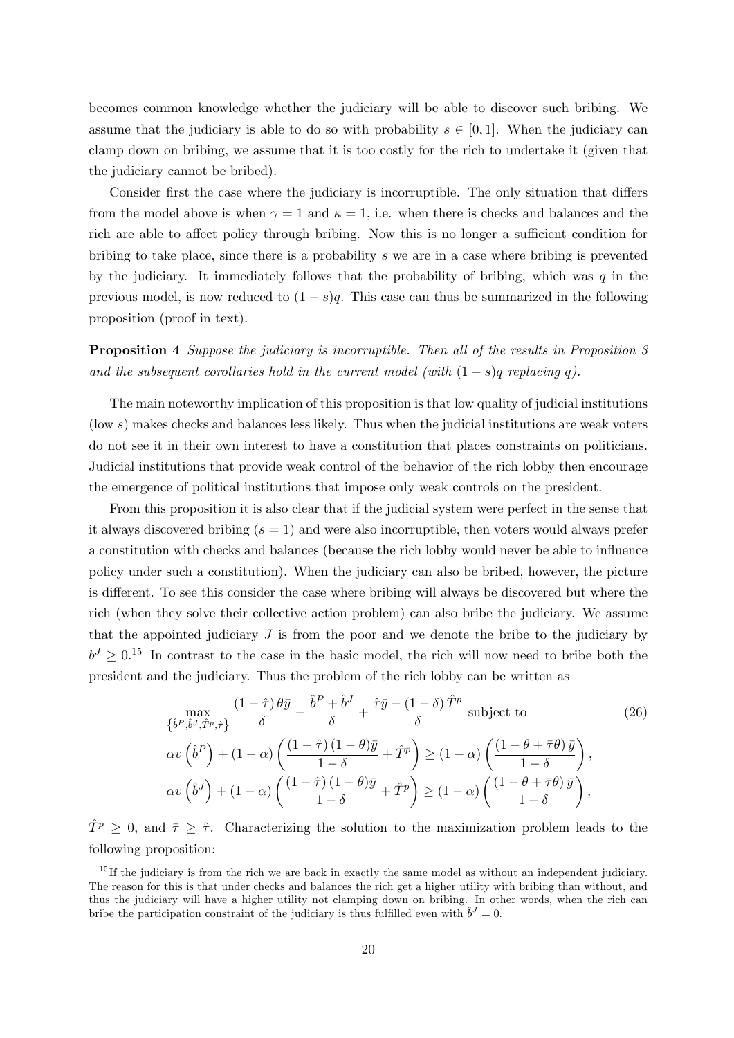becomes common knowledge whether the judiciary will be able to discover such bribing. We assume that the judiciary is able to do so with probability $s \in [0,1]$. When the judiciary can clamp down on bribing, we assume that it is too costly for the rich to undertake it (given that the judiciary cannot be bribed).

Consider first the case where the judiciary is incorruptible. The only situation that differs from the model above is when $\gamma = 1$ and $\kappa = 1$, i.e. when there is checks and balances and the rich are able to affect policy through bribing. Now this is no longer a sufficient condition for bribing to take place, since there is a probability $s$ we are in a case where bribing is prevented by the judiciary. It immediately follows that the probability of bribing, which was $q$ in the previous model, is now reduced to $(1-s)q$. This case can thus be summarized in the following proposition (proof in text).

**Proposition 4** *Suppose the judiciary is incorruptible. Then all of the results in Proposition 3 and the subsequent corollaries hold in the current model (with $(1-s)q$ replacing $q$).*

The main noteworthy implication of this proposition is that low quality of judicial institutions (low $s$) makes checks and balances less likely. Thus when the judicial institutions are weak voters do not see it in their own interest to have a constitution that places constraints on politicians. Judicial institutions that provide weak control of the behavior of the rich lobby then encourage the emergence of political institutions that impose only weak controls on the president.

From this proposition it is also clear that if the judicial system were perfect in the sense that it always discovered bribing ($s = 1$) and were also incorruptible, then voters would always prefer a constitution with checks and balances (because the rich lobby would never be able to influence policy under such a constitution). When the judiciary can also be bribed, however, the picture is different. To see this consider the case where bribing will always be discovered but where the rich (when they solve their collective action problem) can also bribe the judiciary. We assume that the appointed judiciary $J$ is from the poor and we denote the bribe to the judiciary by $b^J \geq 0$.[15] In contrast to the case in the basic model, the rich will now need to bribe both the president and the judiciary. Thus the problem of the rich lobby can be written as

$$\max_{\left\{\hat{b}^P, \hat{b}^J, \hat{T}^p, \hat{\tau}\right\}} \frac{(1-\hat{\tau})\,\theta\bar{y}}{\delta} - \frac{\hat{b}^P + \hat{b}^J}{\delta} + \frac{\hat{\tau}\bar{y} - (1-\delta)\,\hat{T}^p}{\delta} \text{ subject to} \tag{26}$$

$$\alpha v\left(\hat{b}^P\right) + (1-\alpha)\left(\frac{(1-\hat{\tau})\,(1-\theta)\bar{y}}{1-\delta} + \hat{T}^p\right) \geq (1-\alpha)\left(\frac{(1-\theta+\bar{\tau}\theta)\,\bar{y}}{1-\delta}\right),$$

$$\alpha v\left(\hat{b}^J\right) + (1-\alpha)\left(\frac{(1-\hat{\tau})\,(1-\theta)\bar{y}}{1-\delta} + \hat{T}^p\right) \geq (1-\alpha)\left(\frac{(1-\theta+\bar{\tau}\theta)\,\bar{y}}{1-\delta}\right),$$

$\hat{T}^p \geq 0$, and $\bar{\tau} \geq \hat{\tau}$. Characterizing the solution to the maximization problem leads to the following proposition:

[15] If the judiciary is from the rich we are back in exactly the same model as without an independent judiciary. The reason for this is that under checks and balances the rich get a higher utility with bribing than without, and thus the judiciary will have a higher utility not clamping down on bribing. In other words, when the rich can bribe the participation constraint of the judiciary is thus fulfilled even with $\hat{b}^J = 0$.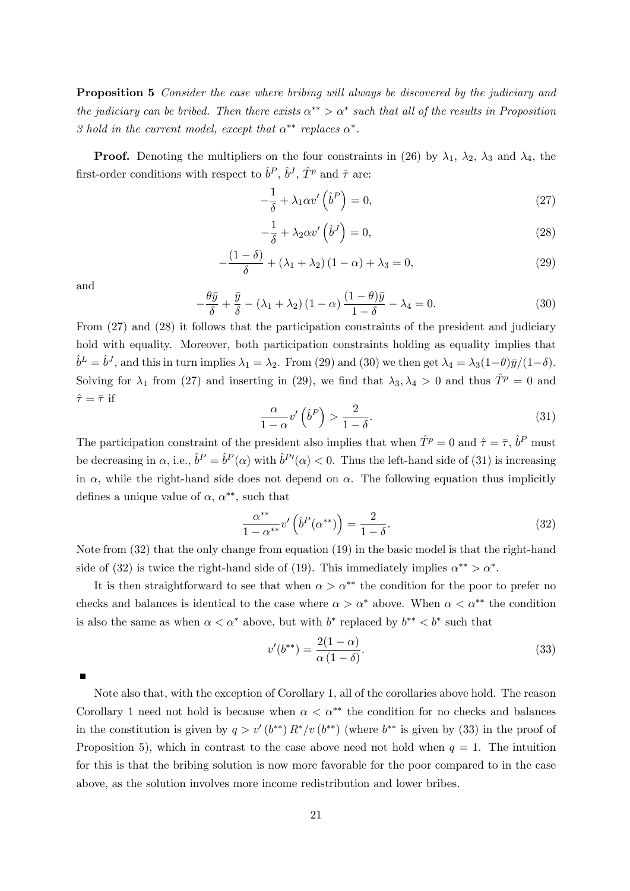**Proposition 5** *Consider the case where bribing will always be discovered by the judiciary and the judiciary can be bribed. Then there exists $\alpha^{**} > \alpha^{*}$ such that all of the results in Proposition 3 hold in the current model, except that $\alpha^{**}$ replaces $\alpha^{*}$.*

**Proof.** Denoting the multipliers on the four constraints in (26) by $\lambda_1$, $\lambda_2$, $\lambda_3$ and $\lambda_4$, the first-order conditions with respect to $\hat{b}^P$, $\hat{b}^J$, $\hat{T}^p$ and $\hat{\tau}$ are:

$$-\frac{1}{\delta} + \lambda_1 \alpha v'\left(\hat{b}^P\right) = 0, \tag{27}$$

$$-\frac{1}{\delta} + \lambda_2 \alpha v'\left(\hat{b}^J\right) = 0, \tag{28}$$

$$-\frac{(1-\delta)}{\delta} + (\lambda_1 + \lambda_2)(1-\alpha) + \lambda_3 = 0, \tag{29}$$

and

$$-\frac{\theta \bar{y}}{\delta} + \frac{\bar{y}}{\delta} - (\lambda_1 + \lambda_2)(1-\alpha)\frac{(1-\theta)\bar{y}}{1-\delta} - \lambda_4 = 0. \tag{30}$$

From (27) and (28) it follows that the participation constraints of the president and judiciary hold with equality. Moreover, both participation constraints holding as equality implies that $\hat{b}^L = \hat{b}^J$, and this in turn implies $\lambda_1 = \lambda_2$. From (29) and (30) we then get $\lambda_4 = \lambda_3(1-\theta)\bar{y}/(1-\delta)$. Solving for $\lambda_1$ from (27) and inserting in (29), we find that $\lambda_3, \lambda_4 > 0$ and thus $\hat{T}^p = 0$ and $\hat{\tau} = \bar{\tau}$ if

$$\frac{\alpha}{1-\alpha} v'\left(\hat{b}^P\right) > \frac{2}{1-\delta}. \tag{31}$$

The participation constraint of the president also implies that when $\hat{T}^p = 0$ and $\hat{\tau} = \bar{\tau}$, $\hat{b}^P$ must be decreasing in $\alpha$, i.e., $\hat{b}^P = \hat{b}^P(\alpha)$ with $\hat{b}^{P\prime}(\alpha) < 0$. Thus the left-hand side of (31) is increasing in $\alpha$, while the right-hand side does not depend on $\alpha$. The following equation thus implicitly defines a unique value of $\alpha$, $\alpha^{**}$, such that

$$\frac{\alpha^{**}}{1-\alpha^{**}} v'\left(\hat{b}^P(\alpha^{**})\right) = \frac{2}{1-\delta}. \tag{32}$$

Note from (32) that the only change from equation (19) in the basic model is that the right-hand side of (32) is twice the right-hand side of (19). This immediately implies $\alpha^{**} > \alpha^{*}$.

It is then straightforward to see that when $\alpha > \alpha^{**}$ the condition for the poor to prefer no checks and balances is identical to the case where $\alpha > \alpha^{*}$ above. When $\alpha < \alpha^{**}$ the condition is also the same as when $\alpha < \alpha^{*}$ above, but with $b^{*}$ replaced by $b^{**} < b^{*}$ such that

$$v'(b^{**}) = \frac{2(1-\alpha)}{\alpha(1-\delta)}. \tag{33}$$

■

Note also that, with the exception of Corollary 1, all of the corollaries above hold. The reason Corollary 1 need not hold is because when $\alpha < \alpha^{**}$ the condition for no checks and balances in the constitution is given by $q > v'(b^{**}) R^{*}/v(b^{**})$ (where $b^{**}$ is given by (33) in the proof of Proposition 5), which in contrast to the case above need not hold when $q = 1$. The intuition for this is that the bribing solution is now more favorable for the poor compared to in the case above, as the solution involves more income redistribution and lower bribes.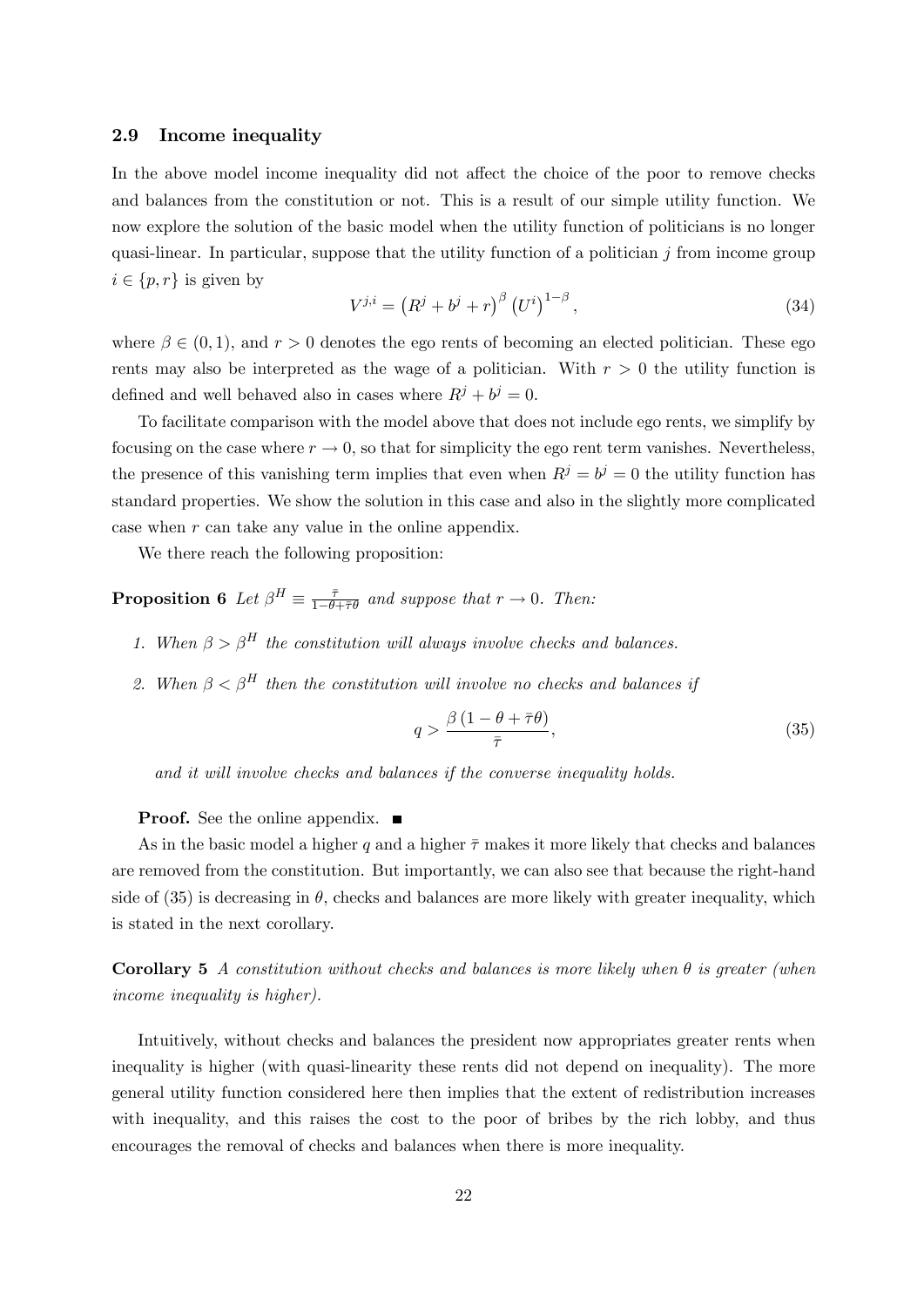### 2.9 Income inequality

In the above model income inequality did not affect the choice of the poor to remove checks and balances from the constitution or not. This is a result of our simple utility function. We now explore the solution of the basic model when the utility function of politicians is no longer quasi-linear. In particular, suppose that the utility function of a politician $j$ from income group $i \in \{p, r\}$ is given by

$$V^{j,i} = \left(R^j + b^j + r\right)^{\beta} \left(U^i\right)^{1-\beta}, \tag{34}$$

where $\beta \in (0, 1)$, and $r > 0$ denotes the ego rents of becoming an elected politician. These ego rents may also be interpreted as the wage of a politician. With $r > 0$ the utility function is defined and well behaved also in cases where $R^j + b^j = 0$.

To facilitate comparison with the model above that does not include ego rents, we simplify by focusing on the case where $r \to 0$, so that for simplicity the ego rent term vanishes. Nevertheless, the presence of this vanishing term implies that even when $R^j = b^j = 0$ the utility function has standard properties. We show the solution in this case and also in the slightly more complicated case when $r$ can take any value in the online appendix.

We there reach the following proposition:

**Proposition 6** *Let* $\beta^H \equiv \frac{\bar{\tau}}{1-\theta+\bar{\tau}\theta}$ *and suppose that* $r \to 0$*. Then:*

1. *When* $\beta > \beta^H$ *the constitution will always involve checks and balances.*
2. *When* $\beta < \beta^H$ *then the constitution will involve no checks and balances if*

$$q > \frac{\beta\left(1-\theta+\bar{\tau}\theta\right)}{\bar{\tau}}, \tag{35}$$

*and it will involve checks and balances if the converse inequality holds.*

**Proof.** See the online appendix. ■

As in the basic model a higher $q$ and a higher $\bar{\tau}$ makes it more likely that checks and balances are removed from the constitution. But importantly, we can also see that because the right-hand side of (35) is decreasing in $\theta$, checks and balances are more likely with greater inequality, which is stated in the next corollary.

**Corollary 5** *A constitution without checks and balances is more likely when* $\theta$ *is greater (when income inequality is higher).*

Intuitively, without checks and balances the president now appropriates greater rents when inequality is higher (with quasi-linearity these rents did not depend on inequality). The more general utility function considered here then implies that the extent of redistribution increases with inequality, and this raises the cost to the poor of bribes by the rich lobby, and thus encourages the removal of checks and balances when there is more inequality.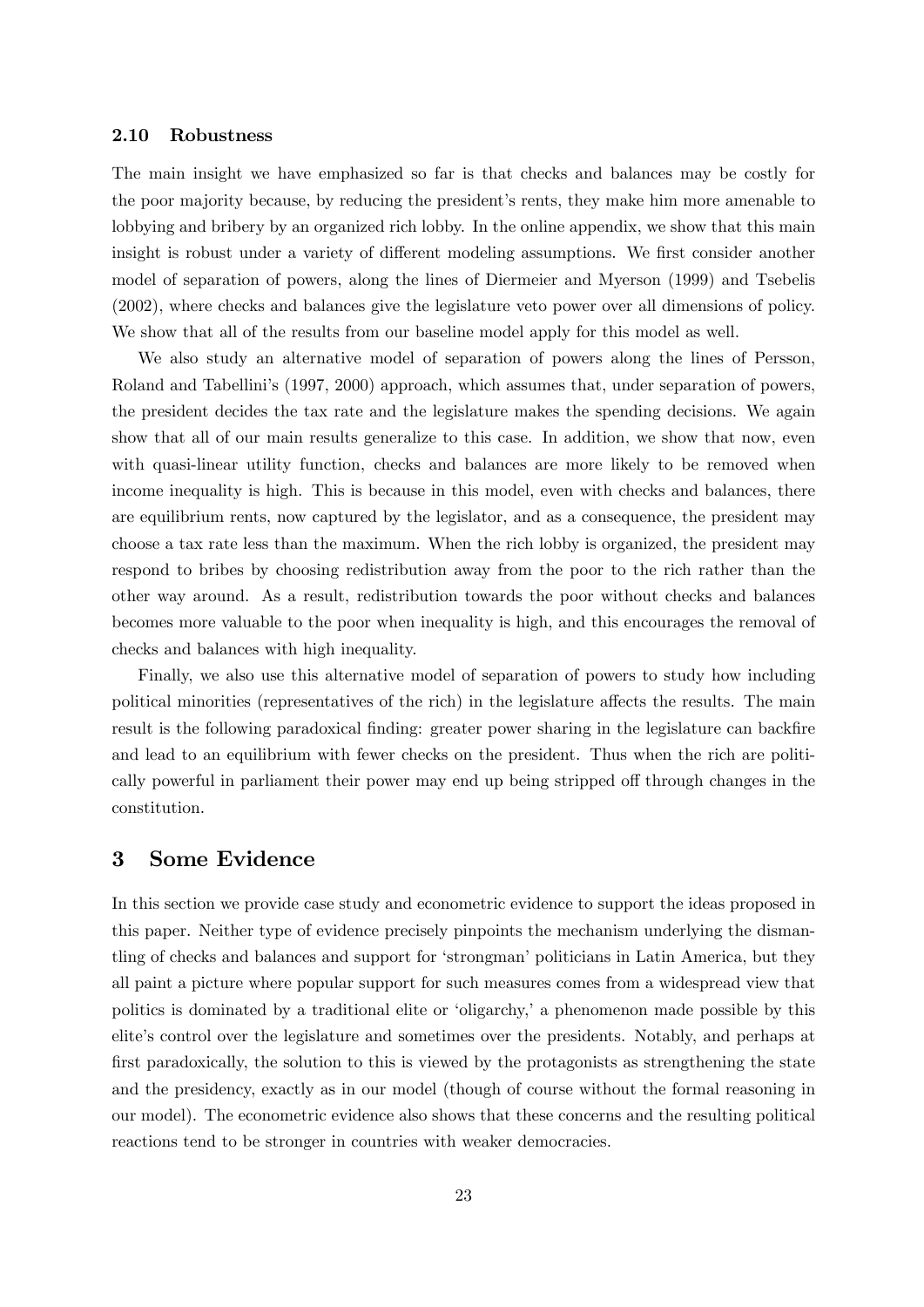### 2.10 Robustness

The main insight we have emphasized so far is that checks and balances may be costly for the poor majority because, by reducing the president's rents, they make him more amenable to lobbying and bribery by an organized rich lobby. In the online appendix, we show that this main insight is robust under a variety of different modeling assumptions. We first consider another model of separation of powers, along the lines of Diermeier and Myerson (1999) and Tsebelis (2002), where checks and balances give the legislature veto power over all dimensions of policy. We show that all of the results from our baseline model apply for this model as well.

We also study an alternative model of separation of powers along the lines of Persson, Roland and Tabellini's (1997, 2000) approach, which assumes that, under separation of powers, the president decides the tax rate and the legislature makes the spending decisions. We again show that all of our main results generalize to this case. In addition, we show that now, even with quasi-linear utility function, checks and balances are more likely to be removed when income inequality is high. This is because in this model, even with checks and balances, there are equilibrium rents, now captured by the legislator, and as a consequence, the president may choose a tax rate less than the maximum. When the rich lobby is organized, the president may respond to bribes by choosing redistribution away from the poor to the rich rather than the other way around. As a result, redistribution towards the poor without checks and balances becomes more valuable to the poor when inequality is high, and this encourages the removal of checks and balances with high inequality.

Finally, we also use this alternative model of separation of powers to study how including political minorities (representatives of the rich) in the legislature affects the results. The main result is the following paradoxical finding: greater power sharing in the legislature can backfire and lead to an equilibrium with fewer checks on the president. Thus when the rich are politically powerful in parliament their power may end up being stripped off through changes in the constitution.

## 3 Some Evidence

In this section we provide case study and econometric evidence to support the ideas proposed in this paper. Neither type of evidence precisely pinpoints the mechanism underlying the dismantling of checks and balances and support for 'strongman' politicians in Latin America, but they all paint a picture where popular support for such measures comes from a widespread view that politics is dominated by a traditional elite or 'oligarchy,' a phenomenon made possible by this elite's control over the legislature and sometimes over the presidents. Notably, and perhaps at first paradoxically, the solution to this is viewed by the protagonists as strengthening the state and the presidency, exactly as in our model (though of course without the formal reasoning in our model). The econometric evidence also shows that these concerns and the resulting political reactions tend to be stronger in countries with weaker democracies.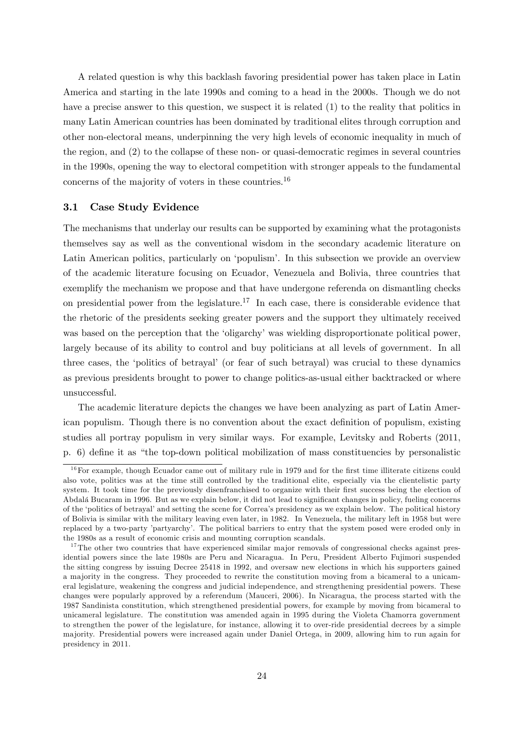A related question is why this backlash favoring presidential power has taken place in Latin America and starting in the late 1990s and coming to a head in the 2000s. Though we do not have a precise answer to this question, we suspect it is related (1) to the reality that politics in many Latin American countries has been dominated by traditional elites through corruption and other non-electoral means, underpinning the very high levels of economic inequality in much of the region, and (2) to the collapse of these non- or quasi-democratic regimes in several countries in the 1990s, opening the way to electoral competition with stronger appeals to the fundamental concerns of the majority of voters in these countries.[16]

### 3.1 Case Study Evidence

The mechanisms that underlay our results can be supported by examining what the protagonists themselves say as well as the conventional wisdom in the secondary academic literature on Latin American politics, particularly on 'populism'. In this subsection we provide an overview of the academic literature focusing on Ecuador, Venezuela and Bolivia, three countries that exemplify the mechanism we propose and that have undergone referenda on dismantling checks on presidential power from the legislature.[17] In each case, there is considerable evidence that the rhetoric of the presidents seeking greater powers and the support they ultimately received was based on the perception that the 'oligarchy' was wielding disproportionate political power, largely because of its ability to control and buy politicians at all levels of government. In all three cases, the 'politics of betrayal' (or fear of such betrayal) was crucial to these dynamics as previous presidents brought to power to change politics-as-usual either backtracked or where unsuccessful.

The academic literature depicts the changes we have been analyzing as part of Latin American populism. Though there is no convention about the exact definition of populism, existing studies all portray populism in very similar ways. For example, Levitsky and Roberts (2011, p. 6) define it as "the top-down political mobilization of mass constituencies by personalistic

---

[16] For example, though Ecuador came out of military rule in 1979 and for the first time illiterate citizens could also vote, politics was at the time still controlled by the traditional elite, especially via the clientelistic party system. It took time for the previously disenfranchised to organize with their first success being the election of Abdalá Bucaram in 1996. But as we explain below, it did not lead to significant changes in policy, fueling concerns of the 'politics of betrayal' and setting the scene for Correa's presidency as we explain below. The political history of Bolivia is similar with the military leaving even later, in 1982. In Venezuela, the military left in 1958 but were replaced by a two-party 'partyarchy'. The political barriers to entry that the system posed were eroded only in the 1980s as a result of economic crisis and mounting corruption scandals.

[17] The other two countries that have experienced similar major removals of congressional checks against presidential powers since the late 1980s are Peru and Nicaragua. In Peru, President Alberto Fujimori suspended the sitting congress by issuing Decree 25418 in 1992, and oversaw new elections in which his supporters gained a majority in the congress. They proceeded to rewrite the constitution moving from a bicameral to a unicameral legislature, weakening the congress and judicial independence, and strengthening presidential powers. These changes were popularly approved by a referendum (Mauceri, 2006). In Nicaragua, the process started with the 1987 Sandinista constitution, which strengthened presidential powers, for example by moving from bicameral to unicameral legislature. The constitution was amended again in 1995 during the Violeta Chamorra government to strengthen the power of the legislature, for instance, allowing it to over-ride presidential decrees by a simple majority. Presidential powers were increased again under Daniel Ortega, in 2009, allowing him to run again for presidency in 2011.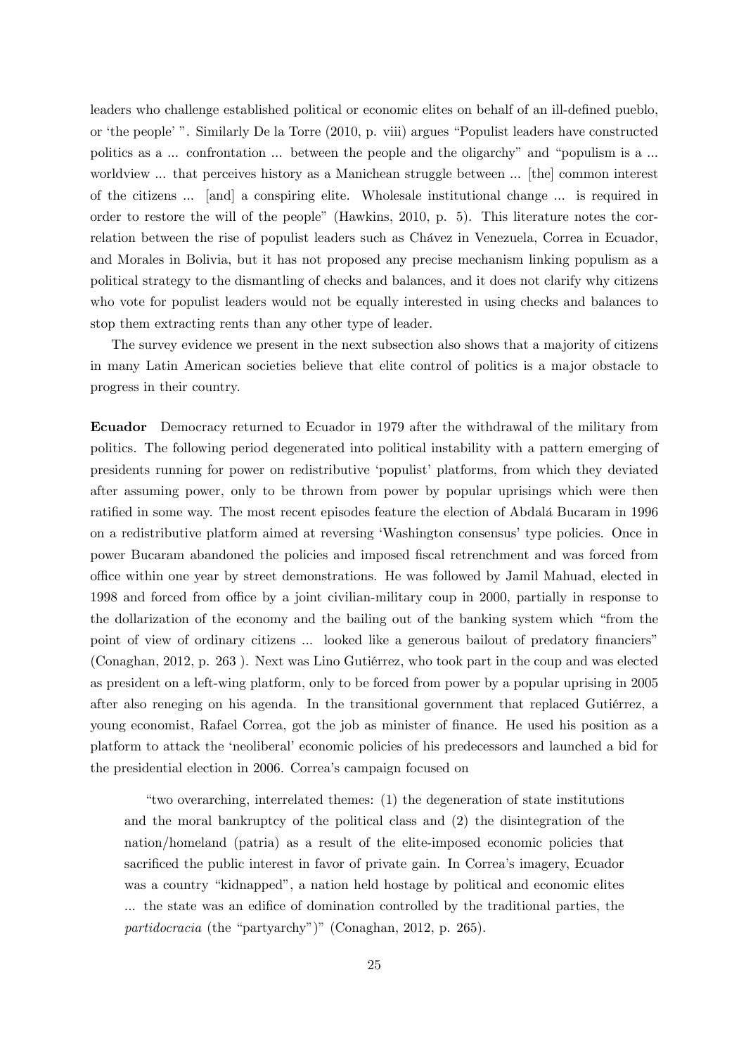leaders who challenge established political or economic elites on behalf of an ill-defined pueblo, or 'the people' ". Similarly De la Torre (2010, p. viii) argues "Populist leaders have constructed politics as a ... confrontation ... between the people and the oligarchy" and "populism is a ... worldview ... that perceives history as a Manichean struggle between ... [the] common interest of the citizens ... [and] a conspiring elite. Wholesale institutional change ... is required in order to restore the will of the people" (Hawkins, 2010, p. 5). This literature notes the correlation between the rise of populist leaders such as Chávez in Venezuela, Correa in Ecuador, and Morales in Bolivia, but it has not proposed any precise mechanism linking populism as a political strategy to the dismantling of checks and balances, and it does not clarify why citizens who vote for populist leaders would not be equally interested in using checks and balances to stop them extracting rents than any other type of leader.

The survey evidence we present in the next subsection also shows that a majority of citizens in many Latin American societies believe that elite control of politics is a major obstacle to progress in their country.

**Ecuador** Democracy returned to Ecuador in 1979 after the withdrawal of the military from politics. The following period degenerated into political instability with a pattern emerging of presidents running for power on redistributive 'populist' platforms, from which they deviated after assuming power, only to be thrown from power by popular uprisings which were then ratified in some way. The most recent episodes feature the election of Abdalá Bucaram in 1996 on a redistributive platform aimed at reversing 'Washington consensus' type policies. Once in power Bucaram abandoned the policies and imposed fiscal retrenchment and was forced from office within one year by street demonstrations. He was followed by Jamil Mahuad, elected in 1998 and forced from office by a joint civilian-military coup in 2000, partially in response to the dollarization of the economy and the bailing out of the banking system which "from the point of view of ordinary citizens ... looked like a generous bailout of predatory financiers" (Conaghan, 2012, p. 263 ). Next was Lino Gutiérrez, who took part in the coup and was elected as president on a left-wing platform, only to be forced from power by a popular uprising in 2005 after also reneging on his agenda. In the transitional government that replaced Gutiérrez, a young economist, Rafael Correa, got the job as minister of finance. He used his position as a platform to attack the 'neoliberal' economic policies of his predecessors and launched a bid for the presidential election in 2006. Correa's campaign focused on

> "two overarching, interrelated themes: (1) the degeneration of state institutions and the moral bankruptcy of the political class and (2) the disintegration of the nation/homeland (patria) as a result of the elite-imposed economic policies that sacrificed the public interest in favor of private gain. In Correa's imagery, Ecuador was a country "kidnapped", a nation held hostage by political and economic elites ... the state was an edifice of domination controlled by the traditional parties, the *partidocracia* (the "partyarchy")" (Conaghan, 2012, p. 265).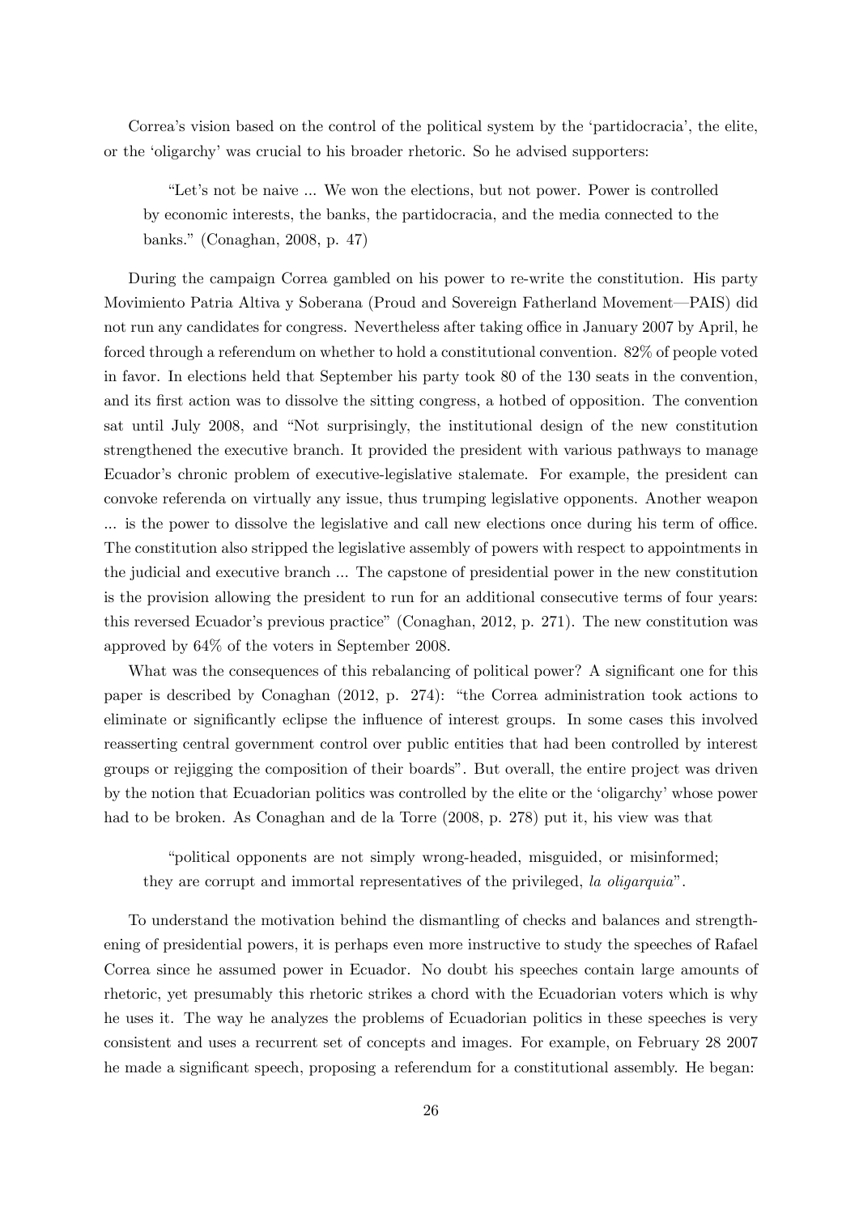Correa's vision based on the control of the political system by the 'partidocracia', the elite, or the 'oligarchy' was crucial to his broader rhetoric. So he advised supporters:

> "Let's not be naive ... We won the elections, but not power. Power is controlled by economic interests, the banks, the partidocracia, and the media connected to the banks." (Conaghan, 2008, p. 47)

During the campaign Correa gambled on his power to re-write the constitution. His party Movimiento Patria Altiva y Soberana (Proud and Sovereign Fatherland Movement—PAIS) did not run any candidates for congress. Nevertheless after taking office in January 2007 by April, he forced through a referendum on whether to hold a constitutional convention. 82% of people voted in favor. In elections held that September his party took 80 of the 130 seats in the convention, and its first action was to dissolve the sitting congress, a hotbed of opposition. The convention sat until July 2008, and "Not surprisingly, the institutional design of the new constitution strengthened the executive branch. It provided the president with various pathways to manage Ecuador's chronic problem of executive-legislative stalemate. For example, the president can convoke referenda on virtually any issue, thus trumping legislative opponents. Another weapon ... is the power to dissolve the legislative and call new elections once during his term of office. The constitution also stripped the legislative assembly of powers with respect to appointments in the judicial and executive branch ... The capstone of presidential power in the new constitution is the provision allowing the president to run for an additional consecutive terms of four years: this reversed Ecuador's previous practice" (Conaghan, 2012, p. 271). The new constitution was approved by 64% of the voters in September 2008.

What was the consequences of this rebalancing of political power? A significant one for this paper is described by Conaghan (2012, p. 274): "the Correa administration took actions to eliminate or significantly eclipse the influence of interest groups. In some cases this involved reasserting central government control over public entities that had been controlled by interest groups or rejigging the composition of their boards". But overall, the entire project was driven by the notion that Ecuadorian politics was controlled by the elite or the 'oligarchy' whose power had to be broken. As Conaghan and de la Torre (2008, p. 278) put it, his view was that

> "political opponents are not simply wrong-headed, misguided, or misinformed; they are corrupt and immortal representatives of the privileged, *la oligarquia*".

To understand the motivation behind the dismantling of checks and balances and strengthening of presidential powers, it is perhaps even more instructive to study the speeches of Rafael Correa since he assumed power in Ecuador. No doubt his speeches contain large amounts of rhetoric, yet presumably this rhetoric strikes a chord with the Ecuadorian voters which is why he uses it. The way he analyzes the problems of Ecuadorian politics in these speeches is very consistent and uses a recurrent set of concepts and images. For example, on February 28 2007 he made a significant speech, proposing a referendum for a constitutional assembly. He began: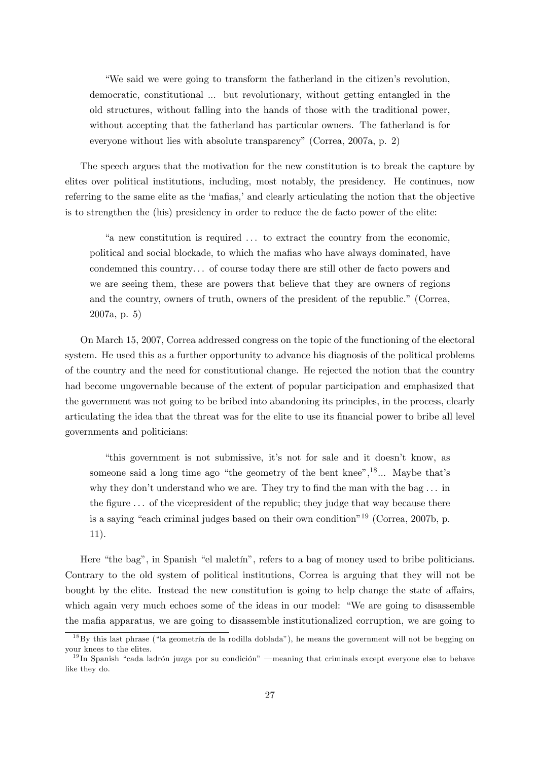> "We said we were going to transform the fatherland in the citizen's revolution, democratic, constitutional ... but revolutionary, without getting entangled in the old structures, without falling into the hands of those with the traditional power, without accepting that the fatherland has particular owners. The fatherland is for everyone without lies with absolute transparency" (Correa, 2007a, p. 2)

The speech argues that the motivation for the new constitution is to break the capture by elites over political institutions, including, most notably, the presidency. He continues, now referring to the same elite as the 'mafias,' and clearly articulating the notion that the objective is to strengthen the (his) presidency in order to reduce the de facto power of the elite:

> "a new constitution is required ... to extract the country from the economic, political and social blockade, to which the mafias who have always dominated, have condemned this country... of course today there are still other de facto powers and we are seeing them, these are powers that believe that they are owners of regions and the country, owners of truth, owners of the president of the republic." (Correa, 2007a, p. 5)

On March 15, 2007, Correa addressed congress on the topic of the functioning of the electoral system. He used this as a further opportunity to advance his diagnosis of the political problems of the country and the need for constitutional change. He rejected the notion that the country had become ungovernable because of the extent of popular participation and emphasized that the government was not going to be bribed into abandoning its principles, in the process, clearly articulating the idea that the threat was for the elite to use its financial power to bribe all level governments and politicians:

> "this government is not submissive, it's not for sale and it doesn't know, as someone said a long time ago "the geometry of the bent knee",[18]... Maybe that's why they don't understand who we are. They try to find the man with the bag ... in the figure ... of the vicepresident of the republic; they judge that way because there is a saying "each criminal judges based on their own condition"[19] (Correa, 2007b, p. 11).

Here "the bag", in Spanish "el maletín", refers to a bag of money used to bribe politicians. Contrary to the old system of political institutions, Correa is arguing that they will not be bought by the elite. Instead the new constitution is going to help change the state of affairs, which again very much echoes some of the ideas in our model: "We are going to disassemble the mafia apparatus, we are going to disassemble institutionalized corruption, we are going to

[18] By this last phrase ("la geometría de la rodilla doblada"), he means the government will not be begging on your knees to the elites.

[19] In Spanish "cada ladrón juzga por su condición" —meaning that criminals except everyone else to behave like they do.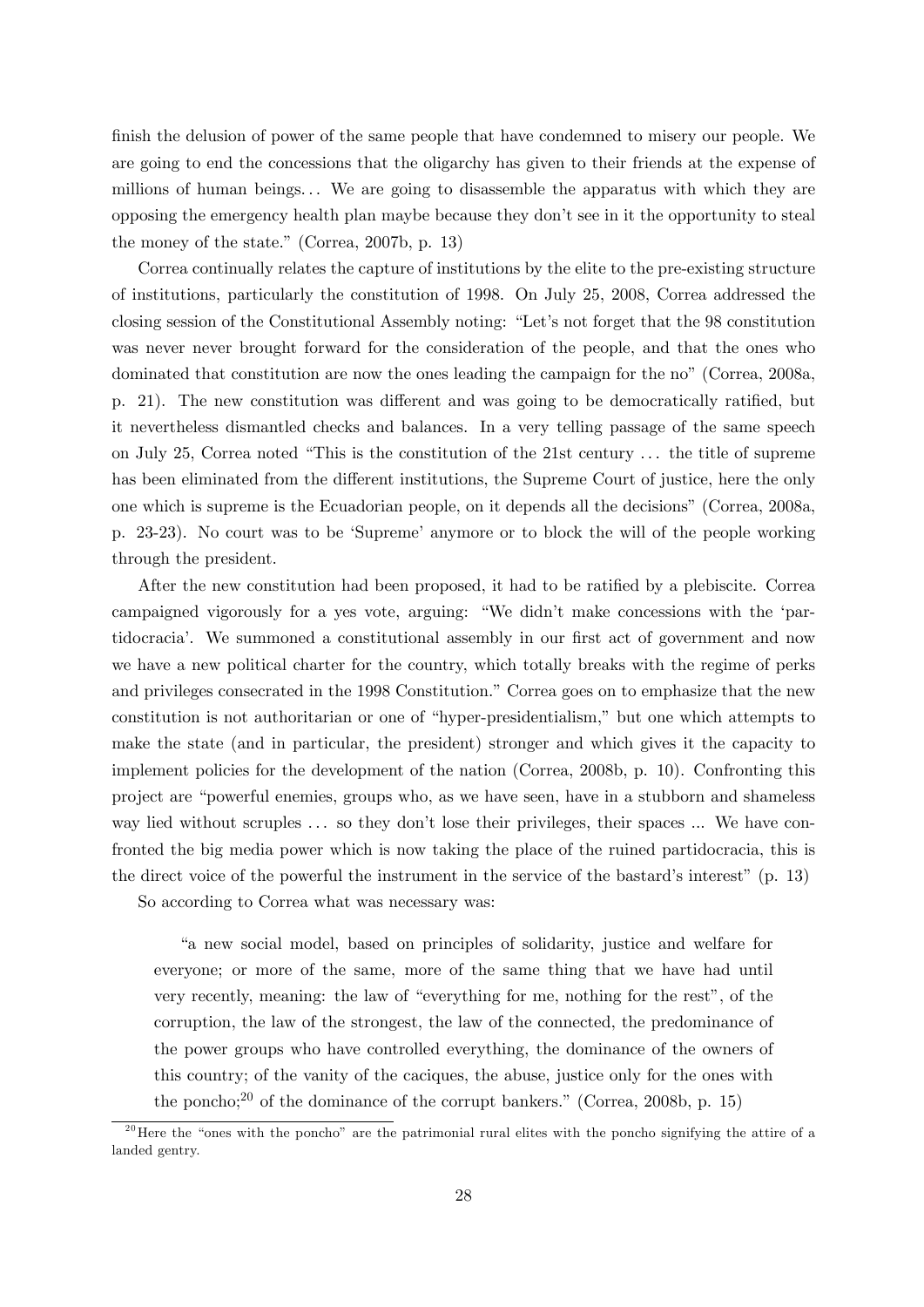finish the delusion of power of the same people that have condemned to misery our people. We are going to end the concessions that the oligarchy has given to their friends at the expense of millions of human beings… We are going to disassemble the apparatus with which they are opposing the emergency health plan maybe because they don't see in it the opportunity to steal the money of the state." (Correa, 2007b, p. 13)

Correa continually relates the capture of institutions by the elite to the pre-existing structure of institutions, particularly the constitution of 1998. On July 25, 2008, Correa addressed the closing session of the Constitutional Assembly noting: "Let's not forget that the 98 constitution was never never brought forward for the consideration of the people, and that the ones who dominated that constitution are now the ones leading the campaign for the no" (Correa, 2008a, p. 21). The new constitution was different and was going to be democratically ratified, but it nevertheless dismantled checks and balances. In a very telling passage of the same speech on July 25, Correa noted "This is the constitution of the 21st century … the title of supreme has been eliminated from the different institutions, the Supreme Court of justice, here the only one which is supreme is the Ecuadorian people, on it depends all the decisions" (Correa, 2008a, p. 23-23). No court was to be 'Supreme' anymore or to block the will of the people working through the president.

After the new constitution had been proposed, it had to be ratified by a plebiscite. Correa campaigned vigorously for a yes vote, arguing: "We didn't make concessions with the 'partidocracia'. We summoned a constitutional assembly in our first act of government and now we have a new political charter for the country, which totally breaks with the regime of perks and privileges consecrated in the 1998 Constitution." Correa goes on to emphasize that the new constitution is not authoritarian or one of "hyper-presidentialism," but one which attempts to make the state (and in particular, the president) stronger and which gives it the capacity to implement policies for the development of the nation (Correa, 2008b, p. 10). Confronting this project are "powerful enemies, groups who, as we have seen, have in a stubborn and shameless way lied without scruples … so they don't lose their privileges, their spaces ... We have confronted the big media power which is now taking the place of the ruined partidocracia, this is the direct voice of the powerful the instrument in the service of the bastard's interest" (p. 13)

So according to Correa what was necessary was:

> "a new social model, based on principles of solidarity, justice and welfare for everyone; or more of the same, more of the same thing that we have had until very recently, meaning: the law of "everything for me, nothing for the rest", of the corruption, the law of the strongest, the law of the connected, the predominance of the power groups who have controlled everything, the dominance of the owners of this country; of the vanity of the caciques, the abuse, justice only for the ones with the poncho;[20] of the dominance of the corrupt bankers." (Correa, 2008b, p. 15)

[20] Here the "ones with the poncho" are the patrimonial rural elites with the poncho signifying the attire of a landed gentry.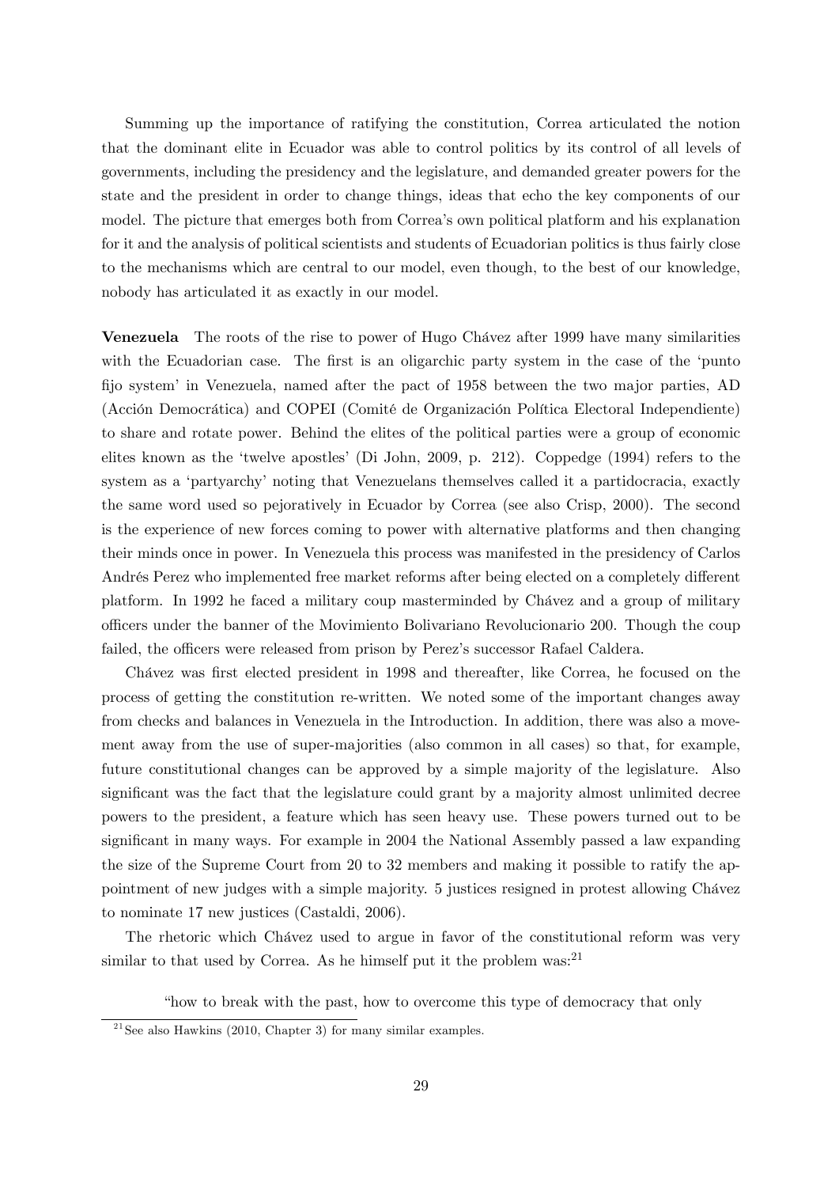Summing up the importance of ratifying the constitution, Correa articulated the notion that the dominant elite in Ecuador was able to control politics by its control of all levels of governments, including the presidency and the legislature, and demanded greater powers for the state and the president in order to change things, ideas that echo the key components of our model. The picture that emerges both from Correa's own political platform and his explanation for it and the analysis of political scientists and students of Ecuadorian politics is thus fairly close to the mechanisms which are central to our model, even though, to the best of our knowledge, nobody has articulated it as exactly in our model.

**Venezuela** The roots of the rise to power of Hugo Chávez after 1999 have many similarities with the Ecuadorian case. The first is an oligarchic party system in the case of the 'punto fijo system' in Venezuela, named after the pact of 1958 between the two major parties, AD (Acción Democrática) and COPEI (Comité de Organización Política Electoral Independiente) to share and rotate power. Behind the elites of the political parties were a group of economic elites known as the 'twelve apostles' (Di John, 2009, p. 212). Coppedge (1994) refers to the system as a 'partyarchy' noting that Venezuelans themselves called it a partidocracia, exactly the same word used so pejoratively in Ecuador by Correa (see also Crisp, 2000). The second is the experience of new forces coming to power with alternative platforms and then changing their minds once in power. In Venezuela this process was manifested in the presidency of Carlos Andrés Perez who implemented free market reforms after being elected on a completely different platform. In 1992 he faced a military coup masterminded by Chávez and a group of military officers under the banner of the Movimiento Bolivariano Revolucionario 200. Though the coup failed, the officers were released from prison by Perez's successor Rafael Caldera.

Chávez was first elected president in 1998 and thereafter, like Correa, he focused on the process of getting the constitution re-written. We noted some of the important changes away from checks and balances in Venezuela in the Introduction. In addition, there was also a movement away from the use of super-majorities (also common in all cases) so that, for example, future constitutional changes can be approved by a simple majority of the legislature. Also significant was the fact that the legislature could grant by a majority almost unlimited decree powers to the president, a feature which has seen heavy use. These powers turned out to be significant in many ways. For example in 2004 the National Assembly passed a law expanding the size of the Supreme Court from 20 to 32 members and making it possible to ratify the appointment of new judges with a simple majority. 5 justices resigned in protest allowing Chávez to nominate 17 new justices (Castaldi, 2006).

The rhetoric which Chávez used to argue in favor of the constitutional reform was very similar to that used by Correa. As he himself put it the problem was:[21]

> "how to break with the past, how to overcome this type of democracy that only

[21] See also Hawkins (2010, Chapter 3) for many similar examples.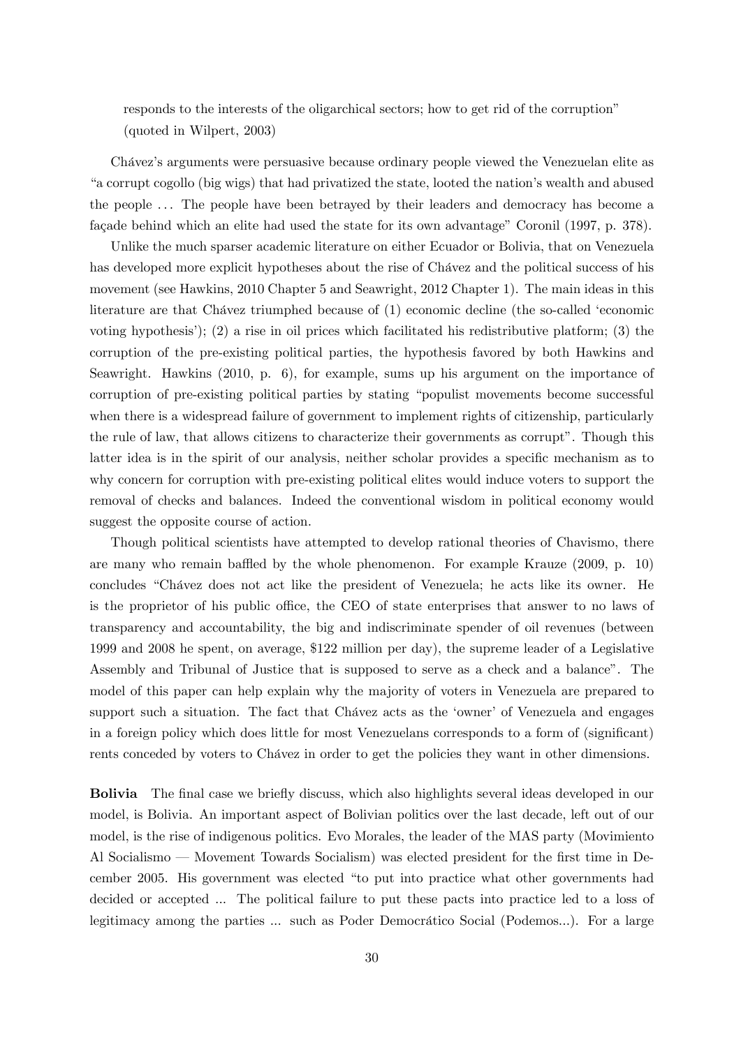responds to the interests of the oligarchical sectors; how to get rid of the corruption" (quoted in Wilpert, 2003)

Chávez's arguments were persuasive because ordinary people viewed the Venezuelan elite as "a corrupt cogollo (big wigs) that had privatized the state, looted the nation's wealth and abused the people ... The people have been betrayed by their leaders and democracy has become a façade behind which an elite had used the state for its own advantage" Coronil (1997, p. 378).

Unlike the much sparser academic literature on either Ecuador or Bolivia, that on Venezuela has developed more explicit hypotheses about the rise of Chávez and the political success of his movement (see Hawkins, 2010 Chapter 5 and Seawright, 2012 Chapter 1). The main ideas in this literature are that Chávez triumphed because of (1) economic decline (the so-called 'economic voting hypothesis'); (2) a rise in oil prices which facilitated his redistributive platform; (3) the corruption of the pre-existing political parties, the hypothesis favored by both Hawkins and Seawright. Hawkins (2010, p. 6), for example, sums up his argument on the importance of corruption of pre-existing political parties by stating "populist movements become successful when there is a widespread failure of government to implement rights of citizenship, particularly the rule of law, that allows citizens to characterize their governments as corrupt". Though this latter idea is in the spirit of our analysis, neither scholar provides a specific mechanism as to why concern for corruption with pre-existing political elites would induce voters to support the removal of checks and balances. Indeed the conventional wisdom in political economy would suggest the opposite course of action.

Though political scientists have attempted to develop rational theories of Chavismo, there are many who remain baffled by the whole phenomenon. For example Krauze (2009, p. 10) concludes "Chávez does not act like the president of Venezuela; he acts like its owner. He is the proprietor of his public office, the CEO of state enterprises that answer to no laws of transparency and accountability, the big and indiscriminate spender of oil revenues (between 1999 and 2008 he spent, on average, $122 million per day), the supreme leader of a Legislative Assembly and Tribunal of Justice that is supposed to serve as a check and a balance". The model of this paper can help explain why the majority of voters in Venezuela are prepared to support such a situation. The fact that Chávez acts as the 'owner' of Venezuela and engages in a foreign policy which does little for most Venezuelans corresponds to a form of (significant) rents conceded by voters to Chávez in order to get the policies they want in other dimensions.

**Bolivia** The final case we briefly discuss, which also highlights several ideas developed in our model, is Bolivia. An important aspect of Bolivian politics over the last decade, left out of our model, is the rise of indigenous politics. Evo Morales, the leader of the MAS party (Movimiento Al Socialismo — Movement Towards Socialism) was elected president for the first time in December 2005. His government was elected "to put into practice what other governments had decided or accepted ... The political failure to put these pacts into practice led to a loss of legitimacy among the parties ... such as Poder Democrático Social (Podemos...). For a large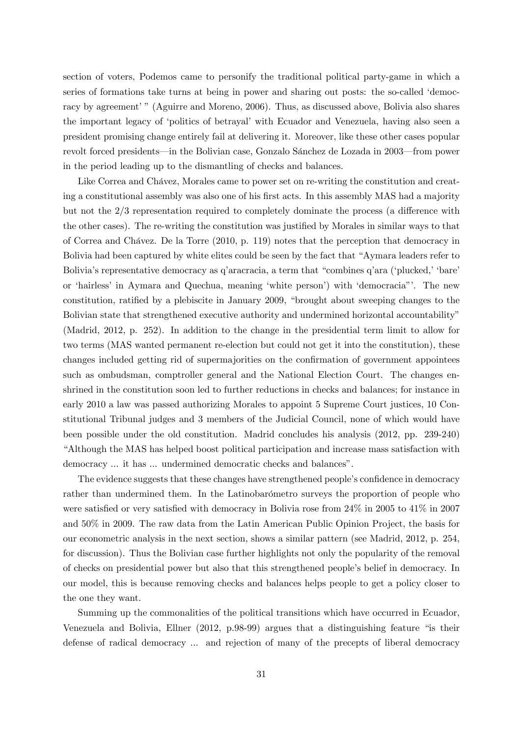section of voters, Podemos came to personify the traditional political party-game in which a series of formations take turns at being in power and sharing out posts: the so-called 'democracy by agreement' " (Aguirre and Moreno, 2006). Thus, as discussed above, Bolivia also shares the important legacy of 'politics of betrayal' with Ecuador and Venezuela, having also seen a president promising change entirely fail at delivering it. Moreover, like these other cases popular revolt forced presidents—in the Bolivian case, Gonzalo Sánchez de Lozada in 2003—from power in the period leading up to the dismantling of checks and balances.

Like Correa and Chávez, Morales came to power set on re-writing the constitution and creating a constitutional assembly was also one of his first acts. In this assembly MAS had a majority but not the 2/3 representation required to completely dominate the process (a difference with the other cases). The re-writing the constitution was justified by Morales in similar ways to that of Correa and Chávez. De la Torre (2010, p. 119) notes that the perception that democracy in Bolivia had been captured by white elites could be seen by the fact that "Aymara leaders refer to Bolivia's representative democracy as q'aracracia, a term that "combines q'ara ('plucked,' 'bare' or 'hairless' in Aymara and Quechua, meaning 'white person') with 'democracia"'. The new constitution, ratified by a plebiscite in January 2009, "brought about sweeping changes to the Bolivian state that strengthened executive authority and undermined horizontal accountability" (Madrid, 2012, p. 252). In addition to the change in the presidential term limit to allow for two terms (MAS wanted permanent re-election but could not get it into the constitution), these changes included getting rid of supermajorities on the confirmation of government appointees such as ombudsman, comptroller general and the National Election Court. The changes enshrined in the constitution soon led to further reductions in checks and balances; for instance in early 2010 a law was passed authorizing Morales to appoint 5 Supreme Court justices, 10 Constitutional Tribunal judges and 3 members of the Judicial Council, none of which would have been possible under the old constitution. Madrid concludes his analysis (2012, pp. 239-240) "Although the MAS has helped boost political participation and increase mass satisfaction with democracy ... it has ... undermined democratic checks and balances".

The evidence suggests that these changes have strengthened people's confidence in democracy rather than undermined them. In the Latinobarómetro surveys the proportion of people who were satisfied or very satisfied with democracy in Bolivia rose from 24% in 2005 to 41% in 2007 and 50% in 2009. The raw data from the Latin American Public Opinion Project, the basis for our econometric analysis in the next section, shows a similar pattern (see Madrid, 2012, p. 254, for discussion). Thus the Bolivian case further highlights not only the popularity of the removal of checks on presidential power but also that this strengthened people's belief in democracy. In our model, this is because removing checks and balances helps people to get a policy closer to the one they want.

Summing up the commonalities of the political transitions which have occurred in Ecuador, Venezuela and Bolivia, Ellner (2012, p.98-99) argues that a distinguishing feature "is their defense of radical democracy ... and rejection of many of the precepts of liberal democracy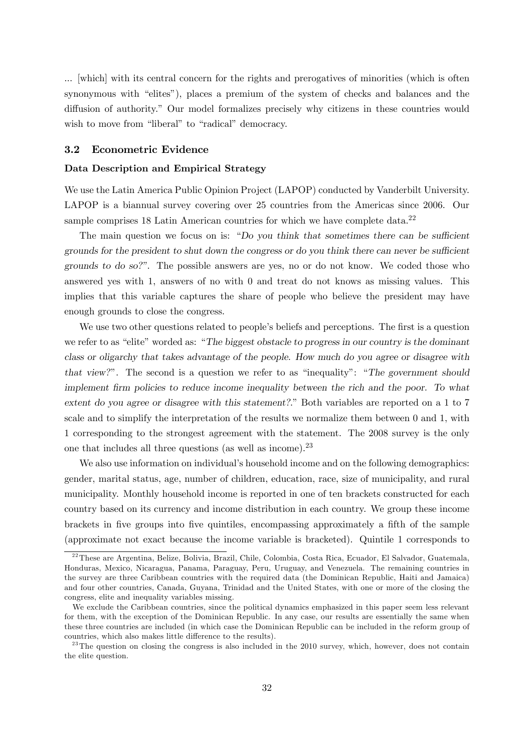... [which] with its central concern for the rights and prerogatives of minorities (which is often synonymous with "elites"), places a premium of the system of checks and balances and the diffusion of authority." Our model formalizes precisely why citizens in these countries would wish to move from "liberal" to "radical" democracy.

### 3.2 Econometric Evidence

#### Data Description and Empirical Strategy

We use the Latin America Public Opinion Project (LAPOP) conducted by Vanderbilt University. LAPOP is a biannual survey covering over 25 countries from the Americas since 2006. Our sample comprises 18 Latin American countries for which we have complete data.[22]

The main question we focus on is: "*Do you think that sometimes there can be sufficient grounds for the president to shut down the congress or do you think there can never be sufficient grounds to do so?*". The possible answers are yes, no or do not know. We coded those who answered yes with 1, answers of no with 0 and treat do not knows as missing values. This implies that this variable captures the share of people who believe the president may have enough grounds to close the congress.

We use two other questions related to people's beliefs and perceptions. The first is a question we refer to as "elite" worded as: "*The biggest obstacle to progress in our country is the dominant class or oligarchy that takes advantage of the people. How much do you agree or disagree with that view?*". The second is a question we refer to as "inequality": "*The government should implement firm policies to reduce income inequality between the rich and the poor. To what extent do you agree or disagree with this statement?*." Both variables are reported on a 1 to 7 scale and to simplify the interpretation of the results we normalize them between 0 and 1, with 1 corresponding to the strongest agreement with the statement. The 2008 survey is the only one that includes all three questions (as well as income).[23]

We also use information on individual's household income and on the following demographics: gender, marital status, age, number of children, education, race, size of municipality, and rural municipality. Monthly household income is reported in one of ten brackets constructed for each country based on its currency and income distribution in each country. We group these income brackets in five groups into five quintiles, encompassing approximately a fifth of the sample (approximate not exact because the income variable is bracketed). Quintile 1 corresponds to

---

[22] These are Argentina, Belize, Bolivia, Brazil, Chile, Colombia, Costa Rica, Ecuador, El Salvador, Guatemala, Honduras, Mexico, Nicaragua, Panama, Paraguay, Peru, Uruguay, and Venezuela. The remaining countries in the survey are three Caribbean countries with the required data (the Dominican Republic, Haiti and Jamaica) and four other countries, Canada, Guyana, Trinidad and the United States, with one or more of the closing the congress, elite and inequality variables missing.

We exclude the Caribbean countries, since the political dynamics emphasized in this paper seem less relevant for them, with the exception of the Dominican Republic. In any case, our results are essentially the same when these three countries are included (in which case the Dominican Republic can be included in the reform group of countries, which also makes little difference to the results).

[23] The question on closing the congress is also included in the 2010 survey, which, however, does not contain the elite question.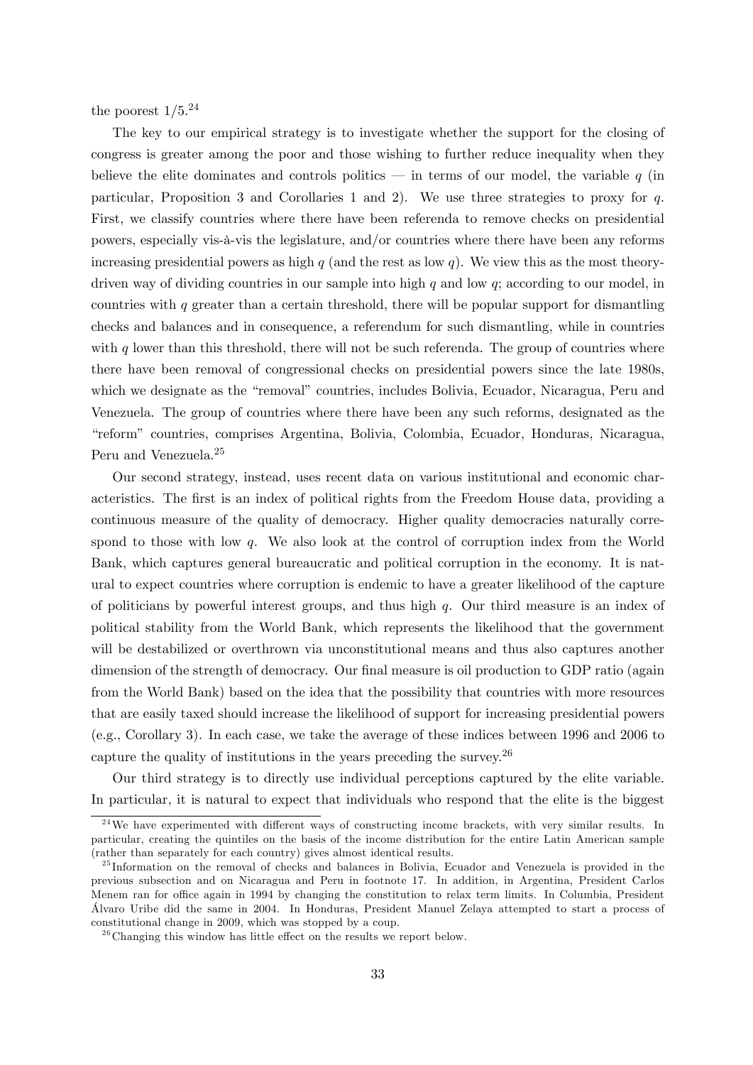the poorest 1/5.[24]

The key to our empirical strategy is to investigate whether the support for the closing of congress is greater among the poor and those wishing to further reduce inequality when they believe the elite dominates and controls politics — in terms of our model, the variable $q$ (in particular, Proposition 3 and Corollaries 1 and 2). We use three strategies to proxy for $q$. First, we classify countries where there have been referenda to remove checks on presidential powers, especially vis-à-vis the legislature, and/or countries where there have been any reforms increasing presidential powers as high $q$ (and the rest as low $q$). We view this as the most theory-driven way of dividing countries in our sample into high $q$ and low $q$; according to our model, in countries with $q$ greater than a certain threshold, there will be popular support for dismantling checks and balances and in consequence, a referendum for such dismantling, while in countries with $q$ lower than this threshold, there will not be such referenda. The group of countries where there have been removal of congressional checks on presidential powers since the late 1980s, which we designate as the "removal" countries, includes Bolivia, Ecuador, Nicaragua, Peru and Venezuela. The group of countries where there have been any such reforms, designated as the "reform" countries, comprises Argentina, Bolivia, Colombia, Ecuador, Honduras, Nicaragua, Peru and Venezuela.[25]

Our second strategy, instead, uses recent data on various institutional and economic characteristics. The first is an index of political rights from the Freedom House data, providing a continuous measure of the quality of democracy. Higher quality democracies naturally correspond to those with low $q$. We also look at the control of corruption index from the World Bank, which captures general bureaucratic and political corruption in the economy. It is natural to expect countries where corruption is endemic to have a greater likelihood of the capture of politicians by powerful interest groups, and thus high $q$. Our third measure is an index of political stability from the World Bank, which represents the likelihood that the government will be destabilized or overthrown via unconstitutional means and thus also captures another dimension of the strength of democracy. Our final measure is oil production to GDP ratio (again from the World Bank) based on the idea that the possibility that countries with more resources that are easily taxed should increase the likelihood of support for increasing presidential powers (e.g., Corollary 3). In each case, we take the average of these indices between 1996 and 2006 to capture the quality of institutions in the years preceding the survey.[26]

Our third strategy is to directly use individual perceptions captured by the elite variable. In particular, it is natural to expect that individuals who respond that the elite is the biggest

---

[24] We have experimented with different ways of constructing income brackets, with very similar results. In particular, creating the quintiles on the basis of the income distribution for the entire Latin American sample (rather than separately for each country) gives almost identical results.

[25] Information on the removal of checks and balances in Bolivia, Ecuador and Venezuela is provided in the previous subsection and on Nicaragua and Peru in footnote 17. In addition, in Argentina, President Carlos Menem ran for office again in 1994 by changing the constitution to relax term limits. In Columbia, President Álvaro Uribe did the same in 2004. In Honduras, President Manuel Zelaya attempted to start a process of constitutional change in 2009, which was stopped by a coup.

[26] Changing this window has little effect on the results we report below.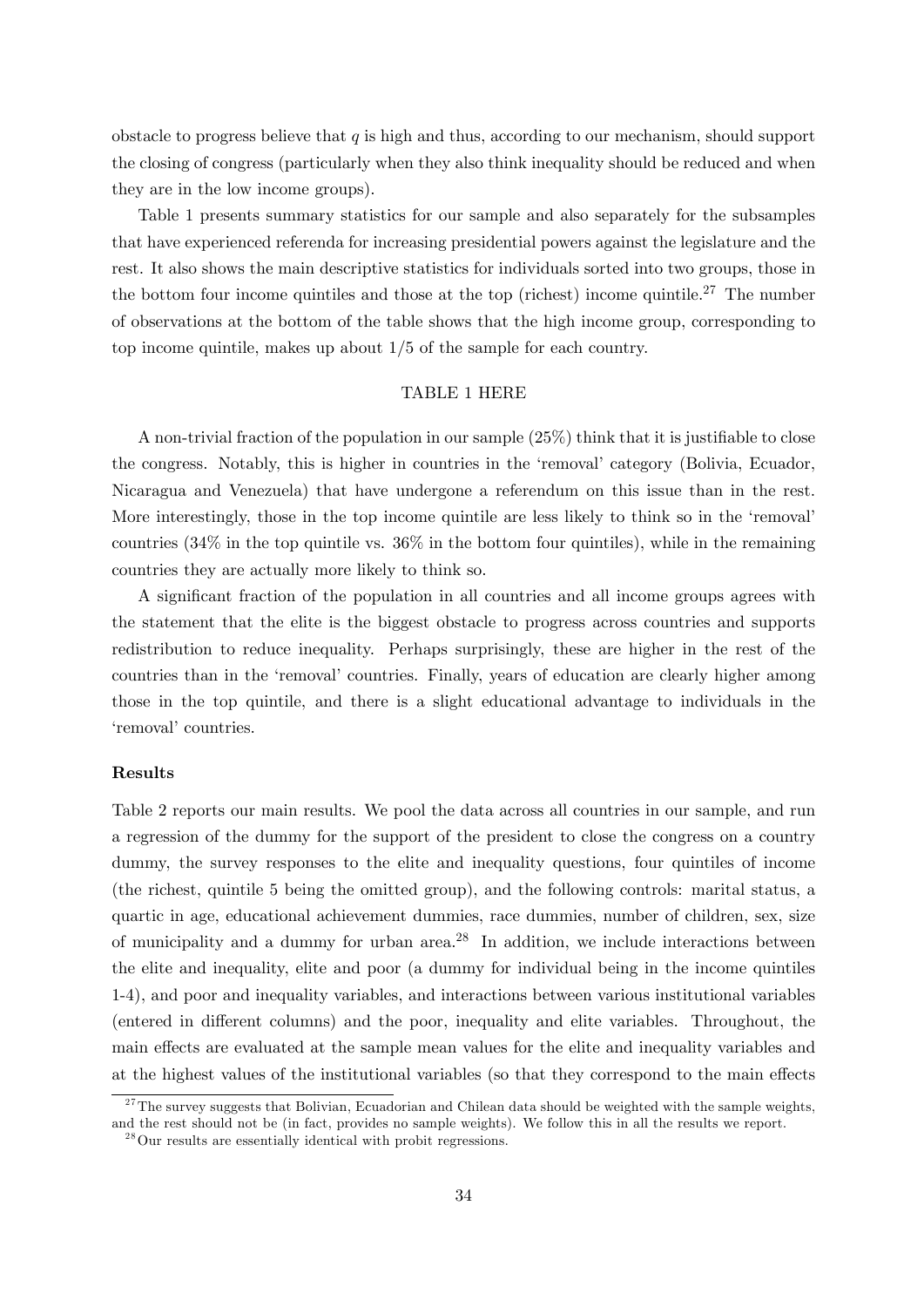obstacle to progress believe that $q$ is high and thus, according to our mechanism, should support the closing of congress (particularly when they also think inequality should be reduced and when they are in the low income groups).

Table 1 presents summary statistics for our sample and also separately for the subsamples that have experienced referenda for increasing presidential powers against the legislature and the rest. It also shows the main descriptive statistics for individuals sorted into two groups, those in the bottom four income quintiles and those at the top (richest) income quintile.[27] The number of observations at the bottom of the table shows that the high income group, corresponding to top income quintile, makes up about 1/5 of the sample for each country.

TABLE 1 HERE

A non-trivial fraction of the population in our sample (25%) think that it is justifiable to close the congress. Notably, this is higher in countries in the 'removal' category (Bolivia, Ecuador, Nicaragua and Venezuela) that have undergone a referendum on this issue than in the rest. More interestingly, those in the top income quintile are less likely to think so in the 'removal' countries (34% in the top quintile vs. 36% in the bottom four quintiles), while in the remaining countries they are actually more likely to think so.

A significant fraction of the population in all countries and all income groups agrees with the statement that the elite is the biggest obstacle to progress across countries and supports redistribution to reduce inequality. Perhaps surprisingly, these are higher in the rest of the countries than in the 'removal' countries. Finally, years of education are clearly higher among those in the top quintile, and there is a slight educational advantage to individuals in the 'removal' countries.

**Results**

Table 2 reports our main results. We pool the data across all countries in our sample, and run a regression of the dummy for the support of the president to close the congress on a country dummy, the survey responses to the elite and inequality questions, four quintiles of income (the richest, quintile 5 being the omitted group), and the following controls: marital status, a quartic in age, educational achievement dummies, race dummies, number of children, sex, size of municipality and a dummy for urban area.[28] In addition, we include interactions between the elite and inequality, elite and poor (a dummy for individual being in the income quintiles 1-4), and poor and inequality variables, and interactions between various institutional variables (entered in different columns) and the poor, inequality and elite variables. Throughout, the main effects are evaluated at the sample mean values for the elite and inequality variables and at the highest values of the institutional variables (so that they correspond to the main effects

[27] The survey suggests that Bolivian, Ecuadorian and Chilean data should be weighted with the sample weights, and the rest should not be (in fact, provides no sample weights). We follow this in all the results we report.

[28] Our results are essentially identical with probit regressions.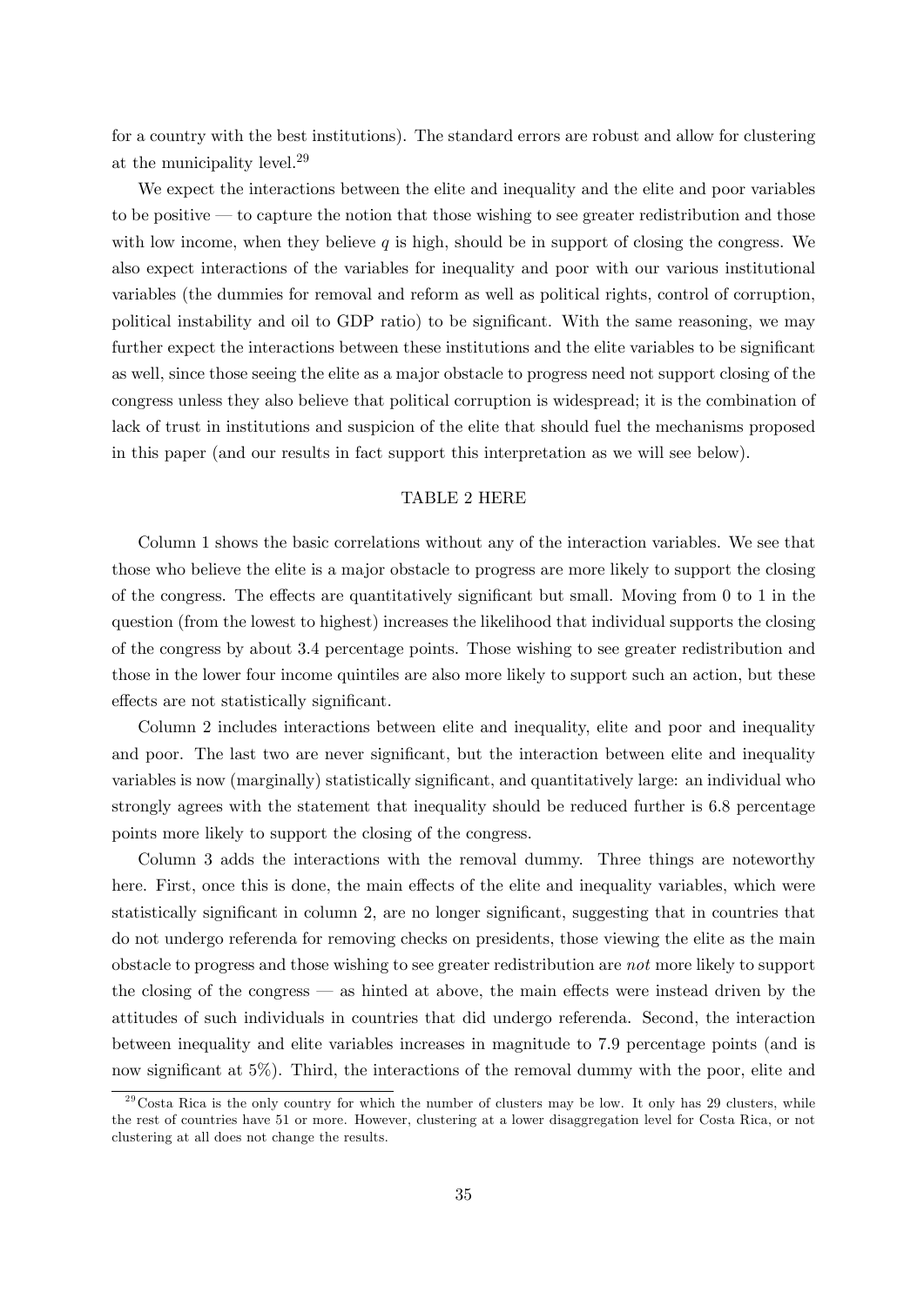for a country with the best institutions). The standard errors are robust and allow for clustering at the municipality level.[29]

We expect the interactions between the elite and inequality and the elite and poor variables to be positive — to capture the notion that those wishing to see greater redistribution and those with low income, when they believe $q$ is high, should be in support of closing the congress. We also expect interactions of the variables for inequality and poor with our various institutional variables (the dummies for removal and reform as well as political rights, control of corruption, political instability and oil to GDP ratio) to be significant. With the same reasoning, we may further expect the interactions between these institutions and the elite variables to be significant as well, since those seeing the elite as a major obstacle to progress need not support closing of the congress unless they also believe that political corruption is widespread; it is the combination of lack of trust in institutions and suspicion of the elite that should fuel the mechanisms proposed in this paper (and our results in fact support this interpretation as we will see below).

TABLE 2 HERE

Column 1 shows the basic correlations without any of the interaction variables. We see that those who believe the elite is a major obstacle to progress are more likely to support the closing of the congress. The effects are quantitatively significant but small. Moving from 0 to 1 in the question (from the lowest to highest) increases the likelihood that individual supports the closing of the congress by about 3.4 percentage points. Those wishing to see greater redistribution and those in the lower four income quintiles are also more likely to support such an action, but these effects are not statistically significant.

Column 2 includes interactions between elite and inequality, elite and poor and inequality and poor. The last two are never significant, but the interaction between elite and inequality variables is now (marginally) statistically significant, and quantitatively large: an individual who strongly agrees with the statement that inequality should be reduced further is 6.8 percentage points more likely to support the closing of the congress.

Column 3 adds the interactions with the removal dummy. Three things are noteworthy here. First, once this is done, the main effects of the elite and inequality variables, which were statistically significant in column 2, are no longer significant, suggesting that in countries that do not undergo referenda for removing checks on presidents, those viewing the elite as the main obstacle to progress and those wishing to see greater redistribution are *not* more likely to support the closing of the congress — as hinted at above, the main effects were instead driven by the attitudes of such individuals in countries that did undergo referenda. Second, the interaction between inequality and elite variables increases in magnitude to 7.9 percentage points (and is now significant at 5%). Third, the interactions of the removal dummy with the poor, elite and

[29] Costa Rica is the only country for which the number of clusters may be low. It only has 29 clusters, while the rest of countries have 51 or more. However, clustering at a lower disaggregation level for Costa Rica, or not clustering at all does not change the results.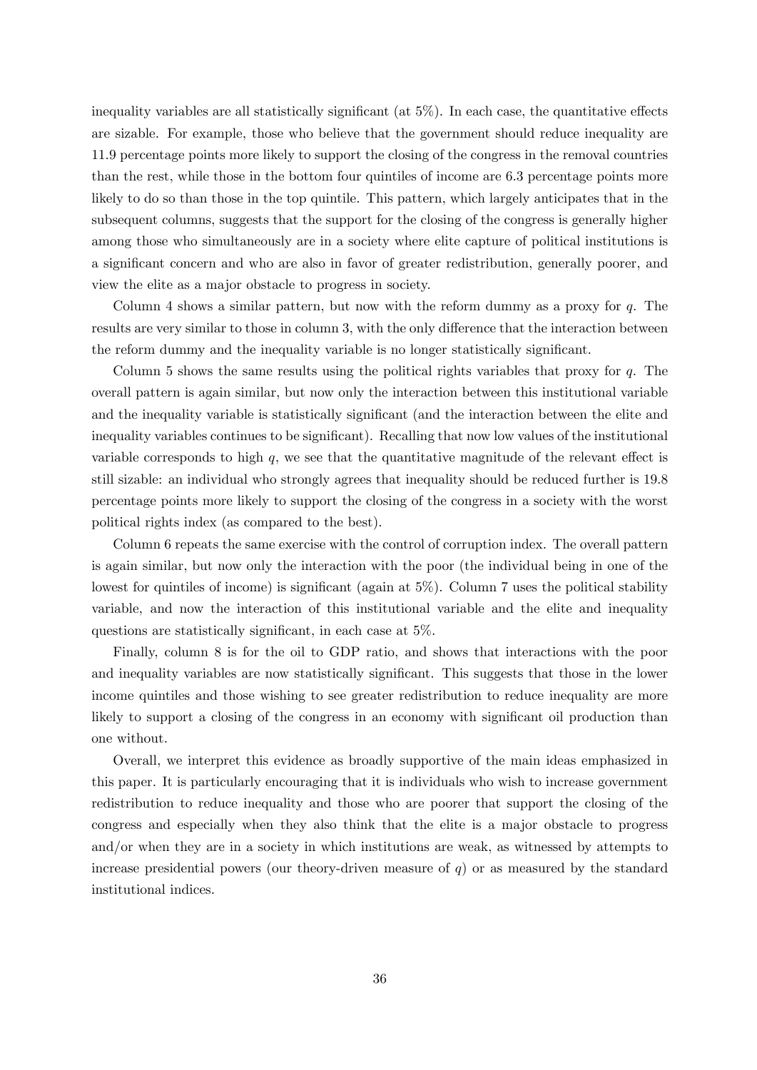inequality variables are all statistically significant (at 5%). In each case, the quantitative effects are sizable. For example, those who believe that the government should reduce inequality are 11.9 percentage points more likely to support the closing of the congress in the removal countries than the rest, while those in the bottom four quintiles of income are 6.3 percentage points more likely to do so than those in the top quintile. This pattern, which largely anticipates that in the subsequent columns, suggests that the support for the closing of the congress is generally higher among those who simultaneously are in a society where elite capture of political institutions is a significant concern and who are also in favor of greater redistribution, generally poorer, and view the elite as a major obstacle to progress in society.

Column 4 shows a similar pattern, but now with the reform dummy as a proxy for $q$. The results are very similar to those in column 3, with the only difference that the interaction between the reform dummy and the inequality variable is no longer statistically significant.

Column 5 shows the same results using the political rights variables that proxy for $q$. The overall pattern is again similar, but now only the interaction between this institutional variable and the inequality variable is statistically significant (and the interaction between the elite and inequality variables continues to be significant). Recalling that now low values of the institutional variable corresponds to high $q$, we see that the quantitative magnitude of the relevant effect is still sizable: an individual who strongly agrees that inequality should be reduced further is 19.8 percentage points more likely to support the closing of the congress in a society with the worst political rights index (as compared to the best).

Column 6 repeats the same exercise with the control of corruption index. The overall pattern is again similar, but now only the interaction with the poor (the individual being in one of the lowest for quintiles of income) is significant (again at 5%). Column 7 uses the political stability variable, and now the interaction of this institutional variable and the elite and inequality questions are statistically significant, in each case at 5%.

Finally, column 8 is for the oil to GDP ratio, and shows that interactions with the poor and inequality variables are now statistically significant. This suggests that those in the lower income quintiles and those wishing to see greater redistribution to reduce inequality are more likely to support a closing of the congress in an economy with significant oil production than one without.

Overall, we interpret this evidence as broadly supportive of the main ideas emphasized in this paper. It is particularly encouraging that it is individuals who wish to increase government redistribution to reduce inequality and those who are poorer that support the closing of the congress and especially when they also think that the elite is a major obstacle to progress and/or when they are in a society in which institutions are weak, as witnessed by attempts to increase presidential powers (our theory-driven measure of $q$) or as measured by the standard institutional indices.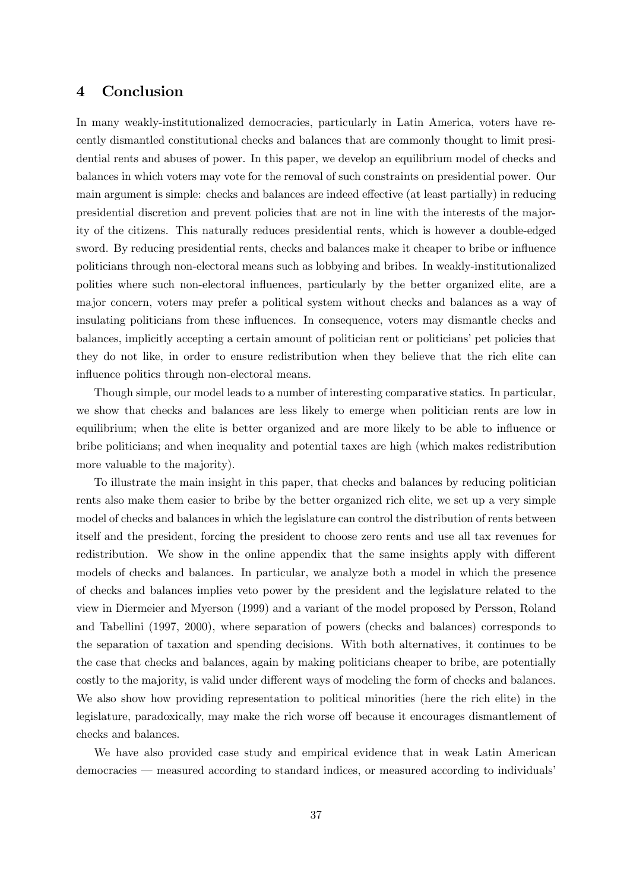## 4 Conclusion

In many weakly-institutionalized democracies, particularly in Latin America, voters have recently dismantled constitutional checks and balances that are commonly thought to limit presidential rents and abuses of power. In this paper, we develop an equilibrium model of checks and balances in which voters may vote for the removal of such constraints on presidential power. Our main argument is simple: checks and balances are indeed effective (at least partially) in reducing presidential discretion and prevent policies that are not in line with the interests of the majority of the citizens. This naturally reduces presidential rents, which is however a double-edged sword. By reducing presidential rents, checks and balances make it cheaper to bribe or influence politicians through non-electoral means such as lobbying and bribes. In weakly-institutionalized polities where such non-electoral influences, particularly by the better organized elite, are a major concern, voters may prefer a political system without checks and balances as a way of insulating politicians from these influences. In consequence, voters may dismantle checks and balances, implicitly accepting a certain amount of politician rent or politicians' pet policies that they do not like, in order to ensure redistribution when they believe that the rich elite can influence politics through non-electoral means.

Though simple, our model leads to a number of interesting comparative statics. In particular, we show that checks and balances are less likely to emerge when politician rents are low in equilibrium; when the elite is better organized and are more likely to be able to influence or bribe politicians; and when inequality and potential taxes are high (which makes redistribution more valuable to the majority).

To illustrate the main insight in this paper, that checks and balances by reducing politician rents also make them easier to bribe by the better organized rich elite, we set up a very simple model of checks and balances in which the legislature can control the distribution of rents between itself and the president, forcing the president to choose zero rents and use all tax revenues for redistribution. We show in the online appendix that the same insights apply with different models of checks and balances. In particular, we analyze both a model in which the presence of checks and balances implies veto power by the president and the legislature related to the view in Diermeier and Myerson (1999) and a variant of the model proposed by Persson, Roland and Tabellini (1997, 2000), where separation of powers (checks and balances) corresponds to the separation of taxation and spending decisions. With both alternatives, it continues to be the case that checks and balances, again by making politicians cheaper to bribe, are potentially costly to the majority, is valid under different ways of modeling the form of checks and balances. We also show how providing representation to political minorities (here the rich elite) in the legislature, paradoxically, may make the rich worse off because it encourages dismantlement of checks and balances.

We have also provided case study and empirical evidence that in weak Latin American democracies — measured according to standard indices, or measured according to individuals'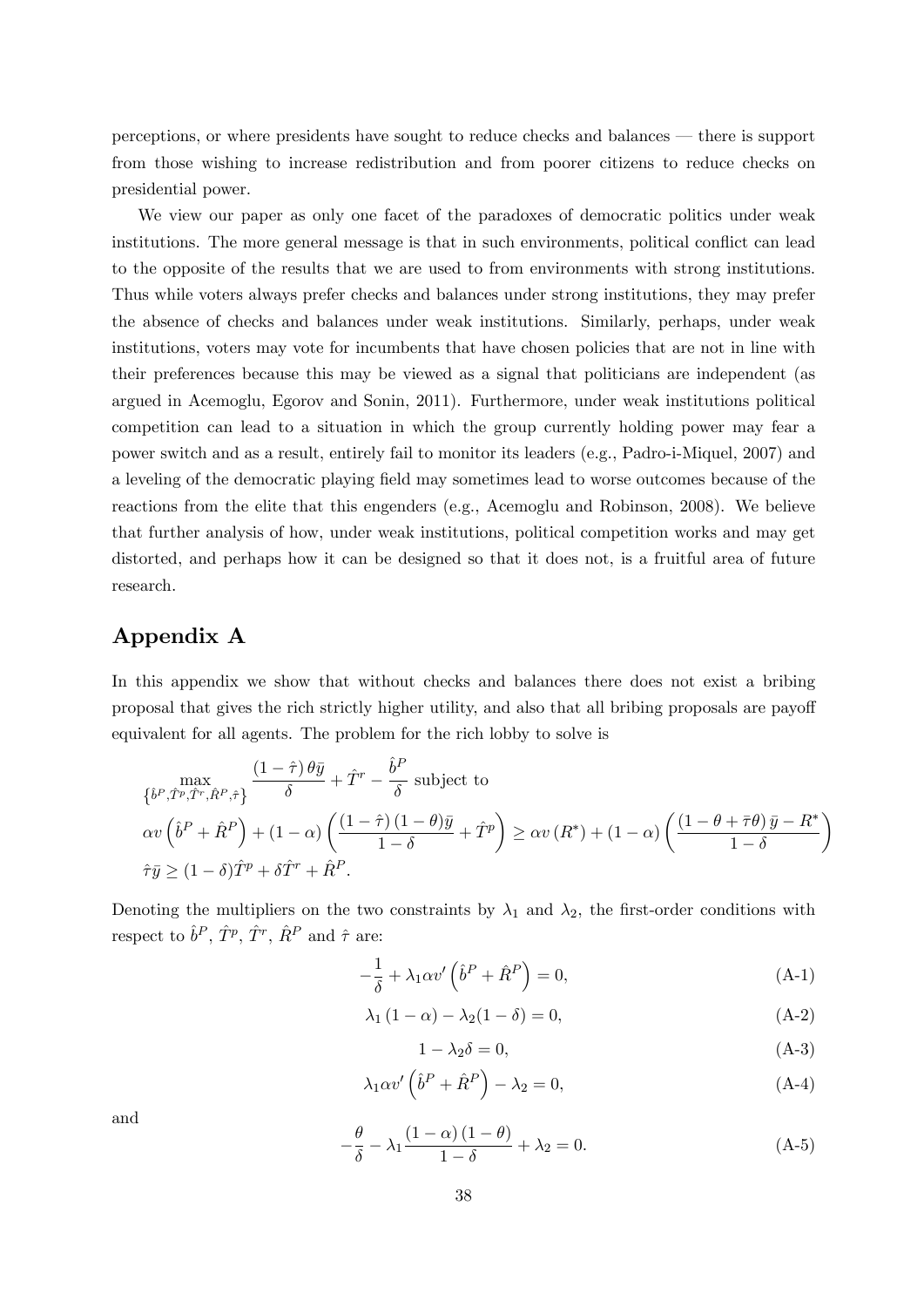perceptions, or where presidents have sought to reduce checks and balances — there is support from those wishing to increase redistribution and from poorer citizens to reduce checks on presidential power.

We view our paper as only one facet of the paradoxes of democratic politics under weak institutions. The more general message is that in such environments, political conflict can lead to the opposite of the results that we are used to from environments with strong institutions. Thus while voters always prefer checks and balances under strong institutions, they may prefer the absence of checks and balances under weak institutions. Similarly, perhaps, under weak institutions, voters may vote for incumbents that have chosen policies that are not in line with their preferences because this may be viewed as a signal that politicians are independent (as argued in Acemoglu, Egorov and Sonin, 2011). Furthermore, under weak institutions political competition can lead to a situation in which the group currently holding power may fear a power switch and as a result, entirely fail to monitor its leaders (e.g., Padro-i-Miquel, 2007) and a leveling of the democratic playing field may sometimes lead to worse outcomes because of the reactions from the elite that this engenders (e.g., Acemoglu and Robinson, 2008). We believe that further analysis of how, under weak institutions, political competition works and may get distorted, and perhaps how it can be designed so that it does not, is a fruitful area of future research.

# Appendix A

In this appendix we show that without checks and balances there does not exist a bribing proposal that gives the rich strictly higher utility, and also that all bribing proposals are payoff equivalent for all agents. The problem for the rich lobby to solve is

$$\max_{\left\{\hat{b}^P,\hat{T}^p,\hat{T}^r,\hat{R}^P,\hat{\tau}\right\}} \frac{(1-\hat{\tau})\,\theta\bar{y}}{\delta} + \hat{T}^r - \frac{\hat{b}^P}{\delta} \text{ subject to}$$

$$\alpha v\left(\hat{b}^P+\hat{R}^P\right) + (1-\alpha)\left(\frac{(1-\hat{\tau})\,(1-\theta)\bar{y}}{1-\delta}+\hat{T}^p\right) \geq \alpha v\left(R^*\right) + (1-\alpha)\left(\frac{(1-\theta+\bar{\tau}\theta)\,\bar{y}-R^*}{1-\delta}\right)$$

$$\hat{\tau}\bar{y} \geq (1-\delta)\hat{T}^p + \delta\hat{T}^r + \hat{R}^P.$$

Denoting the multipliers on the two constraints by $\lambda_1$ and $\lambda_2$, the first-order conditions with respect to $\hat{b}^P$, $\hat{T}^p$, $\hat{T}^r$, $\hat{R}^P$ and $\hat{\tau}$ are:

$$-\frac{1}{\delta} + \lambda_1\alpha v'\left(\hat{b}^P+\hat{R}^P\right) = 0, \tag{A-1}$$

$$\lambda_1\,(1-\alpha) - \lambda_2(1-\delta) = 0, \tag{A-2}$$

$$1 - \lambda_2\delta = 0, \tag{A-3}$$

$$\lambda_1\alpha v'\left(\hat{b}^P+\hat{R}^P\right) - \lambda_2 = 0, \tag{A-4}$$

and

$$-\frac{\theta}{\delta} - \lambda_1\frac{(1-\alpha)\,(1-\theta)}{1-\delta} + \lambda_2 = 0. \tag{A-5}$$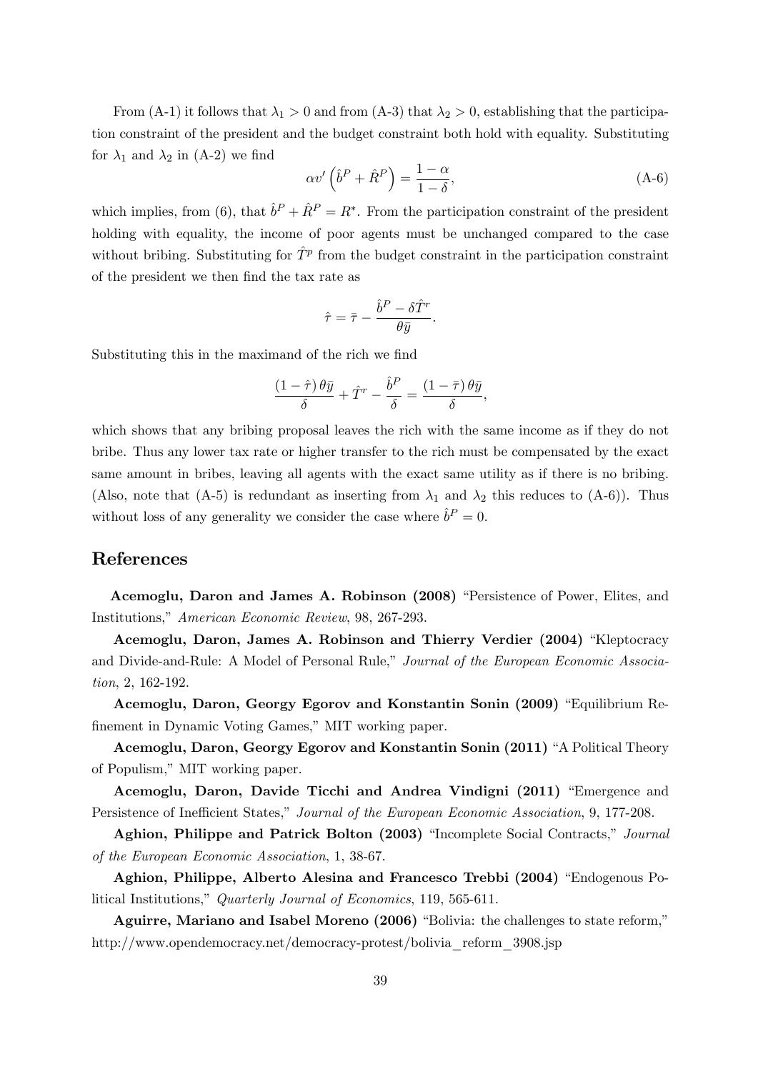From (A-1) it follows that $\lambda_1 > 0$ and from (A-3) that $\lambda_2 > 0$, establishing that the participation constraint of the president and the budget constraint both hold with equality. Substituting for $\lambda_1$ and $\lambda_2$ in (A-2) we find

$$\alpha v'\left(\hat{b}^P + \hat{R}^P\right) = \frac{1-\alpha}{1-\delta}, \tag{A-6}$$

which implies, from (6), that $\hat{b}^P + \hat{R}^P = R^*$. From the participation constraint of the president holding with equality, the income of poor agents must be unchanged compared to the case without bribing. Substituting for $\hat{T}^p$ from the budget constraint in the participation constraint of the president we then find the tax rate as

$$\hat{\tau} = \bar{\tau} - \frac{\hat{b}^P - \delta \hat{T}^r}{\theta \bar{y}}.$$

Substituting this in the maximand of the rich we find

$$\frac{(1-\hat{\tau})\,\theta \bar{y}}{\delta} + \hat{T}^r - \frac{\hat{b}^P}{\delta} = \frac{(1-\bar{\tau})\,\theta \bar{y}}{\delta},$$

which shows that any bribing proposal leaves the rich with the same income as if they do not bribe. Thus any lower tax rate or higher transfer to the rich must be compensated by the exact same amount in bribes, leaving all agents with the exact same utility as if there is no bribing. (Also, note that (A-5) is redundant as inserting from $\lambda_1$ and $\lambda_2$ this reduces to (A-6)). Thus without loss of any generality we consider the case where $\hat{b}^P = 0$.

# References

**Acemoglu, Daron and James A. Robinson (2008)** "Persistence of Power, Elites, and Institutions," *American Economic Review*, 98, 267-293.

**Acemoglu, Daron, James A. Robinson and Thierry Verdier (2004)** "Kleptocracy and Divide-and-Rule: A Model of Personal Rule," *Journal of the European Economic Association*, 2, 162-192.

**Acemoglu, Daron, Georgy Egorov and Konstantin Sonin (2009)** "Equilibrium Refinement in Dynamic Voting Games," MIT working paper.

**Acemoglu, Daron, Georgy Egorov and Konstantin Sonin (2011)** "A Political Theory of Populism," MIT working paper.

**Acemoglu, Daron, Davide Ticchi and Andrea Vindigni (2011)** "Emergence and Persistence of Inefficient States," *Journal of the European Economic Association*, 9, 177-208.

**Aghion, Philippe and Patrick Bolton (2003)** "Incomplete Social Contracts," *Journal of the European Economic Association*, 1, 38-67.

**Aghion, Philippe, Alberto Alesina and Francesco Trebbi (2004)** "Endogenous Political Institutions," *Quarterly Journal of Economics*, 119, 565-611.

**Aguirre, Mariano and Isabel Moreno (2006)** "Bolivia: the challenges to state reform," http://www.opendemocracy.net/democracy-protest/bolivia_reform_3908.jsp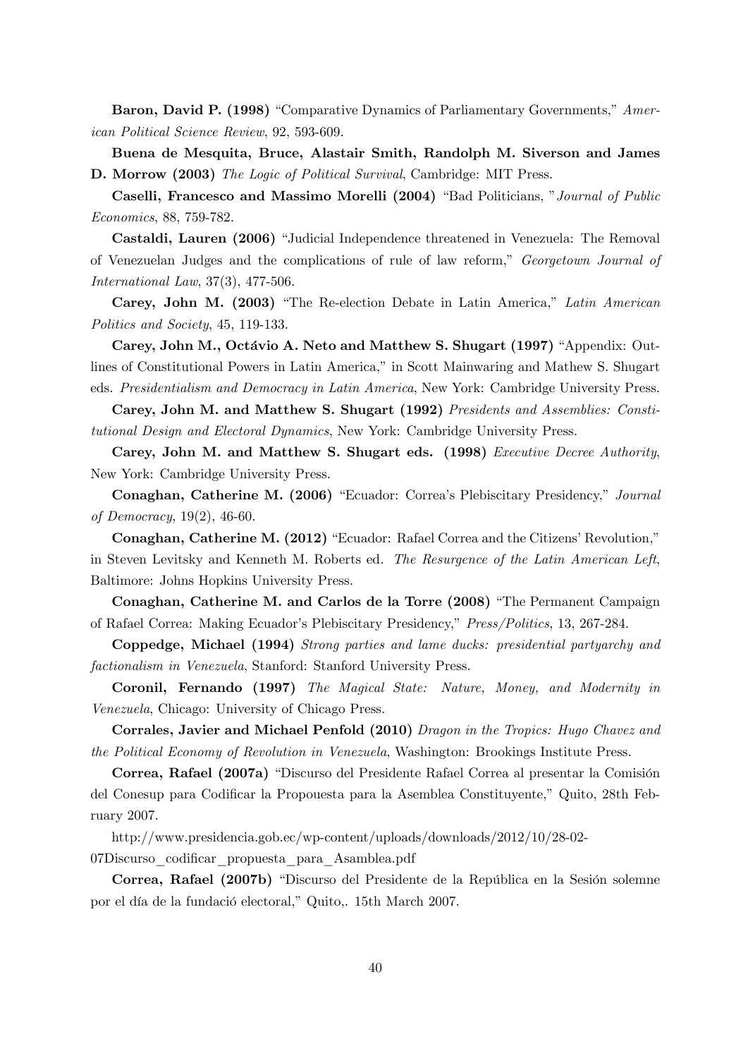**Baron, David P. (1998)** "Comparative Dynamics of Parliamentary Governments," *American Political Science Review*, 92, 593-609.

**Buena de Mesquita, Bruce, Alastair Smith, Randolph M. Siverson and James D. Morrow (2003)** *The Logic of Political Survival*, Cambridge: MIT Press.

**Caselli, Francesco and Massimo Morelli (2004)** "Bad Politicians, "*Journal of Public Economics*, 88, 759-782.

**Castaldi, Lauren (2006)** "Judicial Independence threatened in Venezuela: The Removal of Venezuelan Judges and the complications of rule of law reform," *Georgetown Journal of International Law*, 37(3), 477-506.

**Carey, John M. (2003)** "The Re-election Debate in Latin America," *Latin American Politics and Society*, 45, 119-133.

**Carey, John M., Octávio A. Neto and Matthew S. Shugart (1997)** "Appendix: Outlines of Constitutional Powers in Latin America," in Scott Mainwaring and Mathew S. Shugart eds. *Presidentialism and Democracy in Latin America*, New York: Cambridge University Press.

**Carey, John M. and Matthew S. Shugart (1992)** *Presidents and Assemblies: Constitutional Design and Electoral Dynamics*, New York: Cambridge University Press.

**Carey, John M. and Matthew S. Shugart eds. (1998)** *Executive Decree Authority*, New York: Cambridge University Press.

**Conaghan, Catherine M. (2006)** "Ecuador: Correa's Plebiscitary Presidency," *Journal of Democracy*, 19(2), 46-60.

**Conaghan, Catherine M. (2012)** "Ecuador: Rafael Correa and the Citizens' Revolution," in Steven Levitsky and Kenneth M. Roberts ed. *The Resurgence of the Latin American Left*, Baltimore: Johns Hopkins University Press.

**Conaghan, Catherine M. and Carlos de la Torre (2008)** "The Permanent Campaign of Rafael Correa: Making Ecuador's Plebiscitary Presidency," *Press/Politics*, 13, 267-284.

**Coppedge, Michael (1994)** *Strong parties and lame ducks: presidential partyarchy and factionalism in Venezuela*, Stanford: Stanford University Press.

**Coronil, Fernando (1997)** *The Magical State: Nature, Money, and Modernity in Venezuela*, Chicago: University of Chicago Press.

**Corrales, Javier and Michael Penfold (2010)** *Dragon in the Tropics: Hugo Chavez and the Political Economy of Revolution in Venezuela*, Washington: Brookings Institute Press.

**Correa, Rafael (2007a)** "Discurso del Presidente Rafael Correa al presentar la Comisión del Conesup para Codificar la Propouesta para la Asemblea Constituyente," Quito, 28th February 2007.

http://www.presidencia.gob.ec/wp-content/uploads/downloads/2012/10/28-02-07Discurso_codificar_propuesta_para_Asamblea.pdf

**Correa, Rafael (2007b)** "Discurso del Presidente de la República en la Sesión solemne por el día de la fundació electoral," Quito,. 15th March 2007.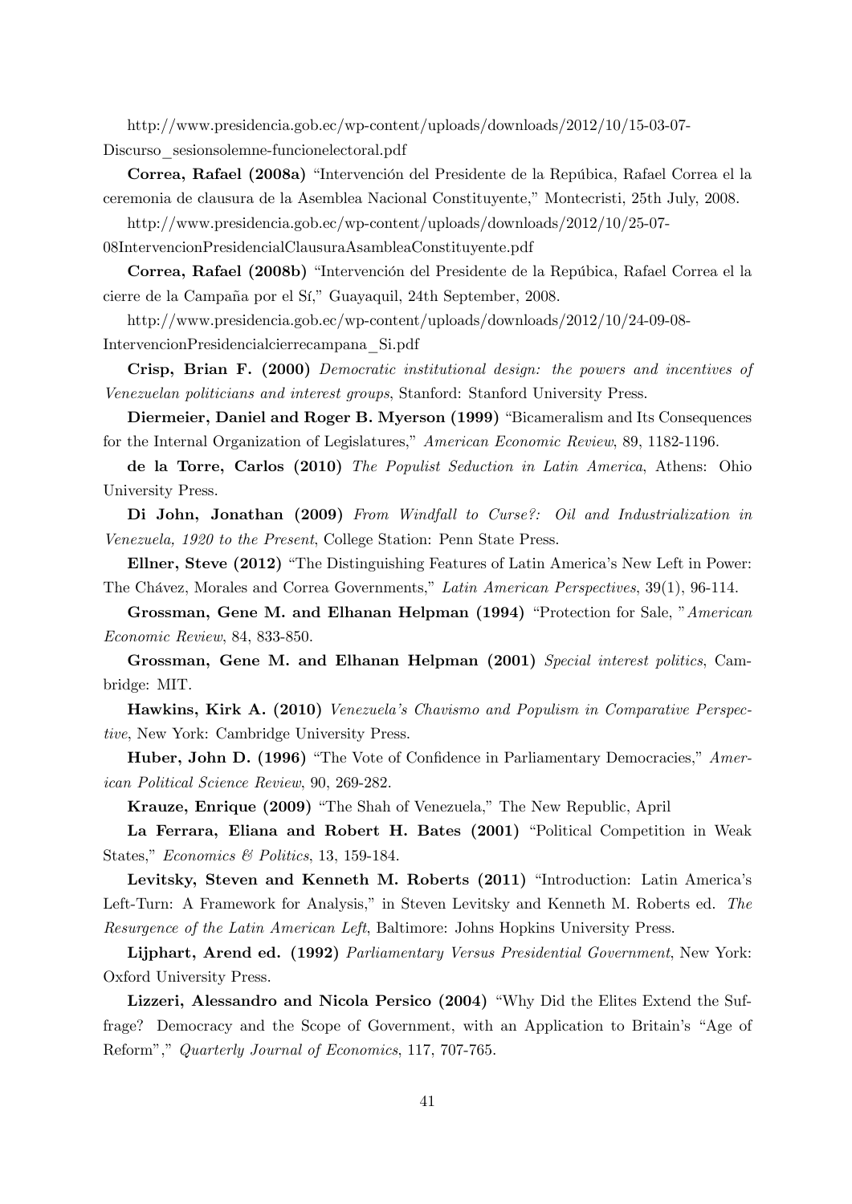http://www.presidencia.gob.ec/wp-content/uploads/downloads/2012/10/15-03-07-Discurso_sesionsolemne-funcionelectoral.pdf

**Correa, Rafael (2008a)** "Intervención del Presidente de la Repúbica, Rafael Correa el la ceremonia de clausura de la Asemblea Nacional Constituyente," Montecristi, 25th July, 2008.

http://www.presidencia.gob.ec/wp-content/uploads/downloads/2012/10/25-07-08IntervencionPresidencialClausuraAsambleaConstituyente.pdf

**Correa, Rafael (2008b)** "Intervención del Presidente de la Repúbica, Rafael Correa el la cierre de la Campaña por el Sí," Guayaquil, 24th September, 2008.

http://www.presidencia.gob.ec/wp-content/uploads/downloads/2012/10/24-09-08-IntervencionPresidencialcierrecampana_Si.pdf

**Crisp, Brian F. (2000)** *Democratic institutional design: the powers and incentives of Venezuelan politicians and interest groups*, Stanford: Stanford University Press.

**Diermeier, Daniel and Roger B. Myerson (1999)** "Bicameralism and Its Consequences for the Internal Organization of Legislatures," *American Economic Review*, 89, 1182-1196.

**de la Torre, Carlos (2010)** *The Populist Seduction in Latin America*, Athens: Ohio University Press.

**Di John, Jonathan (2009)** *From Windfall to Curse?: Oil and Industrialization in Venezuela, 1920 to the Present*, College Station: Penn State Press.

**Ellner, Steve (2012)** "The Distinguishing Features of Latin America's New Left in Power: The Chávez, Morales and Correa Governments," *Latin American Perspectives*, 39(1), 96-114.

**Grossman, Gene M. and Elhanan Helpman (1994)** "Protection for Sale, "*American Economic Review*, 84, 833-850.

**Grossman, Gene M. and Elhanan Helpman (2001)** *Special interest politics*, Cambridge: MIT.

**Hawkins, Kirk A. (2010)** *Venezuela's Chavismo and Populism in Comparative Perspective*, New York: Cambridge University Press.

**Huber, John D. (1996)** "The Vote of Confidence in Parliamentary Democracies," *American Political Science Review*, 90, 269-282.

**Krauze, Enrique (2009)** "The Shah of Venezuela," The New Republic, April

**La Ferrara, Eliana and Robert H. Bates (2001)** "Political Competition in Weak States," *Economics & Politics*, 13, 159-184.

**Levitsky, Steven and Kenneth M. Roberts (2011)** "Introduction: Latin America's Left-Turn: A Framework for Analysis," in Steven Levitsky and Kenneth M. Roberts ed. *The Resurgence of the Latin American Left*, Baltimore: Johns Hopkins University Press.

**Lijphart, Arend ed. (1992)** *Parliamentary Versus Presidential Government*, New York: Oxford University Press.

**Lizzeri, Alessandro and Nicola Persico (2004)** "Why Did the Elites Extend the Suffrage? Democracy and the Scope of Government, with an Application to Britain's "Age of Reform"," *Quarterly Journal of Economics*, 117, 707-765.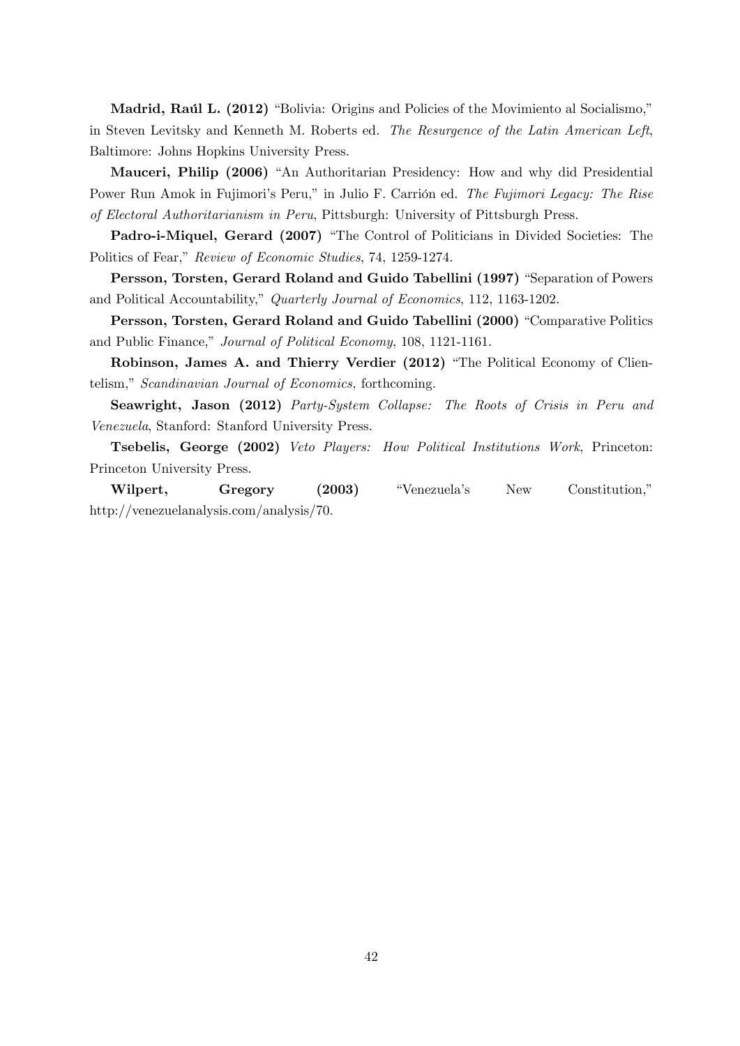**Madrid, Raúl L. (2012)** "Bolivia: Origins and Policies of the Movimiento al Socialismo," in Steven Levitsky and Kenneth M. Roberts ed. *The Resurgence of the Latin American Left*, Baltimore: Johns Hopkins University Press.

**Mauceri, Philip (2006)** "An Authoritarian Presidency: How and why did Presidential Power Run Amok in Fujimori's Peru," in Julio F. Carrión ed. *The Fujimori Legacy: The Rise of Electoral Authoritarianism in Peru*, Pittsburgh: University of Pittsburgh Press.

**Padro-i-Miquel, Gerard (2007)** "The Control of Politicians in Divided Societies: The Politics of Fear," *Review of Economic Studies*, 74, 1259-1274.

**Persson, Torsten, Gerard Roland and Guido Tabellini (1997)** "Separation of Powers and Political Accountability," *Quarterly Journal of Economics*, 112, 1163-1202.

**Persson, Torsten, Gerard Roland and Guido Tabellini (2000)** "Comparative Politics and Public Finance," *Journal of Political Economy*, 108, 1121-1161.

**Robinson, James A. and Thierry Verdier (2012)** "The Political Economy of Clientelism," *Scandinavian Journal of Economics,* forthcoming.

**Seawright, Jason (2012)** *Party-System Collapse: The Roots of Crisis in Peru and Venezuela*, Stanford: Stanford University Press.

**Tsebelis, George (2002)** *Veto Players: How Political Institutions Work*, Princeton: Princeton University Press.

**Wilpert, Gregory (2003)** "Venezuela's New Constitution," http://venezuelanalysis.com/analysis/70.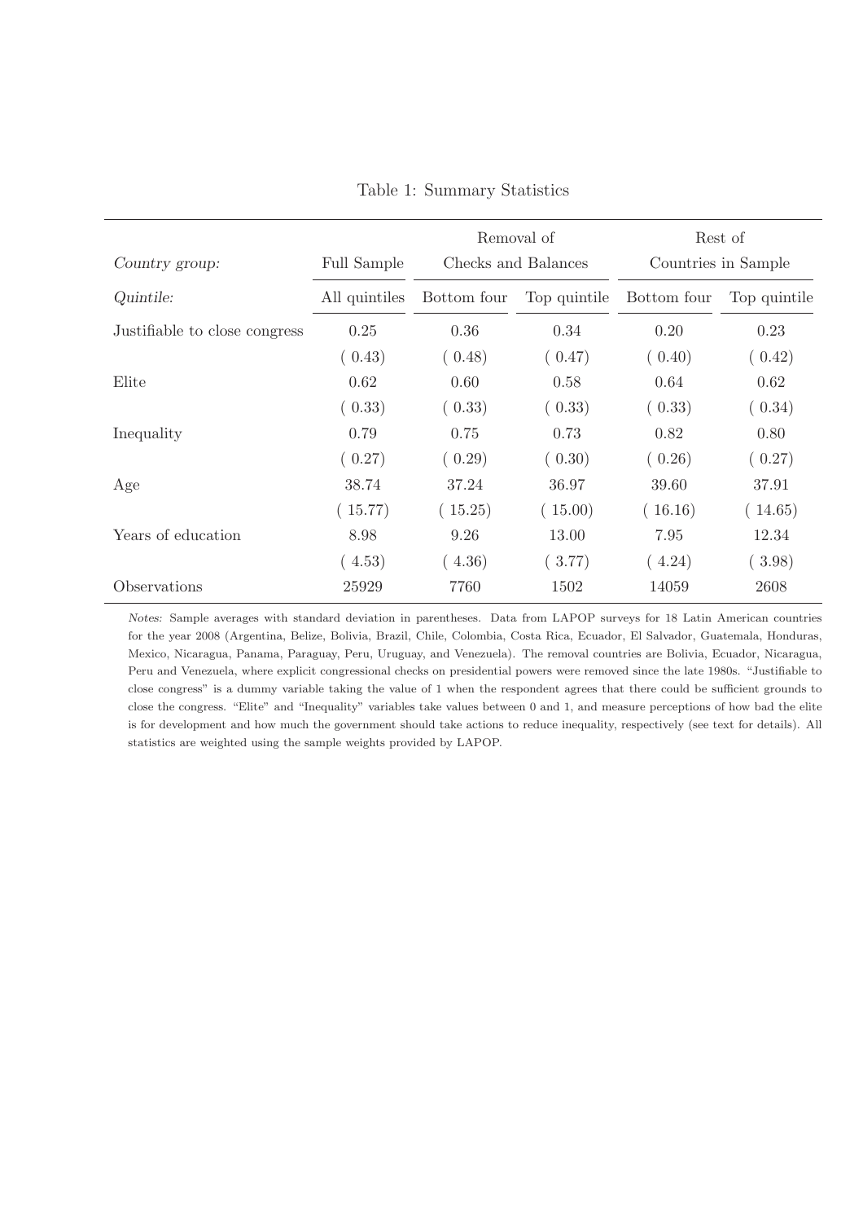Table 1: Summary Statistics

| *Country group:* | Full Sample | Removal of Checks and Balances | | Rest of Countries in Sample | |
|---|---|---|---|---|---|
| *Quintile:* | All quintiles | Bottom four | Top quintile | Bottom four | Top quintile |
| Justifiable to close congress | 0.25 | 0.36 | 0.34 | 0.20 | 0.23 |
| | ( 0.43) | ( 0.48) | ( 0.47) | ( 0.40) | ( 0.42) |
| Elite | 0.62 | 0.60 | 0.58 | 0.64 | 0.62 |
| | ( 0.33) | ( 0.33) | ( 0.33) | ( 0.33) | ( 0.34) |
| Inequality | 0.79 | 0.75 | 0.73 | 0.82 | 0.80 |
| | ( 0.27) | ( 0.29) | ( 0.30) | ( 0.26) | ( 0.27) |
| Age | 38.74 | 37.24 | 36.97 | 39.60 | 37.91 |
| | ( 15.77) | ( 15.25) | ( 15.00) | ( 16.16) | ( 14.65) |
| Years of education | 8.98 | 9.26 | 13.00 | 7.95 | 12.34 |
| | ( 4.53) | ( 4.36) | ( 3.77) | ( 4.24) | ( 3.98) |
| Observations | 25929 | 7760 | 1502 | 14059 | 2608 |

*Notes:* Sample averages with standard deviation in parentheses. Data from LAPOP surveys for 18 Latin American countries for the year 2008 (Argentina, Belize, Bolivia, Brazil, Chile, Colombia, Costa Rica, Ecuador, El Salvador, Guatemala, Honduras, Mexico, Nicaragua, Panama, Paraguay, Peru, Uruguay, and Venezuela). The removal countries are Bolivia, Ecuador, Nicaragua, Peru and Venezuela, where explicit congressional checks on presidential powers were removed since the late 1980s. "Justifiable to close congress" is a dummy variable taking the value of 1 when the respondent agrees that there could be sufficient grounds to close the congress. "Elite" and "Inequality" variables take values between 0 and 1, and measure perceptions of how bad the elite is for development and how much the government should take actions to reduce inequality, respectively (see text for details). All statistics are weighted using the sample weights provided by LAPOP.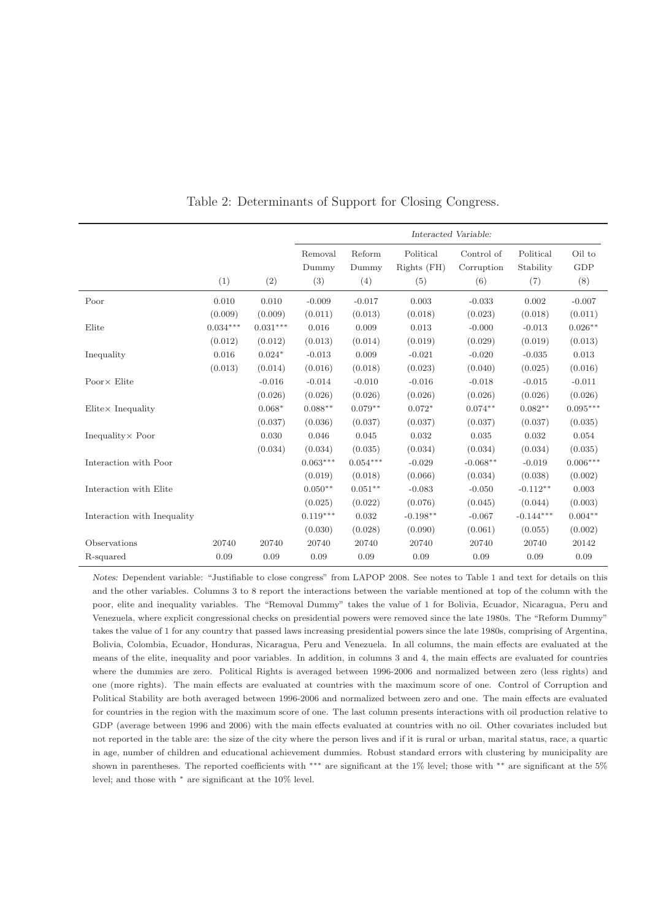Table 2: Determinants of Support for Closing Congress.

| | | | *Interacted Variable:* | | | | | |
|---|---|---|---|---|---|---|---|---|
| | | | Removal Dummy | Reform Dummy | Political Rights (FH) | Control of Corruption | Political Stability | Oil to GDP |
| | (1) | (2) | (3) | (4) | (5) | (6) | (7) | (8) |
| Poor | 0.010 | 0.010 | -0.009 | -0.017 | 0.003 | -0.033 | 0.002 | -0.007 |
| | (0.009) | (0.009) | (0.011) | (0.013) | (0.018) | (0.023) | (0.018) | (0.011) |
| Elite | 0.034*** | 0.031*** | 0.016 | 0.009 | 0.013 | -0.000 | -0.013 | 0.026** |
| | (0.012) | (0.012) | (0.013) | (0.014) | (0.019) | (0.029) | (0.019) | (0.013) |
| Inequality | 0.016 | 0.024* | -0.013 | 0.009 | -0.021 | -0.020 | -0.035 | 0.013 |
| | (0.013) | (0.014) | (0.016) | (0.018) | (0.023) | (0.040) | (0.025) | (0.016) |
| Poor× Elite | | -0.016 | -0.014 | -0.010 | -0.016 | -0.018 | -0.015 | -0.011 |
| | | (0.026) | (0.026) | (0.026) | (0.026) | (0.026) | (0.026) | (0.026) |
| Elite× Inequality | | 0.068* | 0.088** | 0.079** | 0.072* | 0.074** | 0.082** | 0.095*** |
| | | (0.037) | (0.036) | (0.037) | (0.037) | (0.037) | (0.037) | (0.035) |
| Inequality× Poor | | 0.030 | 0.046 | 0.045 | 0.032 | 0.035 | 0.032 | 0.054 |
| | | (0.034) | (0.034) | (0.035) | (0.034) | (0.034) | (0.034) | (0.035) |
| Interaction with Poor | | | 0.063*** | 0.054*** | -0.029 | -0.068** | -0.019 | 0.006*** |
| | | | (0.019) | (0.018) | (0.066) | (0.034) | (0.038) | (0.002) |
| Interaction with Elite | | | 0.050** | 0.051** | -0.083 | -0.050 | -0.112** | 0.003 |
| | | | (0.025) | (0.022) | (0.076) | (0.045) | (0.044) | (0.003) |
| Interaction with Inequality | | | 0.119*** | 0.032 | -0.198** | -0.067 | -0.144*** | 0.004** |
| | | | (0.030) | (0.028) | (0.090) | (0.061) | (0.055) | (0.002) |
| Observations | 20740 | 20740 | 20740 | 20740 | 20740 | 20740 | 20740 | 20142 |
| R-squared | 0.09 | 0.09 | 0.09 | 0.09 | 0.09 | 0.09 | 0.09 | 0.09 |

*Notes:* Dependent variable: "Justifiable to close congress" from LAPOP 2008. See notes to Table 1 and text for details on this and the other variables. Columns 3 to 8 report the interactions between the variable mentioned at top of the column with the poor, elite and inequality variables. The "Removal Dummy" takes the value of 1 for Bolivia, Ecuador, Nicaragua, Peru and Venezuela, where explicit congressional checks on presidential powers were removed since the late 1980s. The "Reform Dummy" takes the value of 1 for any country that passed laws increasing presidential powers since the late 1980s, comprising of Argentina, Bolivia, Colombia, Ecuador, Honduras, Nicaragua, Peru and Venezuela. In all columns, the main effects are evaluated at the means of the elite, inequality and poor variables. In addition, in columns 3 and 4, the main effects are evaluated for countries where the dummies are zero. Political Rights is averaged between 1996-2006 and normalized between zero (less rights) and one (more rights). The main effects are evaluated at countries with the maximum score of one. Control of Corruption and Political Stability are both averaged between 1996-2006 and normalized between zero and one. The main effects are evaluated for countries in the region with the maximum score of one. The last column presents interactions with oil production relative to GDP (average between 1996 and 2006) with the main effects evaluated at countries with no oil. Other covariates included but not reported in the table are: the size of the city where the person lives and if it is rural or urban, marital status, race, a quartic in age, number of children and educational achievement dummies. Robust standard errors with clustering by municipality are shown in parentheses. The reported coefficients with *** are significant at the 1% level; those with ** are significant at the 5% level; and those with * are significant at the 10% level.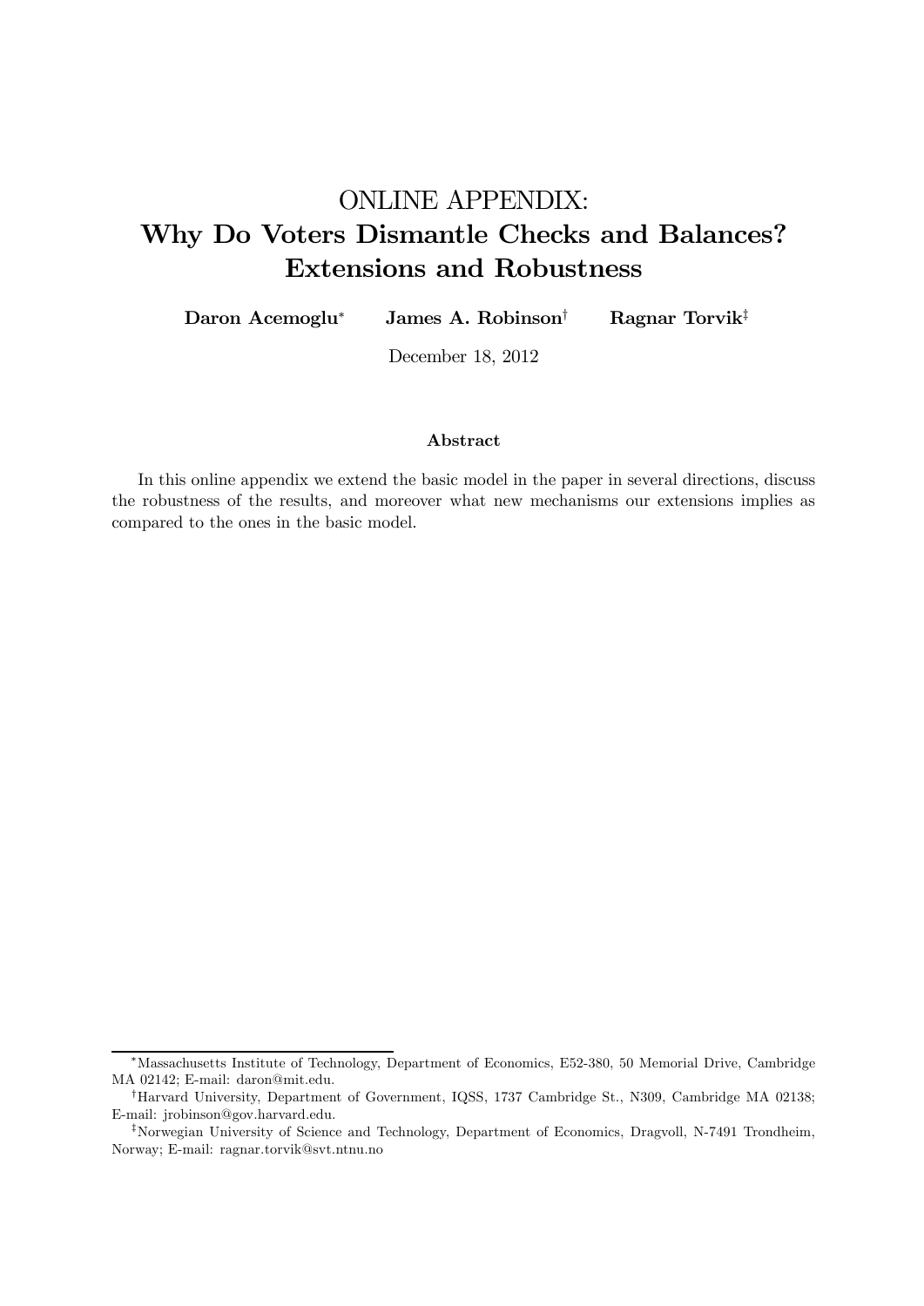# ONLINE APPENDIX:
# Why Do Voters Dismantle Checks and Balances? Extensions and Robustness

**Daron Acemoglu**[*] **James A. Robinson**[†] **Ragnar Torvik**[‡]

December 18, 2012

### Abstract

In this online appendix we extend the basic model in the paper in several directions, discuss the robustness of the results, and moreover what new mechanisms our extensions implies as compared to the ones in the basic model.

---

[*] Massachusetts Institute of Technology, Department of Economics, E52-380, 50 Memorial Drive, Cambridge MA 02142; E-mail: daron@mit.edu.

[†] Harvard University, Department of Government, IQSS, 1737 Cambridge St., N309, Cambridge MA 02138; E-mail: jrobinson@gov.harvard.edu.

[‡] Norwegian University of Science and Technology, Department of Economics, Dragvoll, N-7491 Trondheim, Norway; E-mail: ragnar.torvik@svt.ntnu.no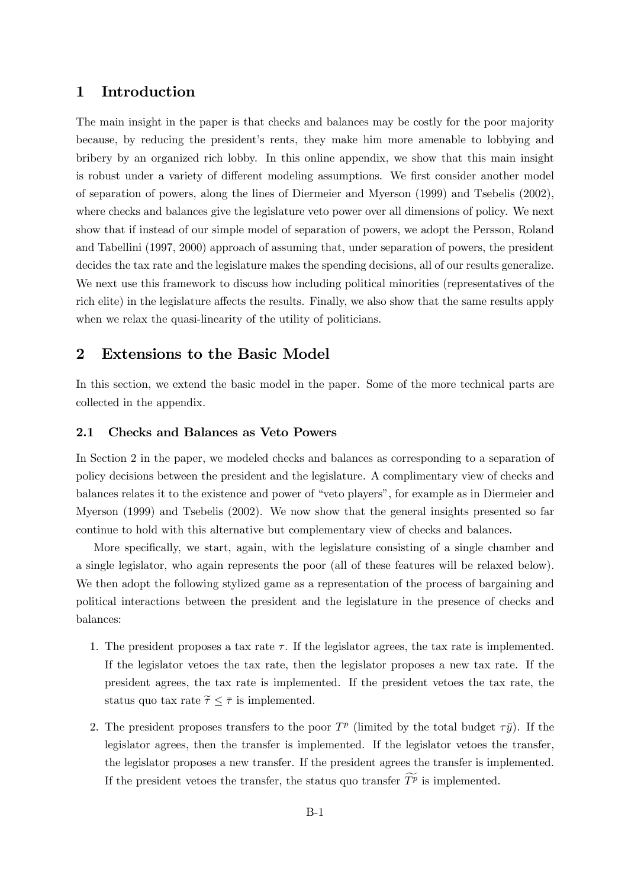# 1 Introduction

The main insight in the paper is that checks and balances may be costly for the poor majority because, by reducing the president's rents, they make him more amenable to lobbying and bribery by an organized rich lobby. In this online appendix, we show that this main insight is robust under a variety of different modeling assumptions. We first consider another model of separation of powers, along the lines of Diermeier and Myerson (1999) and Tsebelis (2002), where checks and balances give the legislature veto power over all dimensions of policy. We next show that if instead of our simple model of separation of powers, we adopt the Persson, Roland and Tabellini (1997, 2000) approach of assuming that, under separation of powers, the president decides the tax rate and the legislature makes the spending decisions, all of our results generalize. We next use this framework to discuss how including political minorities (representatives of the rich elite) in the legislature affects the results. Finally, we also show that the same results apply when we relax the quasi-linearity of the utility of politicians.

# 2 Extensions to the Basic Model

In this section, we extend the basic model in the paper. Some of the more technical parts are collected in the appendix.

## 2.1 Checks and Balances as Veto Powers

In Section 2 in the paper, we modeled checks and balances as corresponding to a separation of policy decisions between the president and the legislature. A complimentary view of checks and balances relates it to the existence and power of "veto players", for example as in Diermeier and Myerson (1999) and Tsebelis (2002). We now show that the general insights presented so far continue to hold with this alternative but complementary view of checks and balances.

More specifically, we start, again, with the legislature consisting of a single chamber and a single legislator, who again represents the poor (all of these features will be relaxed below). We then adopt the following stylized game as a representation of the process of bargaining and political interactions between the president and the legislature in the presence of checks and balances:

1. The president proposes a tax rate $\tau$. If the legislator agrees, the tax rate is implemented. If the legislator vetoes the tax rate, then the legislator proposes a new tax rate. If the president agrees, the tax rate is implemented. If the president vetoes the tax rate, the status quo tax rate $\widetilde{\tau} \leq \bar{\tau}$ is implemented.
2. The president proposes transfers to the poor $T^p$ (limited by the total budget $\tau\bar{y}$). If the legislator agrees, then the transfer is implemented. If the legislator vetoes the transfer, the legislator proposes a new transfer. If the president agrees the transfer is implemented. If the president vetoes the transfer, the status quo transfer $\widetilde{T^p}$ is implemented.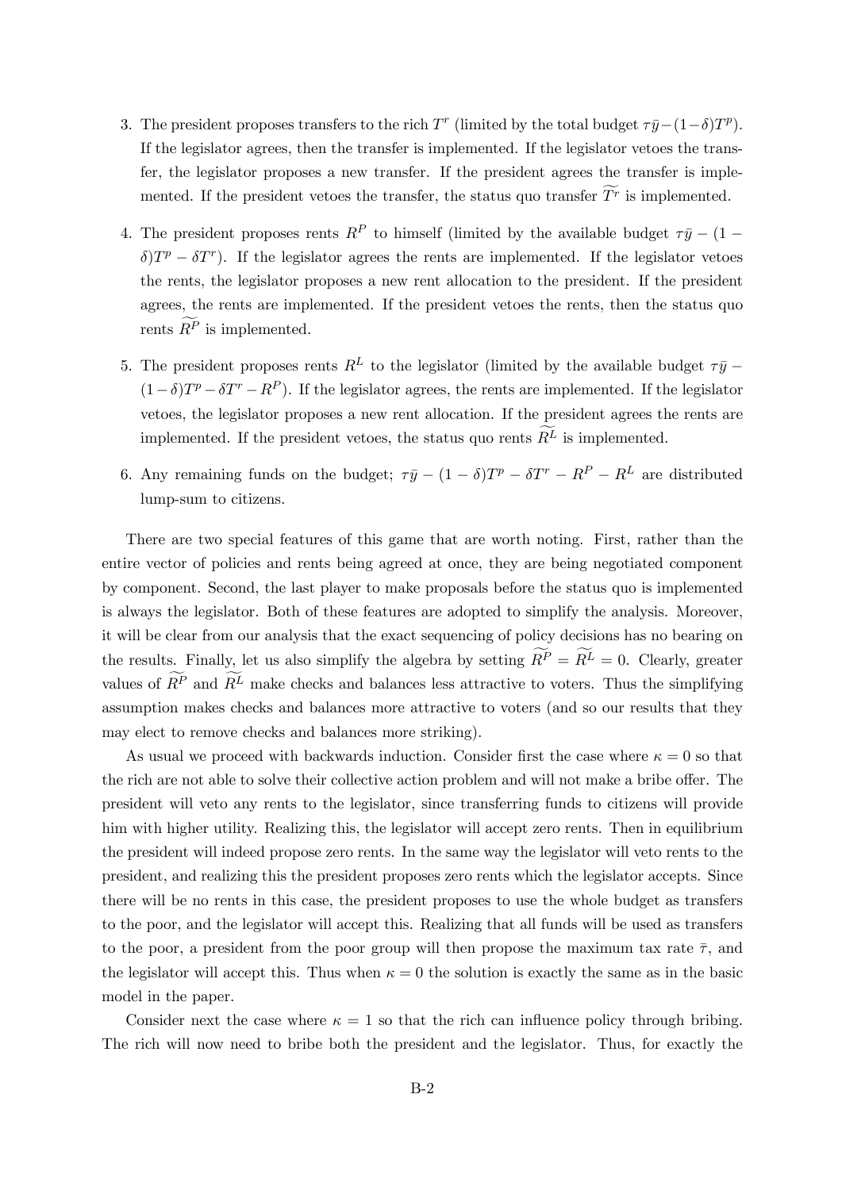3. The president proposes transfers to the rich $T^r$ (limited by the total budget $\tau\bar{y}-(1-\delta)T^p$). If the legislator agrees, then the transfer is implemented. If the legislator vetoes the transfer, the legislator proposes a new transfer. If the president agrees the transfer is implemented. If the president vetoes the transfer, the status quo transfer $\widetilde{T^r}$ is implemented.

4. The president proposes rents $R^P$ to himself (limited by the available budget $\tau\bar{y} - (1 - \delta)T^p - \delta T^r$). If the legislator agrees the rents are implemented. If the legislator vetoes the rents, the legislator proposes a new rent allocation to the president. If the president agrees, the rents are implemented. If the president vetoes the rents, then the status quo rents $\widetilde{R^P}$ is implemented.

5. The president proposes rents $R^L$ to the legislator (limited by the available budget $\tau\bar{y} - (1-\delta)T^p - \delta T^r - R^P$). If the legislator agrees, the rents are implemented. If the legislator vetoes, the legislator proposes a new rent allocation. If the president agrees the rents are implemented. If the president vetoes, the status quo rents $\widetilde{R^L}$ is implemented.

6. Any remaining funds on the budget; $\tau\bar{y} - (1-\delta)T^p - \delta T^r - R^P - R^L$ are distributed lump-sum to citizens.

There are two special features of this game that are worth noting. First, rather than the entire vector of policies and rents being agreed at once, they are being negotiated component by component. Second, the last player to make proposals before the status quo is implemented is always the legislator. Both of these features are adopted to simplify the analysis. Moreover, it will be clear from our analysis that the exact sequencing of policy decisions has no bearing on the results. Finally, let us also simplify the algebra by setting $\widetilde{R^P} = \widetilde{R^L} = 0$. Clearly, greater values of $\widetilde{R^P}$ and $\widetilde{R^L}$ make checks and balances less attractive to voters. Thus the simplifying assumption makes checks and balances more attractive to voters (and so our results that they may elect to remove checks and balances more striking).

As usual we proceed with backwards induction. Consider first the case where $\kappa = 0$ so that the rich are not able to solve their collective action problem and will not make a bribe offer. The president will veto any rents to the legislator, since transferring funds to citizens will provide him with higher utility. Realizing this, the legislator will accept zero rents. Then in equilibrium the president will indeed propose zero rents. In the same way the legislator will veto rents to the president, and realizing this the president proposes zero rents which the legislator accepts. Since there will be no rents in this case, the president proposes to use the whole budget as transfers to the poor, and the legislator will accept this. Realizing that all funds will be used as transfers to the poor, a president from the poor group will then propose the maximum tax rate $\bar{\tau}$, and the legislator will accept this. Thus when $\kappa = 0$ the solution is exactly the same as in the basic model in the paper.

Consider next the case where $\kappa = 1$ so that the rich can influence policy through bribing. The rich will now need to bribe both the president and the legislator. Thus, for exactly the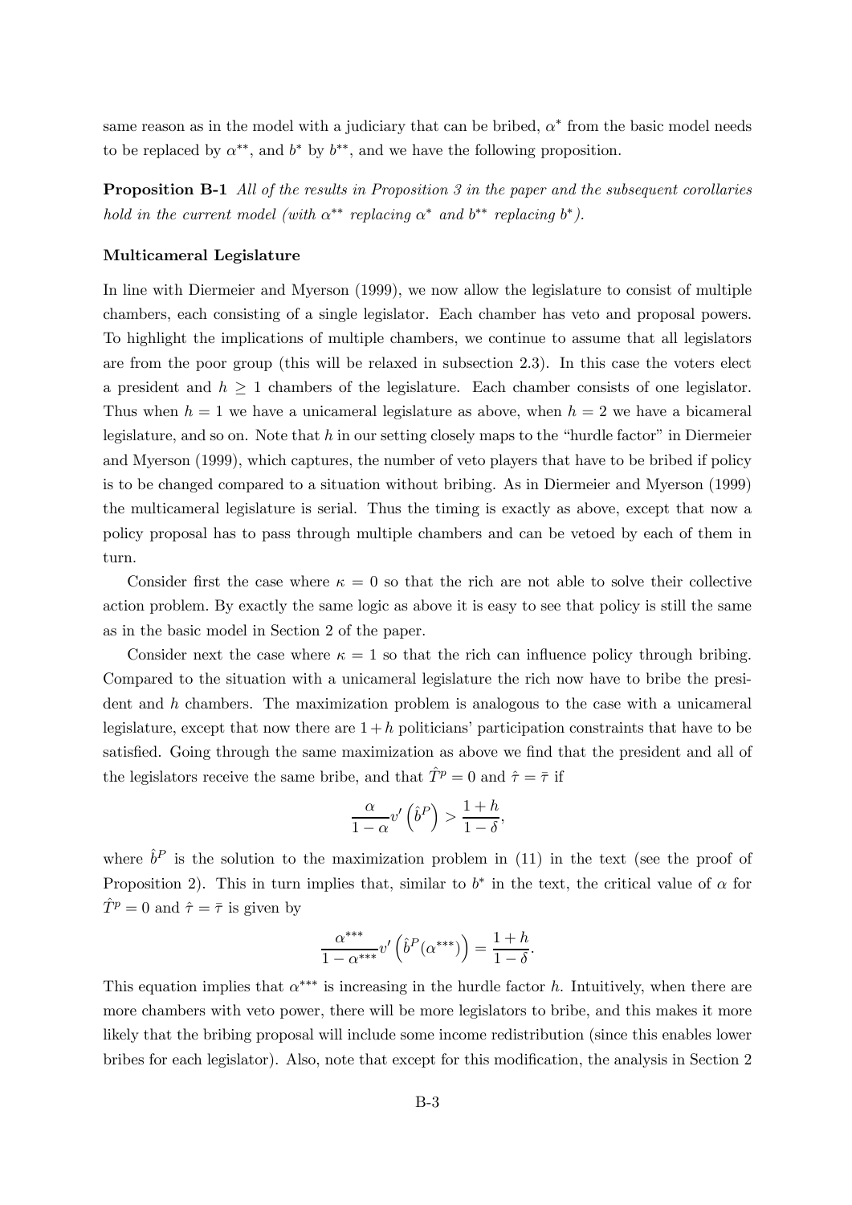same reason as in the model with a judiciary that can be bribed, $\alpha^*$ from the basic model needs to be replaced by $\alpha^{**}$, and $b^*$ by $b^{**}$, and we have the following proposition.

**Proposition B-1** *All of the results in Proposition 3 in the paper and the subsequent corollaries hold in the current model (with $\alpha^{**}$ replacing $\alpha^*$ and $b^{**}$ replacing $b^*$).*

**Multicameral Legislature**

In line with Diermeier and Myerson (1999), we now allow the legislature to consist of multiple chambers, each consisting of a single legislator. Each chamber has veto and proposal powers. To highlight the implications of multiple chambers, we continue to assume that all legislators are from the poor group (this will be relaxed in subsection 2.3). In this case the voters elect a president and $h \geq 1$ chambers of the legislature. Each chamber consists of one legislator. Thus when $h = 1$ we have a unicameral legislature as above, when $h = 2$ we have a bicameral legislature, and so on. Note that $h$ in our setting closely maps to the "hurdle factor" in Diermeier and Myerson (1999), which captures, the number of veto players that have to be bribed if policy is to be changed compared to a situation without bribing. As in Diermeier and Myerson (1999) the multicameral legislature is serial. Thus the timing is exactly as above, except that now a policy proposal has to pass through multiple chambers and can be vetoed by each of them in turn.

Consider first the case where $\kappa = 0$ so that the rich are not able to solve their collective action problem. By exactly the same logic as above it is easy to see that policy is still the same as in the basic model in Section 2 of the paper.

Consider next the case where $\kappa = 1$ so that the rich can influence policy through bribing. Compared to the situation with a unicameral legislature the rich now have to bribe the president and $h$ chambers. The maximization problem is analogous to the case with a unicameral legislature, except that now there are $1 + h$ politicians' participation constraints that have to be satisfied. Going through the same maximization as above we find that the president and all of the legislators receive the same bribe, and that $\hat{T}^p = 0$ and $\hat{\tau} = \bar{\tau}$ if

$$\frac{\alpha}{1-\alpha} v'\left(\hat{b}^P\right) > \frac{1+h}{1-\delta},$$

where $\hat{b}^P$ is the solution to the maximization problem in (11) in the text (see the proof of Proposition 2). This in turn implies that, similar to $b^*$ in the text, the critical value of $\alpha$ for $\hat{T}^p = 0$ and $\hat{\tau} = \bar{\tau}$ is given by

$$\frac{\alpha^{***}}{1-\alpha^{***}} v'\left(\hat{b}^P(\alpha^{***})\right) = \frac{1+h}{1-\delta}.$$

This equation implies that $\alpha^{***}$ is increasing in the hurdle factor $h$. Intuitively, when there are more chambers with veto power, there will be more legislators to bribe, and this makes it more likely that the bribing proposal will include some income redistribution (since this enables lower bribes for each legislator). Also, note that except for this modification, the analysis in Section 2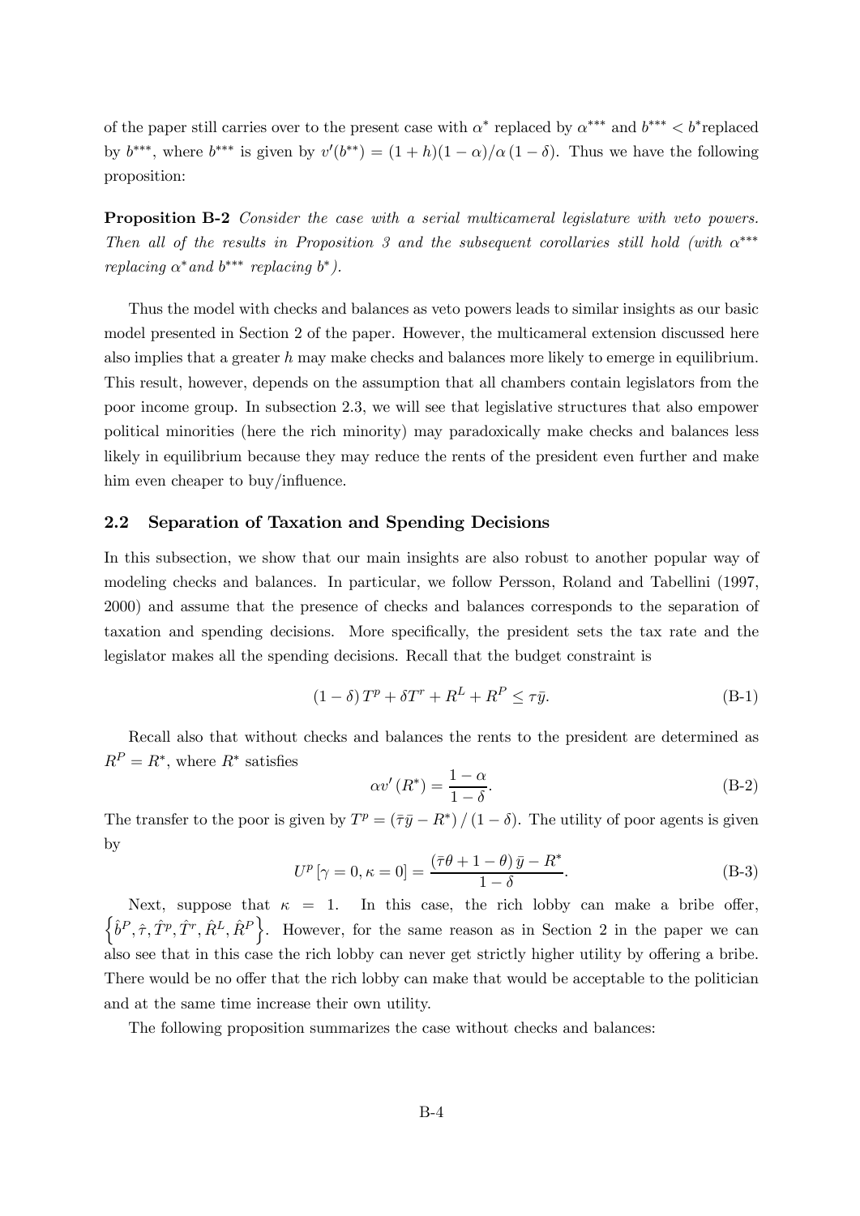of the paper still carries over to the present case with $\alpha^*$ replaced by $\alpha^{***}$ and $b^{***} < b^*$replaced by $b^{***}$, where $b^{***}$ is given by $v'(b^{**}) = (1+h)(1-\alpha)/\alpha\,(1-\delta)$. Thus we have the following proposition:

**Proposition B-2** *Consider the case with a serial multicameral legislature with veto powers. Then all of the results in Proposition 3 and the subsequent corollaries still hold (with $\alpha^{***}$ replacing $\alpha^*$and $b^{***}$ replacing $b^*$).*

Thus the model with checks and balances as veto powers leads to similar insights as our basic model presented in Section 2 of the paper. However, the multicameral extension discussed here also implies that a greater $h$ may make checks and balances more likely to emerge in equilibrium. This result, however, depends on the assumption that all chambers contain legislators from the poor income group. In subsection 2.3, we will see that legislative structures that also empower political minorities (here the rich minority) may paradoxically make checks and balances less likely in equilibrium because they may reduce the rents of the president even further and make him even cheaper to buy/influence.

## 2.2 Separation of Taxation and Spending Decisions

In this subsection, we show that our main insights are also robust to another popular way of modeling checks and balances. In particular, we follow Persson, Roland and Tabellini (1997, 2000) and assume that the presence of checks and balances corresponds to the separation of taxation and spending decisions. More specifically, the president sets the tax rate and the legislator makes all the spending decisions. Recall that the budget constraint is

$$(1-\delta)\,T^p + \delta T^r + R^L + R^P \leq \tau \bar{y}. \tag{B-1}$$

Recall also that without checks and balances the rents to the president are determined as $R^P = R^*$, where $R^*$ satisfies

$$\alpha v'(R^*) = \frac{1-\alpha}{1-\delta}. \tag{B-2}$$

The transfer to the poor is given by $T^p = (\bar{\tau}\bar{y} - R^*)/(1-\delta)$. The utility of poor agents is given by

$$U^p[\gamma = 0, \kappa = 0] = \frac{(\bar{\tau}\theta + 1 - \theta)\,\bar{y} - R^*}{1-\delta}. \tag{B-3}$$

Next, suppose that $\kappa = 1$. In this case, the rich lobby can make a bribe offer, $\left\{\hat{b}^P, \hat{\tau}, \hat{T}^p, \hat{T}^r, \hat{R}^L, \hat{R}^P\right\}$. However, for the same reason as in Section 2 in the paper we can also see that in this case the rich lobby can never get strictly higher utility by offering a bribe. There would be no offer that the rich lobby can make that would be acceptable to the politician and at the same time increase their own utility.

The following proposition summarizes the case without checks and balances: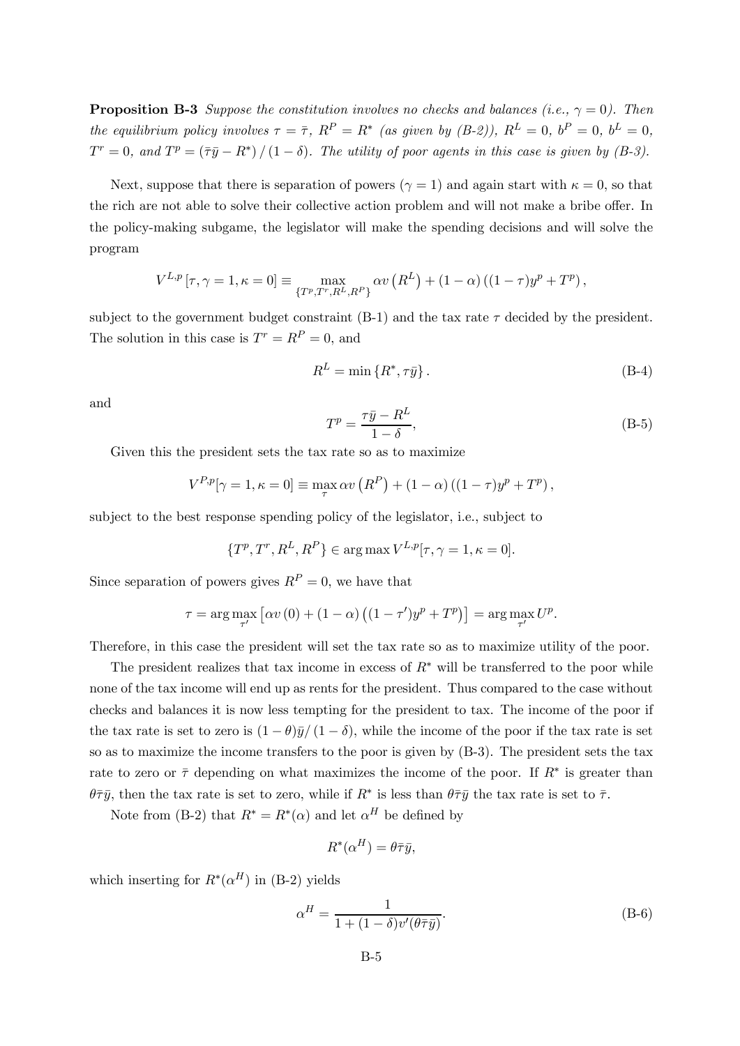**Proposition B-3** *Suppose the constitution involves no checks and balances (i.e., $\gamma = 0$). Then the equilibrium policy involves $\tau = \bar{\tau}$, $R^P = R^*$ (as given by (B-2)), $R^L = 0$, $b^P = 0$, $b^L = 0$, $T^r = 0$, and $T^p = (\bar{\tau}\bar{y} - R^*)/(1-\delta)$. The utility of poor agents in this case is given by (B-3).*

Next, suppose that there is separation of powers ($\gamma = 1$) and again start with $\kappa = 0$, so that the rich are not able to solve their collective action problem and will not make a bribe offer. In the policy-making subgame, the legislator will make the spending decisions and will solve the program

$$V^{L,p}[\tau, \gamma = 1, \kappa = 0] \equiv \max_{\{T^p, T^r, R^L, R^P\}} \alpha v\left(R^L\right) + (1-\alpha)\left((1-\tau)y^p + T^p\right),$$

subject to the government budget constraint (B-1) and the tax rate $\tau$ decided by the president. The solution in this case is $T^r = R^P = 0$, and

$$R^L = \min\left\{R^*, \tau\bar{y}\right\}. \tag{B-4}$$

and

$$T^p = \frac{\tau\bar{y} - R^L}{1-\delta}, \tag{B-5}$$

Given this the president sets the tax rate so as to maximize

$$V^{P,p}[\gamma = 1, \kappa = 0] \equiv \max_{\tau} \alpha v\left(R^P\right) + (1-\alpha)\left((1-\tau)y^p + T^p\right),$$

subject to the best response spending policy of the legislator, i.e., subject to

$$\{T^p, T^r, R^L, R^P\} \in \arg\max V^{L,p}[\tau, \gamma = 1, \kappa = 0].$$

Since separation of powers gives $R^P = 0$, we have that

$$\tau = \arg\max_{\tau'} \left[\alpha v\left(0\right) + (1-\alpha)\left((1-\tau')y^p + T^p\right)\right] = \arg\max_{\tau'} U^p.$$

Therefore, in this case the president will set the tax rate so as to maximize utility of the poor.

The president realizes that tax income in excess of $R^*$ will be transferred to the poor while none of the tax income will end up as rents for the president. Thus compared to the case without checks and balances it is now less tempting for the president to tax. The income of the poor if the tax rate is set to zero is $(1-\theta)\bar{y}/(1-\delta)$, while the income of the poor if the tax rate is set so as to maximize the income transfers to the poor is given by (B-3). The president sets the tax rate to zero or $\bar{\tau}$ depending on what maximizes the income of the poor. If $R^*$ is greater than $\theta\bar{\tau}\bar{y}$, then the tax rate is set to zero, while if $R^*$ is less than $\theta\bar{\tau}\bar{y}$ the tax rate is set to $\bar{\tau}$.

Note from (B-2) that $R^* = R^*(\alpha)$ and let $\alpha^H$ be defined by

$$R^*(\alpha^H) = \theta\bar{\tau}\bar{y},$$

which inserting for $R^*(\alpha^H)$ in (B-2) yields

$$\alpha^H = \frac{1}{1 + (1-\delta)v'(\theta\bar{\tau}\bar{y})}. \tag{B-6}$$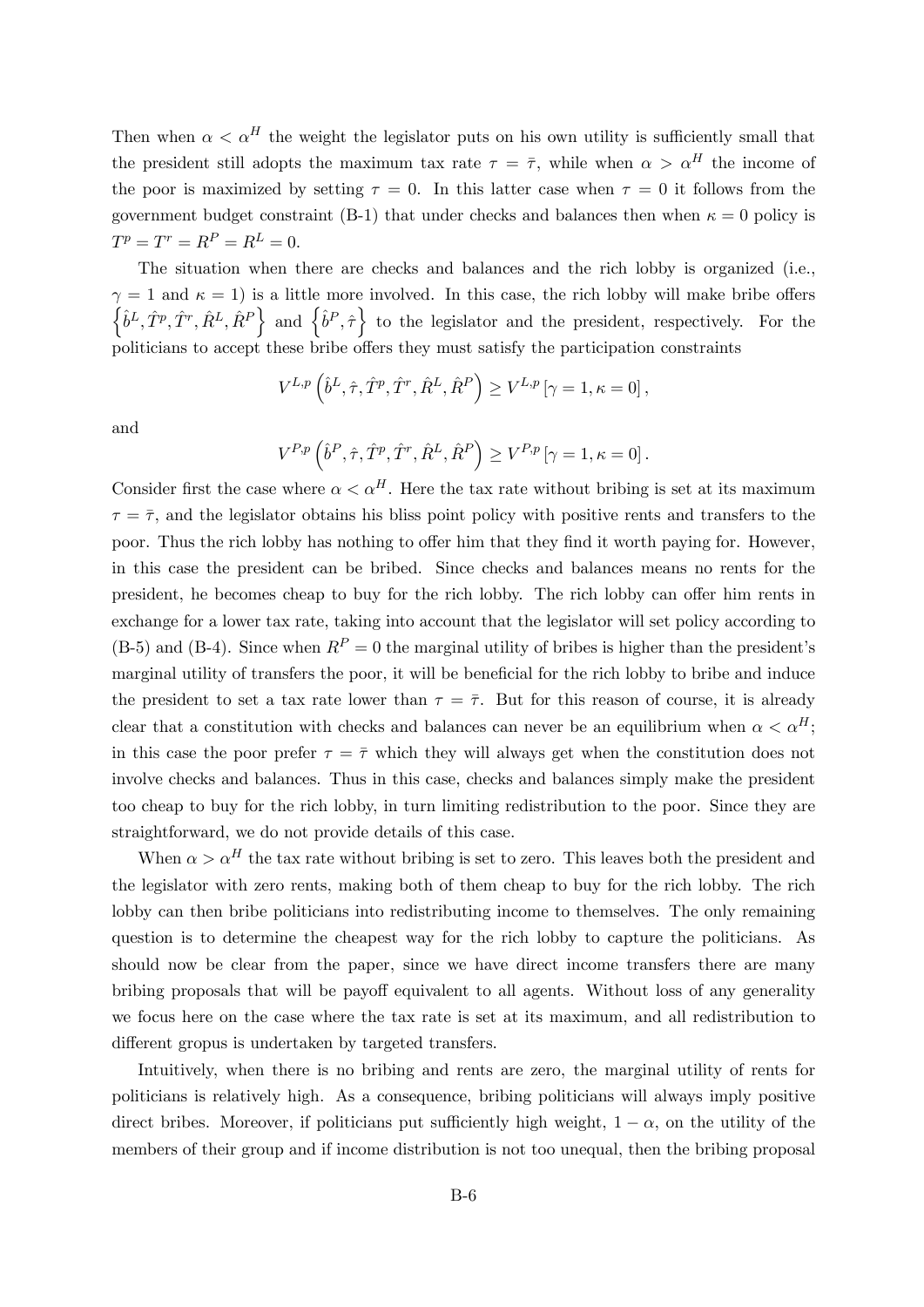Then when $\alpha < \alpha^H$ the weight the legislator puts on his own utility is sufficiently small that the president still adopts the maximum tax rate $\tau = \bar{\tau}$, while when $\alpha > \alpha^H$ the income of the poor is maximized by setting $\tau = 0$. In this latter case when $\tau = 0$ it follows from the government budget constraint (B-1) that under checks and balances then when $\kappa = 0$ policy is $T^p = T^r = R^P = R^L = 0$.

The situation when there are checks and balances and the rich lobby is organized (i.e., $\gamma = 1$ and $\kappa = 1$) is a little more involved. In this case, the rich lobby will make bribe offers $\left\{\hat{b}^L, \hat{T}^p, \hat{T}^r, \hat{R}^L, \hat{R}^P\right\}$ and $\left\{\hat{b}^P, \hat{\tau}\right\}$ to the legislator and the president, respectively. For the politicians to accept these bribe offers they must satisfy the participation constraints

$$V^{L,p}\left(\hat{b}^L, \hat{\tau}, \hat{T}^p, \hat{T}^r, \hat{R}^L, \hat{R}^P\right) \geq V^{L,p}\left[\gamma = 1, \kappa = 0\right],$$

and

$$V^{P,p}\left(\hat{b}^P, \hat{\tau}, \hat{T}^p, \hat{T}^r, \hat{R}^L, \hat{R}^P\right) \geq V^{P,p}\left[\gamma = 1, \kappa = 0\right].$$

Consider first the case where $\alpha < \alpha^H$. Here the tax rate without bribing is set at its maximum $\tau = \bar{\tau}$, and the legislator obtains his bliss point policy with positive rents and transfers to the poor. Thus the rich lobby has nothing to offer him that they find it worth paying for. However, in this case the president can be bribed. Since checks and balances means no rents for the president, he becomes cheap to buy for the rich lobby. The rich lobby can offer him rents in exchange for a lower tax rate, taking into account that the legislator will set policy according to (B-5) and (B-4). Since when $R^P = 0$ the marginal utility of bribes is higher than the president's marginal utility of transfers the poor, it will be beneficial for the rich lobby to bribe and induce the president to set a tax rate lower than $\tau = \bar{\tau}$. But for this reason of course, it is already clear that a constitution with checks and balances can never be an equilibrium when $\alpha < \alpha^H$; in this case the poor prefer $\tau = \bar{\tau}$ which they will always get when the constitution does not involve checks and balances. Thus in this case, checks and balances simply make the president too cheap to buy for the rich lobby, in turn limiting redistribution to the poor. Since they are straightforward, we do not provide details of this case.

When $\alpha > \alpha^H$ the tax rate without bribing is set to zero. This leaves both the president and the legislator with zero rents, making both of them cheap to buy for the rich lobby. The rich lobby can then bribe politicians into redistributing income to themselves. The only remaining question is to determine the cheapest way for the rich lobby to capture the politicians. As should now be clear from the paper, since we have direct income transfers there are many bribing proposals that will be payoff equivalent to all agents. Without loss of any generality we focus here on the case where the tax rate is set at its maximum, and all redistribution to different gropus is undertaken by targeted transfers.

Intuitively, when there is no bribing and rents are zero, the marginal utility of rents for politicians is relatively high. As a consequence, bribing politicians will always imply positive direct bribes. Moreover, if politicians put sufficiently high weight, $1 - \alpha$, on the utility of the members of their group and if income distribution is not too unequal, then the bribing proposal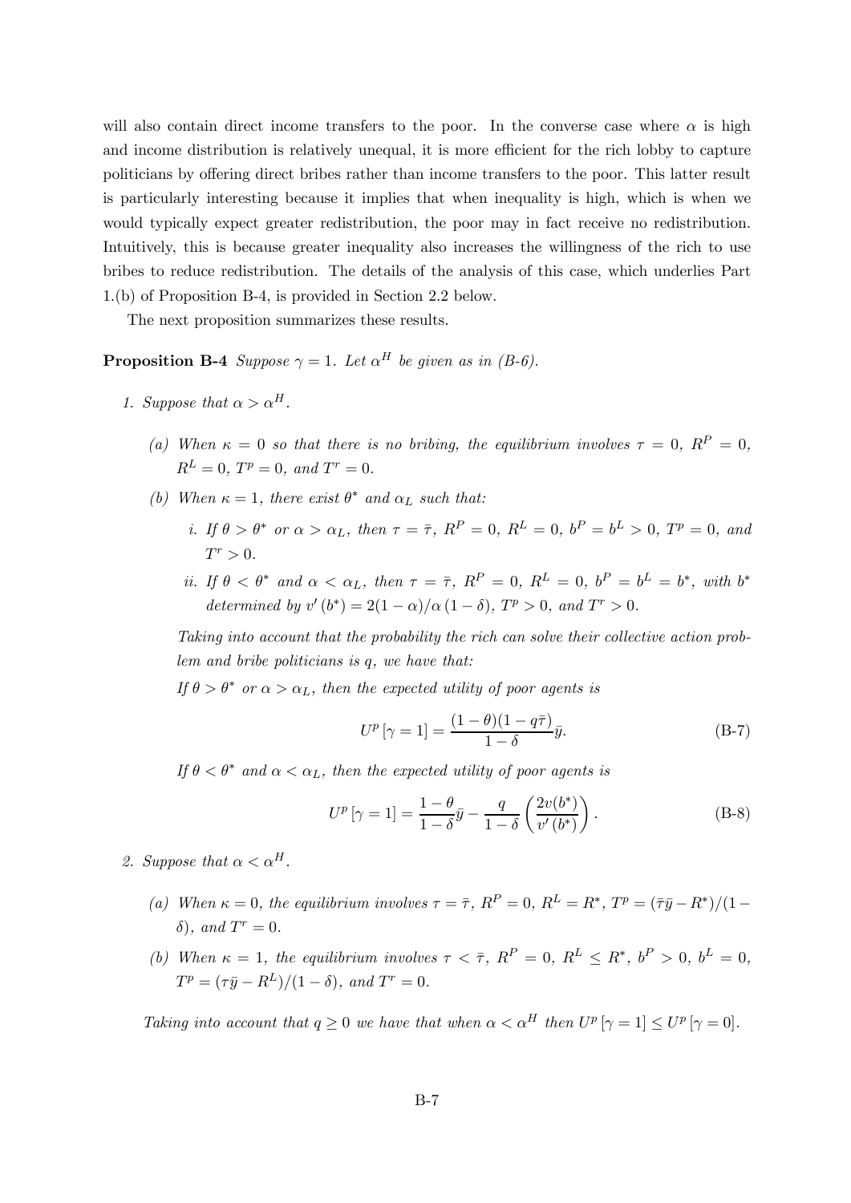will also contain direct income transfers to the poor. In the converse case where $\alpha$ is high and income distribution is relatively unequal, it is more efficient for the rich lobby to capture politicians by offering direct bribes rather than income transfers to the poor. This latter result is particularly interesting because it implies that when inequality is high, which is when we would typically expect greater redistribution, the poor may in fact receive no redistribution. Intuitively, this is because greater inequality also increases the willingness of the rich to use bribes to reduce redistribution. The details of the analysis of this case, which underlies Part 1.(b) of Proposition B-4, is provided in Section 2.2 below.

The next proposition summarizes these results.

**Proposition B-4** *Suppose $\gamma = 1$. Let $\alpha^H$ be given as in (B-6).*

1. *Suppose that $\alpha > \alpha^H$.*

   (a) *When $\kappa = 0$ so that there is no bribing, the equilibrium involves $\tau = 0$, $R^P = 0$, $R^L = 0$, $T^p = 0$, and $T^r = 0$.*

   (b) *When $\kappa = 1$, there exist $\theta^*$ and $\alpha_L$ such that:*

      i. *If $\theta > \theta^*$ or $\alpha > \alpha_L$, then $\tau = \bar{\tau}$, $R^P = 0$, $R^L = 0$, $b^P = b^L > 0$, $T^p = 0$, and $T^r > 0$.*

      ii. *If $\theta < \theta^*$ and $\alpha < \alpha_L$, then $\tau = \bar{\tau}$, $R^P = 0$, $R^L = 0$, $b^P = b^L = b^*$, with $b^*$ determined by $v'(b^*) = 2(1-\alpha)/\alpha(1-\delta)$, $T^p > 0$, and $T^r > 0$.*

   *Taking into account that the probability the rich can solve their collective action problem and bribe politicians is $q$, we have that:*

   *If $\theta > \theta^*$ or $\alpha > \alpha_L$, then the expected utility of poor agents is*

   $$U^p[\gamma = 1] = \frac{(1-\theta)(1-q\bar{\tau})}{1-\delta}\bar{y}. \tag{B-7}$$

   *If $\theta < \theta^*$ and $\alpha < \alpha_L$, then the expected utility of poor agents is*

   $$U^p[\gamma = 1] = \frac{1-\theta}{1-\delta}\bar{y} - \frac{q}{1-\delta}\left(\frac{2v(b^*)}{v'(b^*)}\right). \tag{B-8}$$

2. *Suppose that $\alpha < \alpha^H$.*

   (a) *When $\kappa = 0$, the equilibrium involves $\tau = \bar{\tau}$, $R^P = 0$, $R^L = R^*$, $T^p = (\bar{\tau}\bar{y} - R^*)/(1-\delta)$, and $T^r = 0$.*

   (b) *When $\kappa = 1$, the equilibrium involves $\tau < \bar{\tau}$, $R^P = 0$, $R^L \leq R^*$, $b^P > 0$, $b^L = 0$, $T^p = (\tau\bar{y} - R^L)/(1-\delta)$, and $T^r = 0$.*

*Taking into account that $q \geq 0$ we have that when $\alpha < \alpha^H$ then $U^p[\gamma = 1] \leq U^p[\gamma = 0]$.*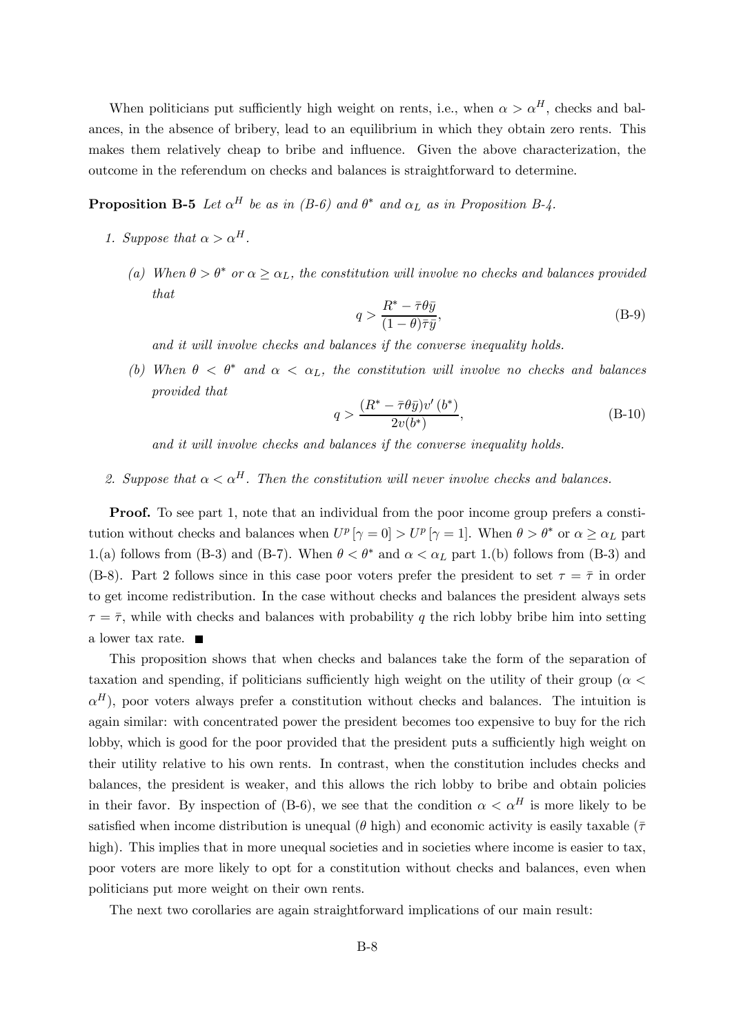When politicians put sufficiently high weight on rents, i.e., when $\alpha > \alpha^H$, checks and balances, in the absence of bribery, lead to an equilibrium in which they obtain zero rents. This makes them relatively cheap to bribe and influence. Given the above characterization, the outcome in the referendum on checks and balances is straightforward to determine.

**Proposition B-5** *Let $\alpha^H$ be as in (B-6) and $\theta^*$ and $\alpha_L$ as in Proposition B-4.*

1. *Suppose that $\alpha > \alpha^H$.*

   (a) *When $\theta > \theta^*$ or $\alpha \geq \alpha_L$, the constitution will involve no checks and balances provided that*
   $$q > \frac{R^* - \bar{\tau}\theta\bar{y}}{(1-\theta)\bar{\tau}\bar{y}}, \tag{B-9}$$
   *and it will involve checks and balances if the converse inequality holds.*

   (b) *When $\theta < \theta^*$ and $\alpha < \alpha_L$, the constitution will involve no checks and balances provided that*
   $$q > \frac{(R^* - \bar{\tau}\theta\bar{y})v'(b^*)}{2v(b^*)}, \tag{B-10}$$
   *and it will involve checks and balances if the converse inequality holds.*

2. *Suppose that $\alpha < \alpha^H$. Then the constitution will never involve checks and balances.*

**Proof.** To see part 1, note that an individual from the poor income group prefers a constitution without checks and balances when $U^p[\gamma = 0] > U^p[\gamma = 1]$. When $\theta > \theta^*$ or $\alpha \geq \alpha_L$ part 1.(a) follows from (B-3) and (B-7). When $\theta < \theta^*$ and $\alpha < \alpha_L$ part 1.(b) follows from (B-3) and (B-8). Part 2 follows since in this case poor voters prefer the president to set $\tau = \bar{\tau}$ in order to get income redistribution. In the case without checks and balances the president always sets $\tau = \bar{\tau}$, while with checks and balances with probability $q$ the rich lobby bribe him into setting a lower tax rate. ■

This proposition shows that when checks and balances take the form of the separation of taxation and spending, if politicians sufficiently high weight on the utility of their group ($\alpha < \alpha^H$), poor voters always prefer a constitution without checks and balances. The intuition is again similar: with concentrated power the president becomes too expensive to buy for the rich lobby, which is good for the poor provided that the president puts a sufficiently high weight on their utility relative to his own rents. In contrast, when the constitution includes checks and balances, the president is weaker, and this allows the rich lobby to bribe and obtain policies in their favor. By inspection of (B-6), we see that the condition $\alpha < \alpha^H$ is more likely to be satisfied when income distribution is unequal ($\theta$ high) and economic activity is easily taxable ($\bar{\tau}$ high). This implies that in more unequal societies and in societies where income is easier to tax, poor voters are more likely to opt for a constitution without checks and balances, even when politicians put more weight on their own rents.

The next two corollaries are again straightforward implications of our main result: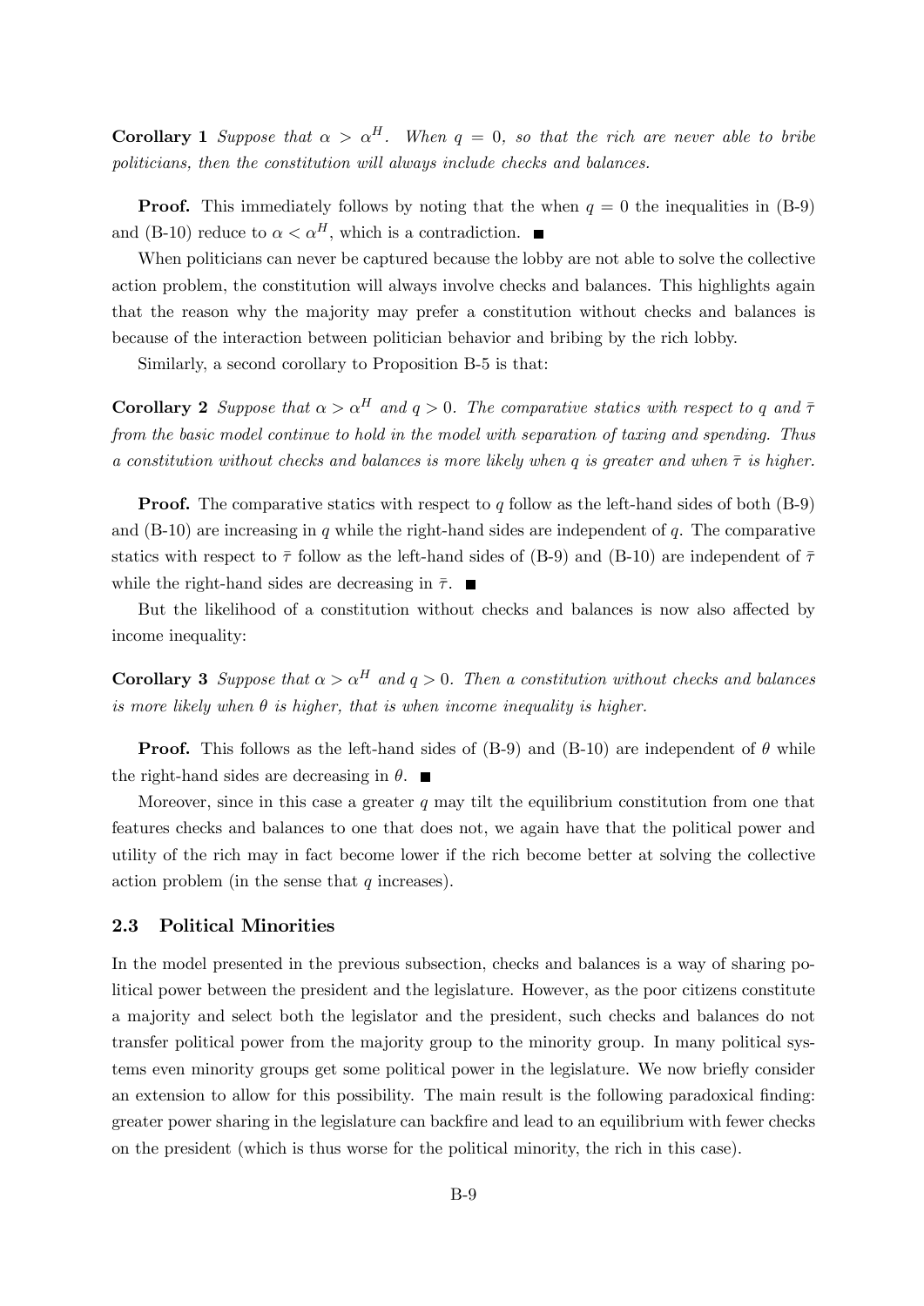**Corollary 1** *Suppose that $\alpha > \alpha^H$. When $q = 0$, so that the rich are never able to bribe politicians, then the constitution will always include checks and balances.*

**Proof.** This immediately follows by noting that the when $q = 0$ the inequalities in (B-9) and (B-10) reduce to $\alpha < \alpha^H$, which is a contradiction. ■

When politicians can never be captured because the lobby are not able to solve the collective action problem, the constitution will always involve checks and balances. This highlights again that the reason why the majority may prefer a constitution without checks and balances is because of the interaction between politician behavior and bribing by the rich lobby.

Similarly, a second corollary to Proposition B-5 is that:

**Corollary 2** *Suppose that $\alpha > \alpha^H$ and $q > 0$. The comparative statics with respect to $q$ and $\bar{\tau}$ from the basic model continue to hold in the model with separation of taxing and spending. Thus a constitution without checks and balances is more likely when $q$ is greater and when $\bar{\tau}$ is higher.*

**Proof.** The comparative statics with respect to $q$ follow as the left-hand sides of both (B-9) and (B-10) are increasing in $q$ while the right-hand sides are independent of $q$. The comparative statics with respect to $\bar{\tau}$ follow as the left-hand sides of (B-9) and (B-10) are independent of $\bar{\tau}$ while the right-hand sides are decreasing in $\bar{\tau}$. ■

But the likelihood of a constitution without checks and balances is now also affected by income inequality:

**Corollary 3** *Suppose that $\alpha > \alpha^H$ and $q > 0$. Then a constitution without checks and balances is more likely when $\theta$ is higher, that is when income inequality is higher.*

**Proof.** This follows as the left-hand sides of (B-9) and (B-10) are independent of $\theta$ while the right-hand sides are decreasing in $\theta$. ■

Moreover, since in this case a greater $q$ may tilt the equilibrium constitution from one that features checks and balances to one that does not, we again have that the political power and utility of the rich may in fact become lower if the rich become better at solving the collective action problem (in the sense that $q$ increases).

### 2.3 Political Minorities

In the model presented in the previous subsection, checks and balances is a way of sharing political power between the president and the legislature. However, as the poor citizens constitute a majority and select both the legislator and the president, such checks and balances do not transfer political power from the majority group to the minority group. In many political systems even minority groups get some political power in the legislature. We now briefly consider an extension to allow for this possibility. The main result is the following paradoxical finding: greater power sharing in the legislature can backfire and lead to an equilibrium with fewer checks on the president (which is thus worse for the political minority, the rich in this case).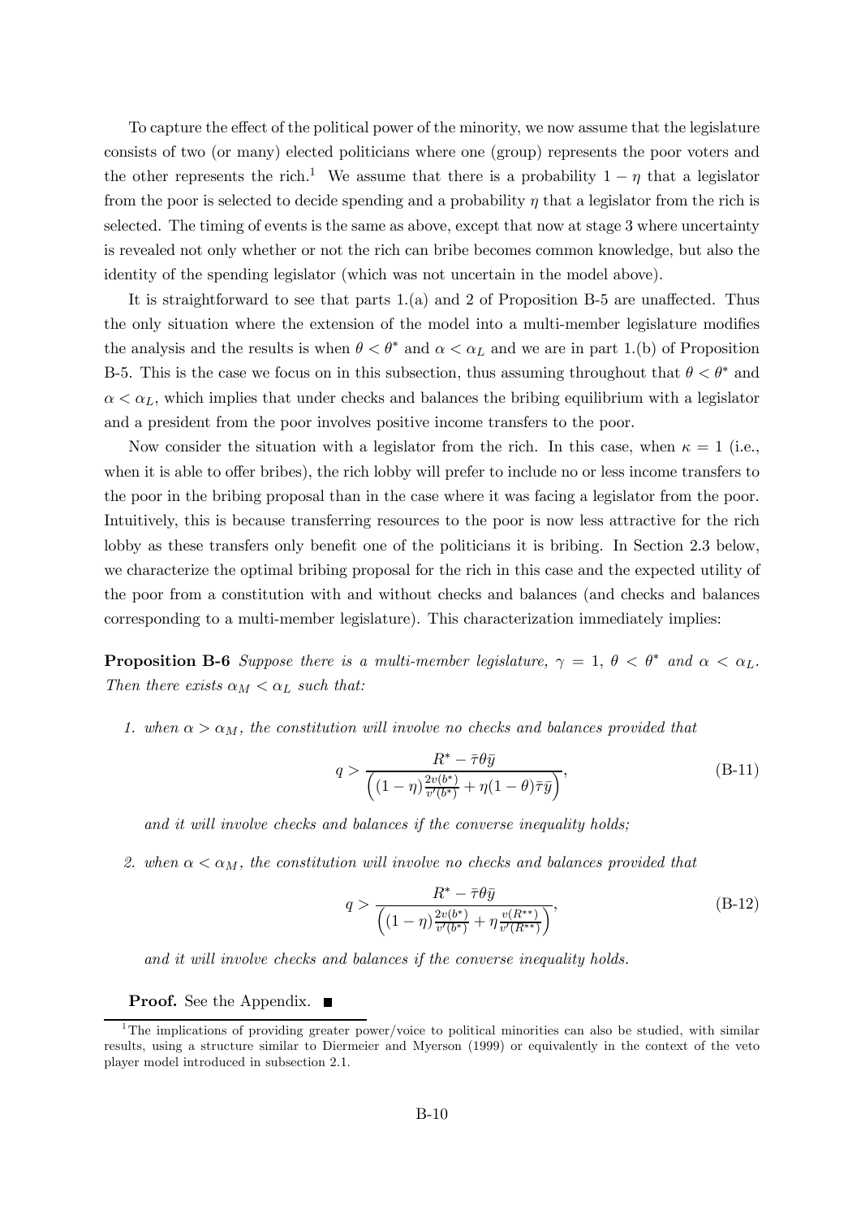To capture the effect of the political power of the minority, we now assume that the legislature consists of two (or many) elected politicians where one (group) represents the poor voters and the other represents the rich.[1] We assume that there is a probability $1 - \eta$ that a legislator from the poor is selected to decide spending and a probability $\eta$ that a legislator from the rich is selected. The timing of events is the same as above, except that now at stage 3 where uncertainty is revealed not only whether or not the rich can bribe becomes common knowledge, but also the identity of the spending legislator (which was not uncertain in the model above).

It is straightforward to see that parts 1.(a) and 2 of Proposition B-5 are unaffected. Thus the only situation where the extension of the model into a multi-member legislature modifies the analysis and the results is when $\theta < \theta^*$ and $\alpha < \alpha_L$ and we are in part 1.(b) of Proposition B-5. This is the case we focus on in this subsection, thus assuming throughout that $\theta < \theta^*$ and $\alpha < \alpha_L$, which implies that under checks and balances the bribing equilibrium with a legislator and a president from the poor involves positive income transfers to the poor.

Now consider the situation with a legislator from the rich. In this case, when $\kappa = 1$ (i.e., when it is able to offer bribes), the rich lobby will prefer to include no or less income transfers to the poor in the bribing proposal than in the case where it was facing a legislator from the poor. Intuitively, this is because transferring resources to the poor is now less attractive for the rich lobby as these transfers only benefit one of the politicians it is bribing. In Section 2.3 below, we characterize the optimal bribing proposal for the rich in this case and the expected utility of the poor from a constitution with and without checks and balances (and checks and balances corresponding to a multi-member legislature). This characterization immediately implies:

**Proposition B-6** *Suppose there is a multi-member legislature, $\gamma = 1$, $\theta < \theta^*$ and $\alpha < \alpha_L$. Then there exists $\alpha_M < \alpha_L$ such that:*

1. *when $\alpha > \alpha_M$, the constitution will involve no checks and balances provided that*

$$q > \frac{R^* - \bar{\tau}\theta\bar{y}}{\left((1-\eta)\frac{2v(b^*)}{v'(b^*)} + \eta(1-\theta)\bar{\tau}\bar{y}\right)}, \tag{B-11}$$

*and it will involve checks and balances if the converse inequality holds;*

2. *when $\alpha < \alpha_M$, the constitution will involve no checks and balances provided that*

$$q > \frac{R^* - \bar{\tau}\theta\bar{y}}{\left((1-\eta)\frac{2v(b^*)}{v'(b^*)} + \eta\frac{v(R^{**})}{v'(R^{**})}\right)}, \tag{B-12}$$

*and it will involve checks and balances if the converse inequality holds.*

**Proof.** See the Appendix. ■

[1] The implications of providing greater power/voice to political minorities can also be studied, with similar results, using a structure similar to Diermeier and Myerson (1999) or equivalently in the context of the veto player model introduced in subsection 2.1.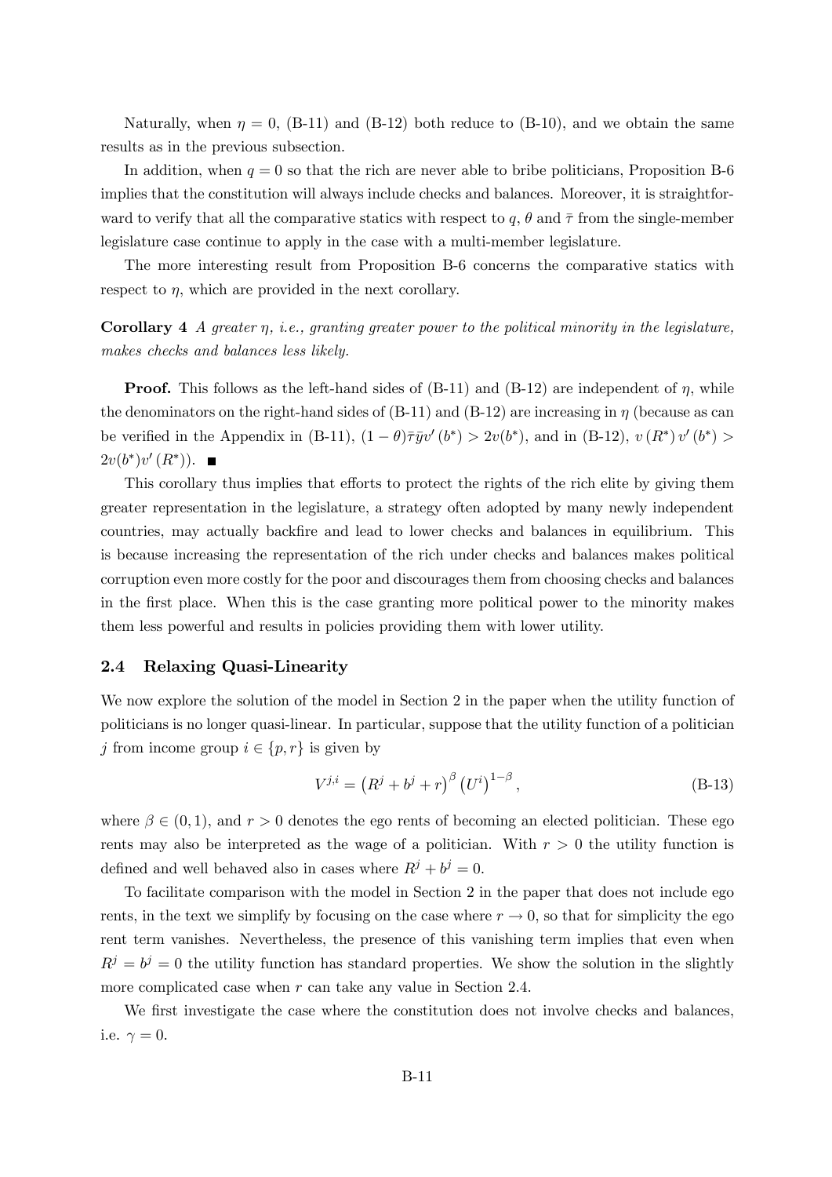Naturally, when $\eta = 0$, (B-11) and (B-12) both reduce to (B-10), and we obtain the same results as in the previous subsection.

In addition, when $q = 0$ so that the rich are never able to bribe politicians, Proposition B-6 implies that the constitution will always include checks and balances. Moreover, it is straightforward to verify that all the comparative statics with respect to $q$, $\theta$ and $\bar{\tau}$ from the single-member legislature case continue to apply in the case with a multi-member legislature.

The more interesting result from Proposition B-6 concerns the comparative statics with respect to $\eta$, which are provided in the next corollary.

**Corollary 4** *A greater $\eta$, i.e., granting greater power to the political minority in the legislature, makes checks and balances less likely.*

**Proof.** This follows as the left-hand sides of (B-11) and (B-12) are independent of $\eta$, while the denominators on the right-hand sides of (B-11) and (B-12) are increasing in $\eta$ (because as can be verified in the Appendix in (B-11), $(1-\theta)\bar{\tau}\bar{y}v'(b^*) > 2v(b^*)$, and in (B-12), $v(R^*)\, v'(b^*) > 2v(b^*)v'(R^*)$). ∎

This corollary thus implies that efforts to protect the rights of the rich elite by giving them greater representation in the legislature, a strategy often adopted by many newly independent countries, may actually backfire and lead to lower checks and balances in equilibrium. This is because increasing the representation of the rich under checks and balances makes political corruption even more costly for the poor and discourages them from choosing checks and balances in the first place. When this is the case granting more political power to the minority makes them less powerful and results in policies providing them with lower utility.

## 2.4 Relaxing Quasi-Linearity

We now explore the solution of the model in Section 2 in the paper when the utility function of politicians is no longer quasi-linear. In particular, suppose that the utility function of a politician $j$ from income group $i \in \{p, r\}$ is given by

$$V^{j,i} = \left(R^j + b^j + r\right)^{\beta} \left(U^i\right)^{1-\beta}, \tag{B-13}$$

where $\beta \in (0,1)$, and $r > 0$ denotes the ego rents of becoming an elected politician. These ego rents may also be interpreted as the wage of a politician. With $r > 0$ the utility function is defined and well behaved also in cases where $R^j + b^j = 0$.

To facilitate comparison with the model in Section 2 in the paper that does not include ego rents, in the text we simplify by focusing on the case where $r \to 0$, so that for simplicity the ego rent term vanishes. Nevertheless, the presence of this vanishing term implies that even when $R^j = b^j = 0$ the utility function has standard properties. We show the solution in the slightly more complicated case when $r$ can take any value in Section 2.4.

We first investigate the case where the constitution does not involve checks and balances, i.e. $\gamma = 0$.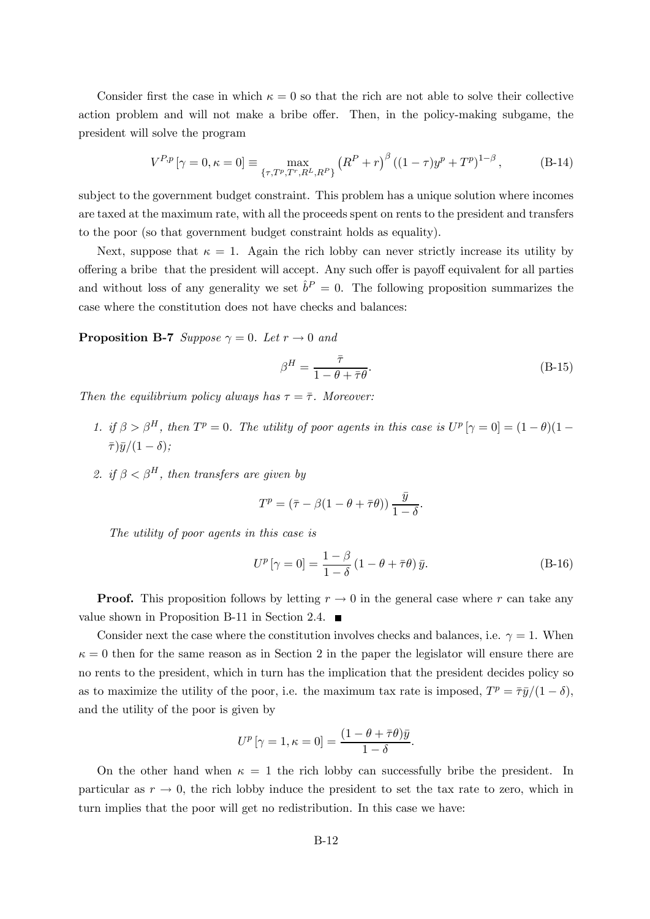Consider first the case in which $\kappa = 0$ so that the rich are not able to solve their collective action problem and will not make a bribe offer. Then, in the policy-making subgame, the president will solve the program

$$V^{P,p}[\gamma = 0, \kappa = 0] \equiv \max_{\{\tau, T^p, T^r, R^L, R^P\}} \left(R^P + r\right)^{\beta} \left((1-\tau)y^p + T^p\right)^{1-\beta}, \tag{B-14}$$

subject to the government budget constraint. This problem has a unique solution where incomes are taxed at the maximum rate, with all the proceeds spent on rents to the president and transfers to the poor (so that government budget constraint holds as equality).

Next, suppose that $\kappa = 1$. Again the rich lobby can never strictly increase its utility by offering a bribe that the president will accept. Any such offer is payoff equivalent for all parties and without loss of any generality we set $\hat{b}^P = 0$. The following proposition summarizes the case where the constitution does not have checks and balances:

**Proposition B-7** *Suppose $\gamma = 0$. Let $r \to 0$ and*

$$\beta^H = \frac{\bar{\tau}}{1 - \theta + \bar{\tau}\theta}. \tag{B-15}$$

*Then the equilibrium policy always has $\tau = \bar{\tau}$. Moreover:*

1. *if $\beta > \beta^H$, then $T^p = 0$. The utility of poor agents in this case is $U^p[\gamma = 0] = (1-\theta)(1-\bar{\tau})\bar{y}/(1-\delta)$;*
2. *if $\beta < \beta^H$, then transfers are given by*

$$T^p = \left(\bar{\tau} - \beta(1 - \theta + \bar{\tau}\theta)\right) \frac{\bar{y}}{1-\delta}.$$

*The utility of poor agents in this case is*

$$U^p[\gamma = 0] = \frac{1-\beta}{1-\delta}\left(1 - \theta + \bar{\tau}\theta\right)\bar{y}. \tag{B-16}$$

**Proof.** This proposition follows by letting $r \to 0$ in the general case where $r$ can take any value shown in Proposition B-11 in Section 2.4. ∎

Consider next the case where the constitution involves checks and balances, i.e. $\gamma = 1$. When $\kappa = 0$ then for the same reason as in Section 2 in the paper the legislator will ensure there are no rents to the president, which in turn has the implication that the president decides policy so as to maximize the utility of the poor, i.e. the maximum tax rate is imposed, $T^p = \bar{\tau}\bar{y}/(1-\delta)$, and the utility of the poor is given by

$$U^p[\gamma = 1, \kappa = 0] = \frac{(1 - \theta + \bar{\tau}\theta)\bar{y}}{1-\delta}.$$

On the other hand when $\kappa = 1$ the rich lobby can successfully bribe the president. In particular as $r \to 0$, the rich lobby induce the president to set the tax rate to zero, which in turn implies that the poor will get no redistribution. In this case we have: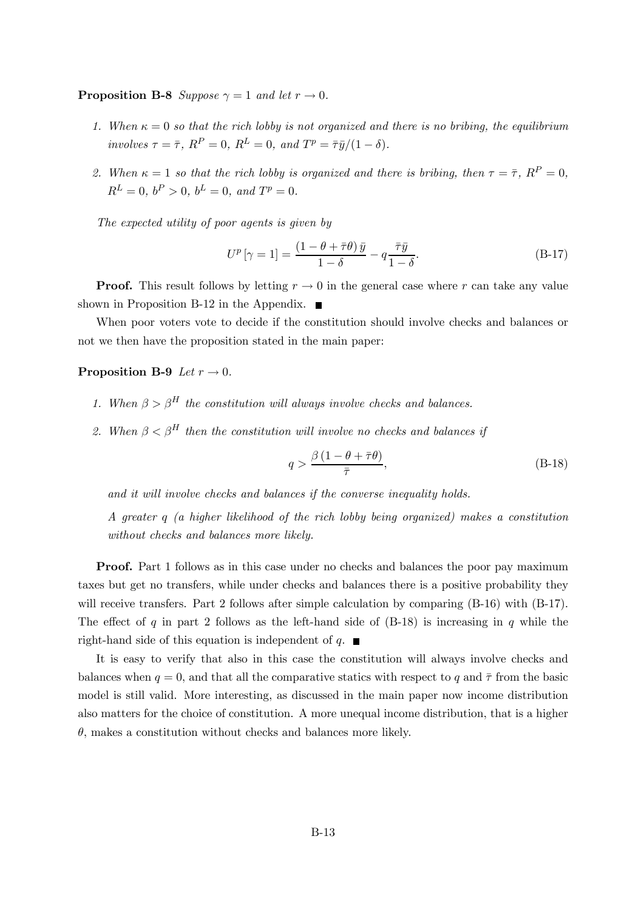**Proposition B-8** *Suppose $\gamma = 1$ and let $r \to 0$.*

1. *When $\kappa = 0$ so that the rich lobby is not organized and there is no bribing, the equilibrium involves $\tau = \bar{\tau}$, $R^P = 0$, $R^L = 0$, and $T^p = \bar{\tau}\bar{y}/(1-\delta)$.*
2. *When $\kappa = 1$ so that the rich lobby is organized and there is bribing, then $\tau = \bar{\tau}$, $R^P = 0$, $R^L = 0$, $b^P > 0$, $b^L = 0$, and $T^p = 0$.*

*The expected utility of poor agents is given by*

$$U^p[\gamma = 1] = \frac{(1 - \theta + \bar{\tau}\theta)\,\bar{y}}{1-\delta} - q\frac{\bar{\tau}\bar{y}}{1-\delta}. \tag{B-17}$$

**Proof.** This result follows by letting $r \to 0$ in the general case where $r$ can take any value shown in Proposition B-12 in the Appendix. ■

When poor voters vote to decide if the constitution should involve checks and balances or not we then have the proposition stated in the main paper:

**Proposition B-9** *Let $r \to 0$.*

1. *When $\beta > \beta^H$ the constitution will always involve checks and balances.*
2. *When $\beta < \beta^H$ then the constitution will involve no checks and balances if*

$$q > \frac{\beta\,(1 - \theta + \bar{\tau}\theta)}{\bar{\tau}}, \tag{B-18}$$

*and it will involve checks and balances if the converse inequality holds.*

*A greater $q$ (a higher likelihood of the rich lobby being organized) makes a constitution without checks and balances more likely.*

**Proof.** Part 1 follows as in this case under no checks and balances the poor pay maximum taxes but get no transfers, while under checks and balances there is a positive probability they will receive transfers. Part 2 follows after simple calculation by comparing (B-16) with (B-17). The effect of $q$ in part 2 follows as the left-hand side of (B-18) is increasing in $q$ while the right-hand side of this equation is independent of $q$. ■

It is easy to verify that also in this case the constitution will always involve checks and balances when $q = 0$, and that all the comparative statics with respect to $q$ and $\bar{\tau}$ from the basic model is still valid. More interesting, as discussed in the main paper now income distribution also matters for the choice of constitution. A more unequal income distribution, that is a higher $\theta$, makes a constitution without checks and balances more likely.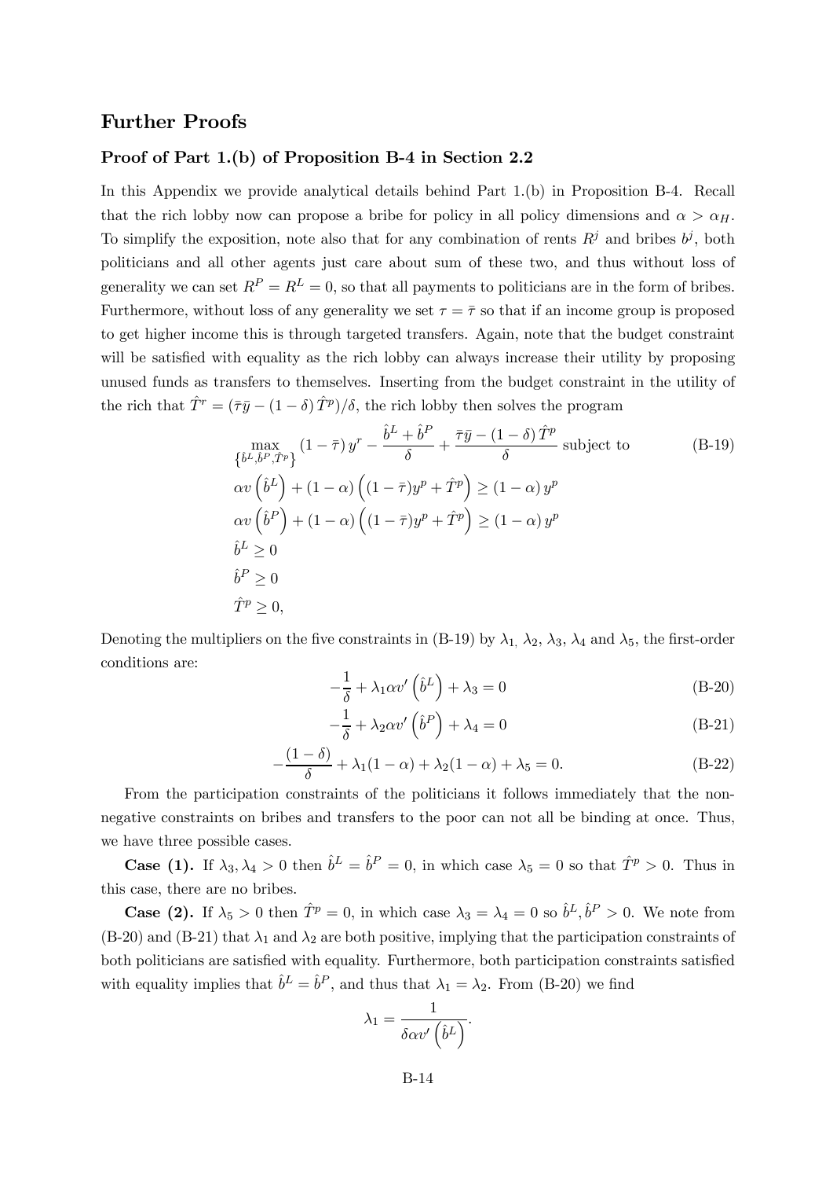## Further Proofs

### Proof of Part 1.(b) of Proposition B-4 in Section 2.2

In this Appendix we provide analytical details behind Part 1.(b) in Proposition B-4. Recall that the rich lobby now can propose a bribe for policy in all policy dimensions and $\alpha > \alpha_H$. To simplify the exposition, note also that for any combination of rents $R^j$ and bribes $b^j$, both politicians and all other agents just care about sum of these two, and thus without loss of generality we can set $R^P = R^L = 0$, so that all payments to politicians are in the form of bribes. Furthermore, without loss of any generality we set $\tau = \bar{\tau}$ so that if an income group is proposed to get higher income this is through targeted transfers. Again, note that the budget constraint will be satisfied with equality as the rich lobby can always increase their utility by proposing unused funds as transfers to themselves. Inserting from the budget constraint in the utility of the rich that $\hat{T}^r = (\bar{\tau}\bar{y} - (1-\delta)\hat{T}^p)/\delta$, the rich lobby then solves the program

$$
\begin{aligned}
&\max_{\{\hat{b}^L,\hat{b}^P,\hat{T}^p\}} (1-\bar{\tau})\, y^r - \frac{\hat{b}^L + \hat{b}^P}{\delta} + \frac{\bar{\tau}\bar{y} - (1-\delta)\,\hat{T}^p}{\delta} \text{ subject to} \qquad \text{(B-19)}\\
&\alpha v\left(\hat{b}^L\right) + (1-\alpha)\left((1-\bar{\tau})y^p + \hat{T}^p\right) \geq (1-\alpha)\, y^p \\
&\alpha v\left(\hat{b}^P\right) + (1-\alpha)\left((1-\bar{\tau})y^p + \hat{T}^p\right) \geq (1-\alpha)\, y^p \\
&\hat{b}^L \geq 0 \\
&\hat{b}^P \geq 0 \\
&\hat{T}^p \geq 0,
\end{aligned}
$$

Denoting the multipliers on the five constraints in (B-19) by $\lambda_1$, $\lambda_2$, $\lambda_3$, $\lambda_4$ and $\lambda_5$, the first-order conditions are:

$$
-\frac{1}{\delta} + \lambda_1 \alpha v'\left(\hat{b}^L\right) + \lambda_3 = 0 \qquad \text{(B-20)}
$$

$$
-\frac{1}{\delta} + \lambda_2 \alpha v'\left(\hat{b}^P\right) + \lambda_4 = 0 \qquad \text{(B-21)}
$$

$$
-\frac{(1-\delta)}{\delta} + \lambda_1(1-\alpha) + \lambda_2(1-\alpha) + \lambda_5 = 0. \qquad \text{(B-22)}
$$

From the participation constraints of the politicians it follows immediately that the non-negative constraints on bribes and transfers to the poor can not all be binding at once. Thus, we have three possible cases.

**Case (1).** If $\lambda_3, \lambda_4 > 0$ then $\hat{b}^L = \hat{b}^P = 0$, in which case $\lambda_5 = 0$ so that $\hat{T}^p > 0$. Thus in this case, there are no bribes.

**Case (2).** If $\lambda_5 > 0$ then $\hat{T}^p = 0$, in which case $\lambda_3 = \lambda_4 = 0$ so $\hat{b}^L, \hat{b}^P > 0$. We note from (B-20) and (B-21) that $\lambda_1$ and $\lambda_2$ are both positive, implying that the participation constraints of both politicians are satisfied with equality. Furthermore, both participation constraints satisfied with equality implies that $\hat{b}^L = \hat{b}^P$, and thus that $\lambda_1 = \lambda_2$. From (B-20) we find

$$
\lambda_1 = \frac{1}{\delta \alpha v'\left(\hat{b}^L\right)}.
$$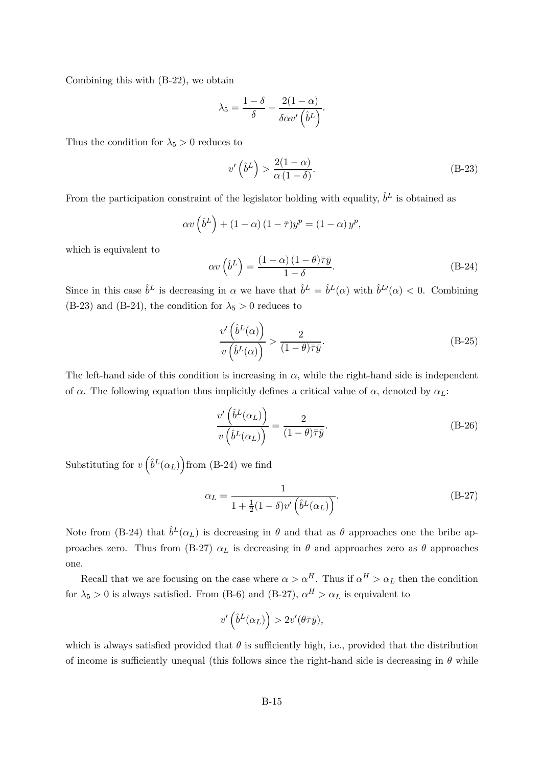Combining this with (B-22), we obtain

$$\lambda_5 = \frac{1-\delta}{\delta} - \frac{2(1-\alpha)}{\delta \alpha v'\left(\hat{b}^L\right)}.$$

Thus the condition for $\lambda_5 > 0$ reduces to

$$v'\left(\hat{b}^L\right) > \frac{2(1-\alpha)}{\alpha\,(1-\delta)}. \tag{B-23}$$

From the participation constraint of the legislator holding with equality, $\hat{b}^L$ is obtained as

$$\alpha v\left(\hat{b}^L\right) + (1-\alpha)\,(1-\bar{\tau})y^p = (1-\alpha)\,y^p,$$

which is equivalent to

$$\alpha v\left(\hat{b}^L\right) = \frac{(1-\alpha)\,(1-\theta)\bar{\tau}\bar{y}}{1-\delta}. \tag{B-24}$$

Since in this case $\hat{b}^L$ is decreasing in $\alpha$ we have that $\hat{b}^L = \hat{b}^L(\alpha)$ with $\hat{b}^{L\prime}(\alpha) < 0$. Combining (B-23) and (B-24), the condition for $\lambda_5 > 0$ reduces to

$$\frac{v'\left(\hat{b}^L(\alpha)\right)}{v\left(\hat{b}^L(\alpha)\right)} > \frac{2}{(1-\theta)\bar{\tau}\bar{y}}. \tag{B-25}$$

The left-hand side of this condition is increasing in $\alpha$, while the right-hand side is independent of $\alpha$. The following equation thus implicitly defines a critical value of $\alpha$, denoted by $\alpha_L$:

$$\frac{v'\left(\hat{b}^L(\alpha_L)\right)}{v\left(\hat{b}^L(\alpha_L)\right)} = \frac{2}{(1-\theta)\bar{\tau}\bar{y}}. \tag{B-26}$$

Substituting for $v\left(\hat{b}^L(\alpha_L)\right)$ from (B-24) we find

$$\alpha_L = \frac{1}{1 + \frac{1}{2}(1-\delta)v'\left(\hat{b}^L(\alpha_L)\right)}. \tag{B-27}$$

Note from (B-24) that $\hat{b}^L(\alpha_L)$ is decreasing in $\theta$ and that as $\theta$ approaches one the bribe approaches zero. Thus from (B-27) $\alpha_L$ is decreasing in $\theta$ and approaches zero as $\theta$ approaches one.

Recall that we are focusing on the case where $\alpha > \alpha^H$. Thus if $\alpha^H > \alpha_L$ then the condition for $\lambda_5 > 0$ is always satisfied. From (B-6) and (B-27), $\alpha^H > \alpha_L$ is equivalent to

$$v'\left(\hat{b}^L(\alpha_L)\right) > 2v'(\theta\bar{\tau}\bar{y}),$$

which is always satisfied provided that $\theta$ is sufficiently high, i.e., provided that the distribution of income is sufficiently unequal (this follows since the right-hand side is decreasing in $\theta$ while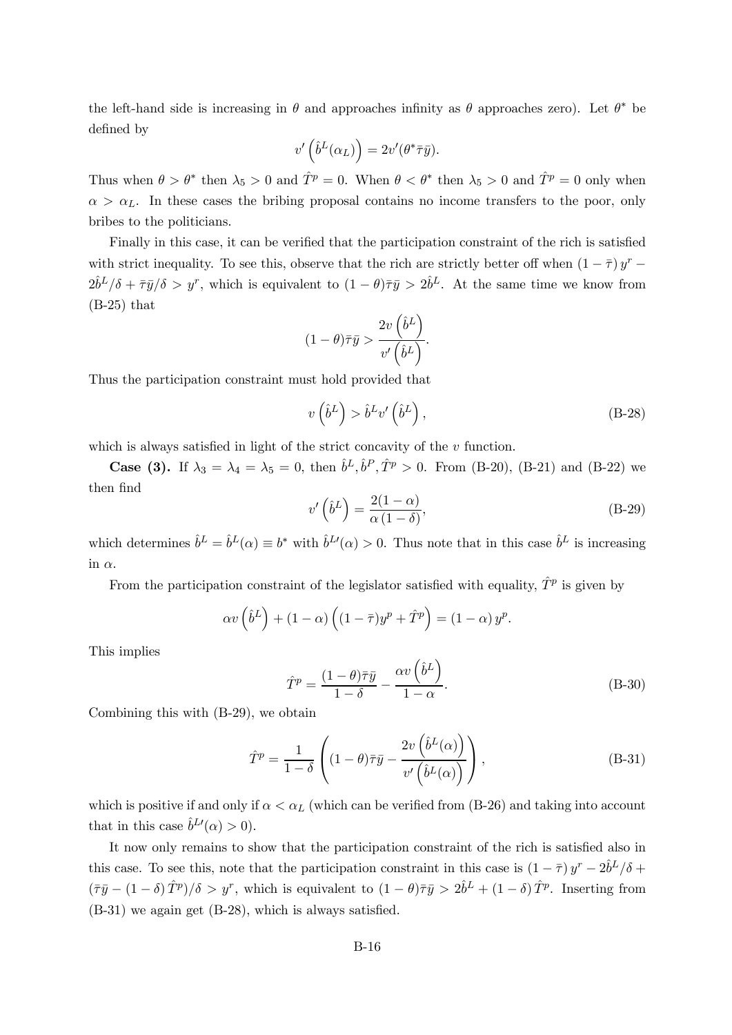the left-hand side is increasing in $\theta$ and approaches infinity as $\theta$ approaches zero). Let $\theta^*$ be defined by

$$v'\left(\hat{b}^L(\alpha_L)\right) = 2v'(\theta^* \bar{\tau}\bar{y}).$$

Thus when $\theta > \theta^*$ then $\lambda_5 > 0$ and $\hat{T}^p = 0$. When $\theta < \theta^*$ then $\lambda_5 > 0$ and $\hat{T}^p = 0$ only when $\alpha > \alpha_L$. In these cases the bribing proposal contains no income transfers to the poor, only bribes to the politicians.

Finally in this case, it can be verified that the participation constraint of the rich is satisfied with strict inequality. To see this, observe that the rich are strictly better off when $(1-\bar{\tau})\, y^r - 2\hat{b}^L/\delta + \bar{\tau}\bar{y}/\delta > y^r$, which is equivalent to $(1-\theta)\bar{\tau}\bar{y} > 2\hat{b}^L$. At the same time we know from (B-25) that

$$(1-\theta)\bar{\tau}\bar{y} > \frac{2v\left(\hat{b}^L\right)}{v'\left(\hat{b}^L\right)}.$$

Thus the participation constraint must hold provided that

$$v\left(\hat{b}^L\right) > \hat{b}^L v'\left(\hat{b}^L\right), \tag{B-28}$$

which is always satisfied in light of the strict concavity of the $v$ function.

**Case (3).** If $\lambda_3 = \lambda_4 = \lambda_5 = 0$, then $\hat{b}^L, \hat{b}^P, \hat{T}^p > 0$. From (B-20), (B-21) and (B-22) we then find

$$v'\left(\hat{b}^L\right) = \frac{2(1-\alpha)}{\alpha\,(1-\delta)}, \tag{B-29}$$

which determines $\hat{b}^L = \hat{b}^L(\alpha) \equiv b^*$ with $\hat{b}^{L\prime}(\alpha) > 0$. Thus note that in this case $\hat{b}^L$ is increasing in $\alpha$.

From the participation constraint of the legislator satisfied with equality, $\hat{T}^p$ is given by

$$\alpha v\left(\hat{b}^L\right) + (1-\alpha)\left((1-\bar{\tau})y^p + \hat{T}^p\right) = (1-\alpha)\, y^p.$$

This implies

$$\hat{T}^p = \frac{(1-\theta)\bar{\tau}\bar{y}}{1-\delta} - \frac{\alpha v\left(\hat{b}^L\right)}{1-\alpha}. \tag{B-30}$$

Combining this with (B-29), we obtain

$$\hat{T}^p = \frac{1}{1-\delta}\left((1-\theta)\bar{\tau}\bar{y} - \frac{2v\left(\hat{b}^L(\alpha)\right)}{v'\left(\hat{b}^L(\alpha)\right)}\right), \tag{B-31}$$

which is positive if and only if $\alpha < \alpha_L$ (which can be verified from (B-26) and taking into account that in this case $\hat{b}^{L\prime}(\alpha) > 0$).

It now only remains to show that the participation constraint of the rich is satisfied also in this case. To see this, note that the participation constraint in this case is $(1-\bar{\tau})\, y^r - 2\hat{b}^L/\delta + (\bar{\tau}\bar{y} - (1-\delta)\,\hat{T}^p)/\delta > y^r$, which is equivalent to $(1-\theta)\bar{\tau}\bar{y} > 2\hat{b}^L + (1-\delta)\,\hat{T}^p$. Inserting from (B-31) we again get (B-28), which is always satisfied.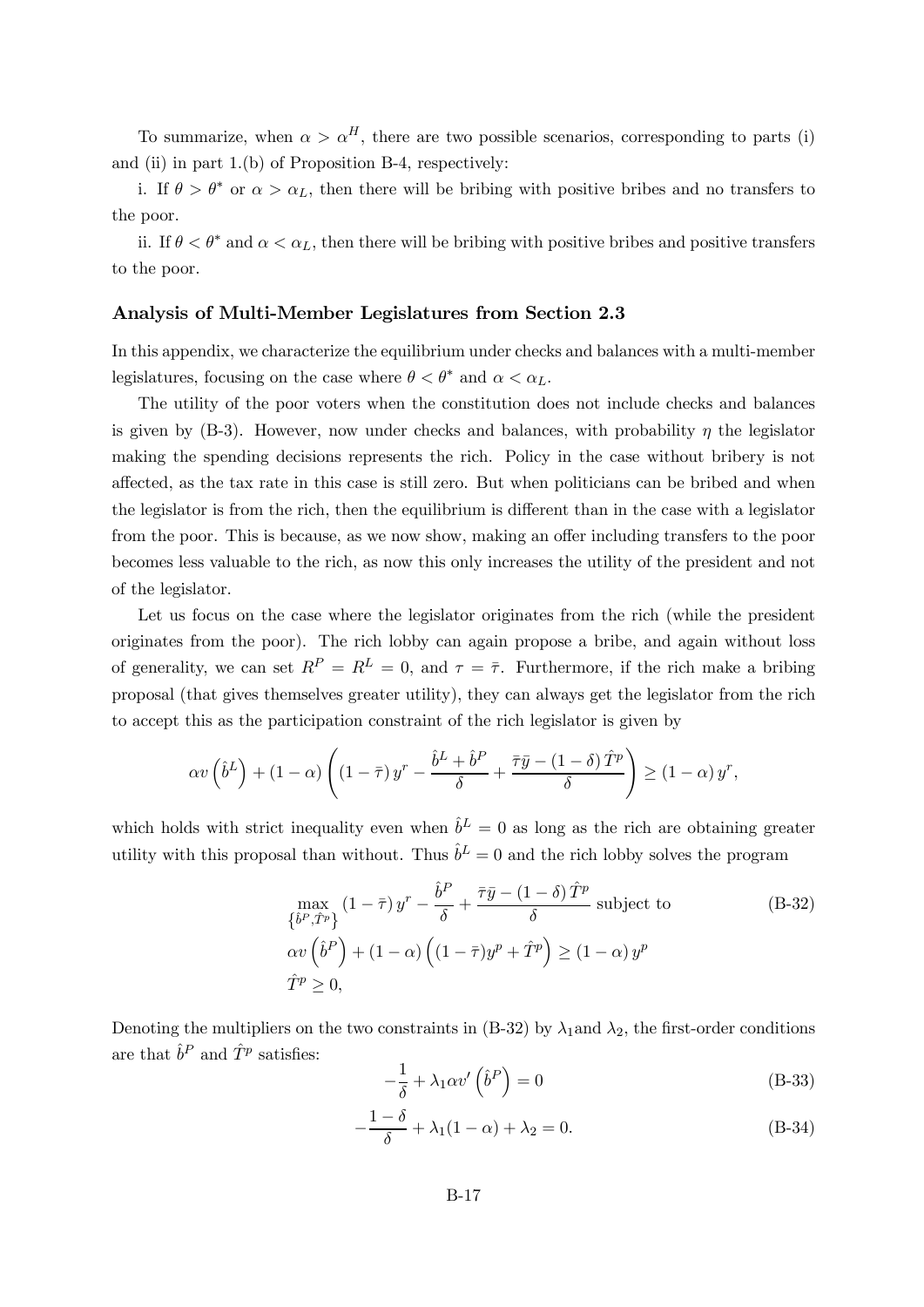To summarize, when $\alpha > \alpha^H$, there are two possible scenarios, corresponding to parts (i) and (ii) in part 1.(b) of Proposition B-4, respectively:

i. If $\theta > \theta^*$ or $\alpha > \alpha_L$, then there will be bribing with positive bribes and no transfers to the poor.

ii. If $\theta < \theta^*$ and $\alpha < \alpha_L$, then there will be bribing with positive bribes and positive transfers to the poor.

### Analysis of Multi-Member Legislatures from Section 2.3

In this appendix, we characterize the equilibrium under checks and balances with a multi-member legislatures, focusing on the case where $\theta < \theta^*$ and $\alpha < \alpha_L$.

The utility of the poor voters when the constitution does not include checks and balances is given by (B-3). However, now under checks and balances, with probability $\eta$ the legislator making the spending decisions represents the rich. Policy in the case without bribery is not affected, as the tax rate in this case is still zero. But when politicians can be bribed and when the legislator is from the rich, then the equilibrium is different than in the case with a legislator from the poor. This is because, as we now show, making an offer including transfers to the poor becomes less valuable to the rich, as now this only increases the utility of the president and not of the legislator.

Let us focus on the case where the legislator originates from the rich (while the president originates from the poor). The rich lobby can again propose a bribe, and again without loss of generality, we can set $R^P = R^L = 0$, and $\tau = \bar{\tau}$. Furthermore, if the rich make a bribing proposal (that gives themselves greater utility), they can always get the legislator from the rich to accept this as the participation constraint of the rich legislator is given by

$$\alpha v\left(\hat{b}^L\right) + (1-\alpha)\left((1-\bar{\tau})\, y^r - \frac{\hat{b}^L + \hat{b}^P}{\delta} + \frac{\bar{\tau}\bar{y} - (1-\delta)\,\hat{T}^p}{\delta}\right) \geq (1-\alpha)\, y^r,$$

which holds with strict inequality even when $\hat{b}^L = 0$ as long as the rich are obtaining greater utility with this proposal than without. Thus $\hat{b}^L = 0$ and the rich lobby solves the program

$$\begin{aligned}
&\max_{\{\hat{b}^P, \hat{T}^p\}} (1-\bar{\tau})\, y^r - \frac{\hat{b}^P}{\delta} + \frac{\bar{\tau}\bar{y} - (1-\delta)\,\hat{T}^p}{\delta} \text{ subject to} \\
&\alpha v\left(\hat{b}^P\right) + (1-\alpha)\left((1-\bar{\tau})y^p + \hat{T}^p\right) \geq (1-\alpha)\, y^p \\
&\hat{T}^p \geq 0,
\end{aligned} \tag{B-32}$$

Denoting the multipliers on the two constraints in (B-32) by $\lambda_1$and $\lambda_2$, the first-order conditions are that $\hat{b}^P$ and $\hat{T}^p$ satisfies:

$$-\frac{1}{\delta} + \lambda_1 \alpha v'\left(\hat{b}^P\right) = 0 \tag{B-33}$$

$$-\frac{1-\delta}{\delta} + \lambda_1(1-\alpha) + \lambda_2 = 0. \tag{B-34}$$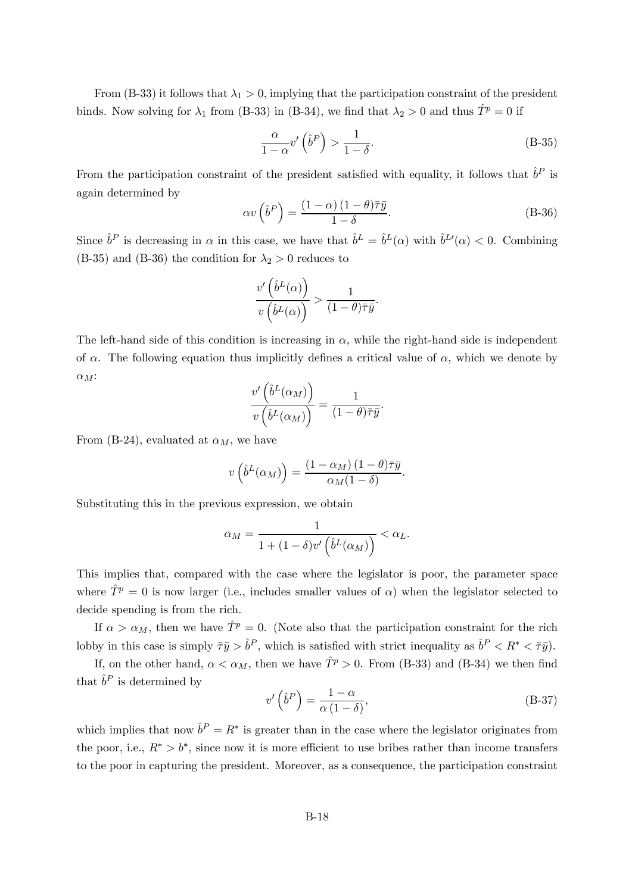From (B-33) it follows that $\lambda_1 > 0$, implying that the participation constraint of the president binds. Now solving for $\lambda_1$ from (B-33) in (B-34), we find that $\lambda_2 > 0$ and thus $\hat{T}^p = 0$ if

$$\frac{\alpha}{1-\alpha} v'\left(\hat{b}^P\right) > \frac{1}{1-\delta}. \tag{B-35}$$

From the participation constraint of the president satisfied with equality, it follows that $\hat{b}^P$ is again determined by

$$\alpha v\left(\hat{b}^P\right) = \frac{(1-\alpha)(1-\theta)\bar{\tau}\bar{y}}{1-\delta}. \tag{B-36}$$

Since $\hat{b}^P$ is decreasing in $\alpha$ in this case, we have that $\hat{b}^L = \hat{b}^L(\alpha)$ with $\hat{b}^{L\prime}(\alpha) < 0$. Combining (B-35) and (B-36) the condition for $\lambda_2 > 0$ reduces to

$$\frac{v'\left(\hat{b}^L(\alpha)\right)}{v\left(\hat{b}^L(\alpha)\right)} > \frac{1}{(1-\theta)\bar{\tau}\bar{y}}.$$

The left-hand side of this condition is increasing in $\alpha$, while the right-hand side is independent of $\alpha$. The following equation thus implicitly defines a critical value of $\alpha$, which we denote by $\alpha_M$:

$$\frac{v'\left(\hat{b}^L(\alpha_M)\right)}{v\left(\hat{b}^L(\alpha_M)\right)} = \frac{1}{(1-\theta)\bar{\tau}\bar{y}}.$$

From (B-24), evaluated at $\alpha_M$, we have

$$v\left(\hat{b}^L(\alpha_M)\right) = \frac{(1-\alpha_M)(1-\theta)\bar{\tau}\bar{y}}{\alpha_M(1-\delta)}.$$

Substituting this in the previous expression, we obtain

$$\alpha_M = \frac{1}{1+(1-\delta)v'\left(\hat{b}^L(\alpha_M)\right)} < \alpha_L.$$

This implies that, compared with the case where the legislator is poor, the parameter space where $\hat{T}^p = 0$ is now larger (i.e., includes smaller values of $\alpha$) when the legislator selected to decide spending is from the rich.

If $\alpha > \alpha_M$, then we have $\hat{T}^p = 0$. (Note also that the participation constraint for the rich lobby in this case is simply $\bar{\tau}\bar{y} > \hat{b}^P$, which is satisfied with strict inequality as $\hat{b}^P < R^* < \bar{\tau}\bar{y}$).

If, on the other hand, $\alpha < \alpha_M$, then we have $\hat{T}^p > 0$. From (B-33) and (B-34) we then find that $\hat{b}^P$ is determined by

$$v'\left(\hat{b}^P\right) = \frac{1-\alpha}{\alpha(1-\delta)}, \tag{B-37}$$

which implies that now $\hat{b}^P = R^*$ is greater than in the case where the legislator originates from the poor, i.e., $R^* > b^*$, since now it is more efficient to use bribes rather than income transfers to the poor in capturing the president. Moreover, as a consequence, the participation constraint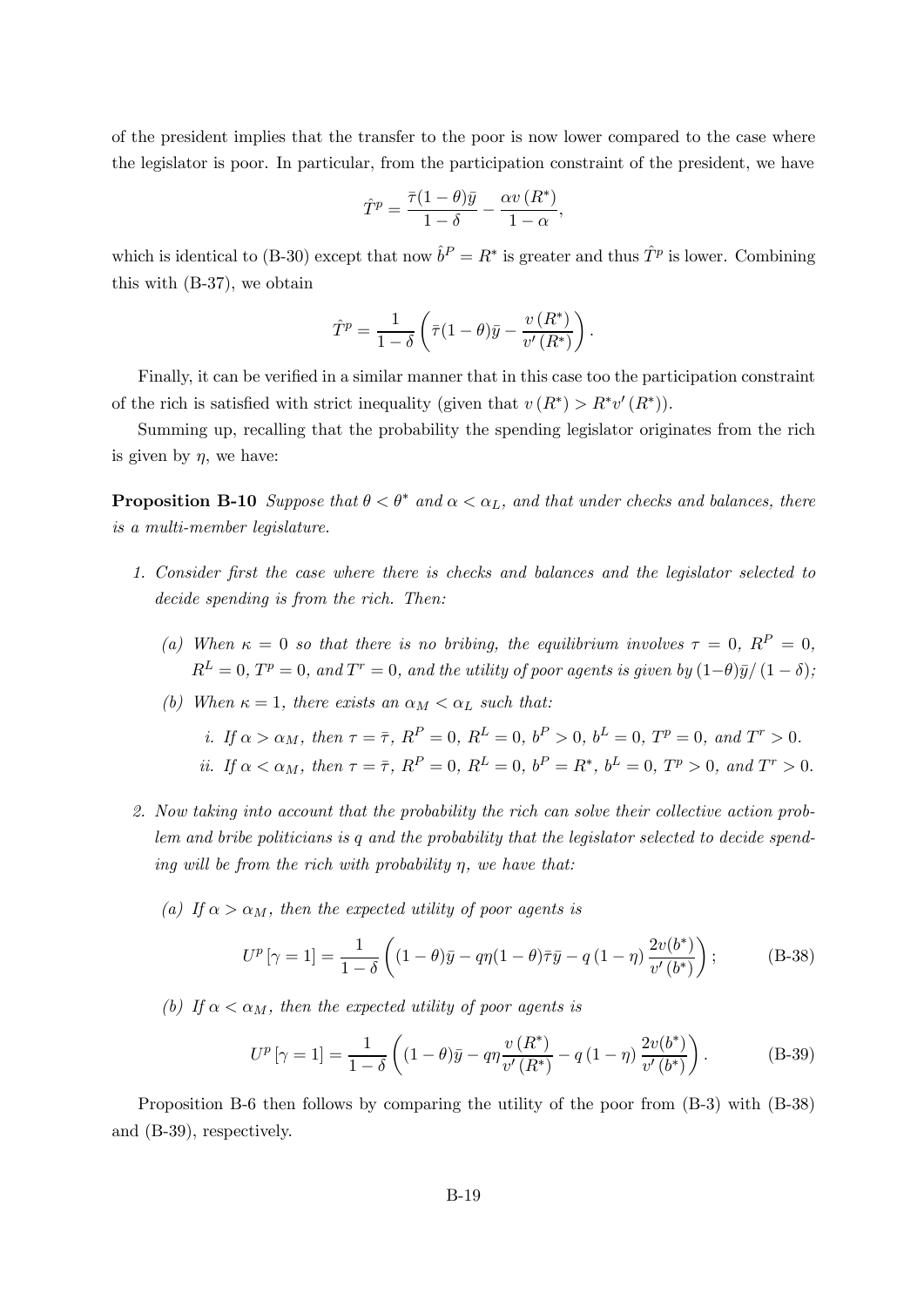of the president implies that the transfer to the poor is now lower compared to the case where the legislator is poor. In particular, from the participation constraint of the president, we have

$$\hat{T}^p = \frac{\bar{\tau}(1-\theta)\bar{y}}{1-\delta} - \frac{\alpha v\left(R^*\right)}{1-\alpha},$$

which is identical to (B-30) except that now $\hat{b}^P = R^*$ is greater and thus $\hat{T}^p$ is lower. Combining this with (B-37), we obtain

$$\hat{T}^p = \frac{1}{1-\delta}\left(\bar{\tau}(1-\theta)\bar{y} - \frac{v\left(R^*\right)}{v'\left(R^*\right)}\right).$$

Finally, it can be verified in a similar manner that in this case too the participation constraint of the rich is satisfied with strict inequality (given that $v\left(R^*\right) > R^* v'\left(R^*\right)$).

Summing up, recalling that the probability the spending legislator originates from the rich is given by $\eta$, we have:

**Proposition B-10** *Suppose that $\theta < \theta^*$ and $\alpha < \alpha_L$, and that under checks and balances, there is a multi-member legislature.*

1. *Consider first the case where there is checks and balances and the legislator selected to decide spending is from the rich. Then:*
   - *(a) When $\kappa = 0$ so that there is no bribing, the equilibrium involves $\tau = 0$, $R^P = 0$, $R^L = 0$, $T^p = 0$, and $T^r = 0$, and the utility of poor agents is given by $(1-\theta)\bar{y}/(1-\delta)$;*
   - *(b) When $\kappa = 1$, there exists an $\alpha_M < \alpha_L$ such that:*
     - *i. If $\alpha > \alpha_M$, then $\tau = \bar{\tau}$, $R^P = 0$, $R^L = 0$, $b^P > 0$, $b^L = 0$, $T^p = 0$, and $T^r > 0$.*
     - *ii. If $\alpha < \alpha_M$, then $\tau = \bar{\tau}$, $R^P = 0$, $R^L = 0$, $b^P = R^*$, $b^L = 0$, $T^p > 0$, and $T^r > 0$.*
2. *Now taking into account that the probability the rich can solve their collective action problem and bribe politicians is $q$ and the probability that the legislator selected to decide spending will be from the rich with probability $\eta$, we have that:*
   - *(a) If $\alpha > \alpha_M$, then the expected utility of poor agents is*

$$U^p\left[\gamma = 1\right] = \frac{1}{1-\delta}\left((1-\theta)\bar{y} - q\eta(1-\theta)\bar{\tau}\bar{y} - q\left(1-\eta\right)\frac{2v(b^*)}{v'\left(b^*\right)}\right); \tag{B-38}$$

   - *(b) If $\alpha < \alpha_M$, then the expected utility of poor agents is*

$$U^p\left[\gamma = 1\right] = \frac{1}{1-\delta}\left((1-\theta)\bar{y} - q\eta\frac{v\left(R^*\right)}{v'\left(R^*\right)} - q\left(1-\eta\right)\frac{2v(b^*)}{v'\left(b^*\right)}\right). \tag{B-39}$$

Proposition B-6 then follows by comparing the utility of the poor from (B-3) with (B-38) and (B-39), respectively.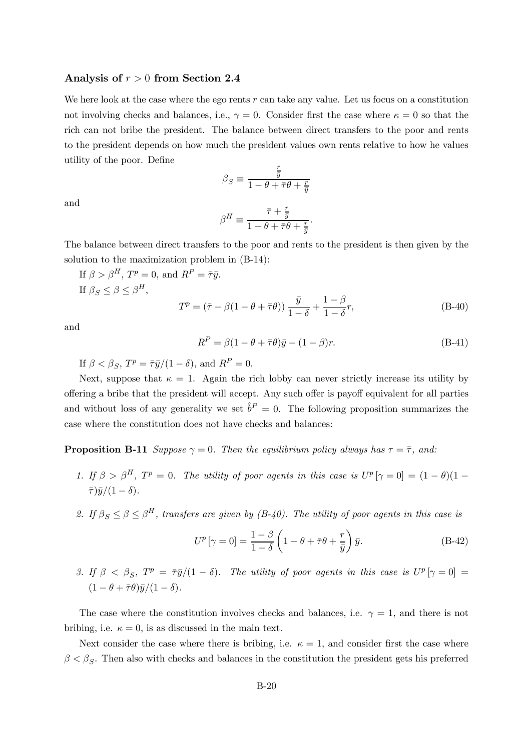### Analysis of $r > 0$ from Section 2.4

We here look at the case where the ego rents $r$ can take any value. Let us focus on a constitution not involving checks and balances, i.e., $\gamma = 0$. Consider first the case where $\kappa = 0$ so that the rich can not bribe the president. The balance between direct transfers to the poor and rents to the president depends on how much the president values own rents relative to how he values utility of the poor. Define

$$\beta_S \equiv \frac{\frac{r}{\bar{y}}}{1 - \theta + \bar{\tau}\theta + \frac{r}{\bar{y}}}$$

and

$$\beta^H \equiv \frac{\bar{\tau} + \frac{r}{\bar{y}}}{1 - \theta + \bar{\tau}\theta + \frac{r}{\bar{y}}}.$$

The balance between direct transfers to the poor and rents to the president is then given by the solution to the maximization problem in (B-14):

If $\beta > \beta^H$, $T^p = 0$, and $R^P = \bar{\tau}\bar{y}$.

If $\beta_S \leq \beta \leq \beta^H$,

$$T^p = (\bar{\tau} - \beta(1 - \theta + \bar{\tau}\theta)) \frac{\bar{y}}{1 - \delta} + \frac{1 - \beta}{1 - \delta} r, \tag{B-40}$$

and

$$R^P = \beta(1 - \theta + \bar{\tau}\theta)\bar{y} - (1 - \beta)r. \tag{B-41}$$

If $\beta < \beta_S$, $T^p = \bar{\tau}\bar{y}/(1 - \delta)$, and $R^P = 0$.

Next, suppose that $\kappa = 1$. Again the rich lobby can never strictly increase its utility by offering a bribe that the president will accept. Any such offer is payoff equivalent for all parties and without loss of any generality we set $\hat{b}^P = 0$. The following proposition summarizes the case where the constitution does not have checks and balances:

**Proposition B-11** *Suppose $\gamma = 0$. Then the equilibrium policy always has $\tau = \bar{\tau}$, and:*

1. *If $\beta > \beta^H$, $T^p = 0$. The utility of poor agents in this case is $U^p[\gamma = 0] = (1 - \theta)(1 - \bar{\tau})\bar{y}/(1 - \delta)$.*

2. *If $\beta_S \leq \beta \leq \beta^H$, transfers are given by (B-40). The utility of poor agents in this case is*

$$U^p[\gamma = 0] = \frac{1 - \beta}{1 - \delta} \left(1 - \theta + \bar{\tau}\theta + \frac{r}{\bar{y}}\right) \bar{y}. \tag{B-42}$$

3. *If $\beta < \beta_S$, $T^p = \bar{\tau}\bar{y}/(1 - \delta)$. The utility of poor agents in this case is $U^p[\gamma = 0] = (1 - \theta + \bar{\tau}\theta)\bar{y}/(1 - \delta)$.*

The case where the constitution involves checks and balances, i.e. $\gamma = 1$, and there is not bribing, i.e. $\kappa = 0$, is as discussed in the main text.

Next consider the case where there is bribing, i.e. $\kappa = 1$, and consider first the case where $\beta < \beta_S$. Then also with checks and balances in the constitution the president gets his preferred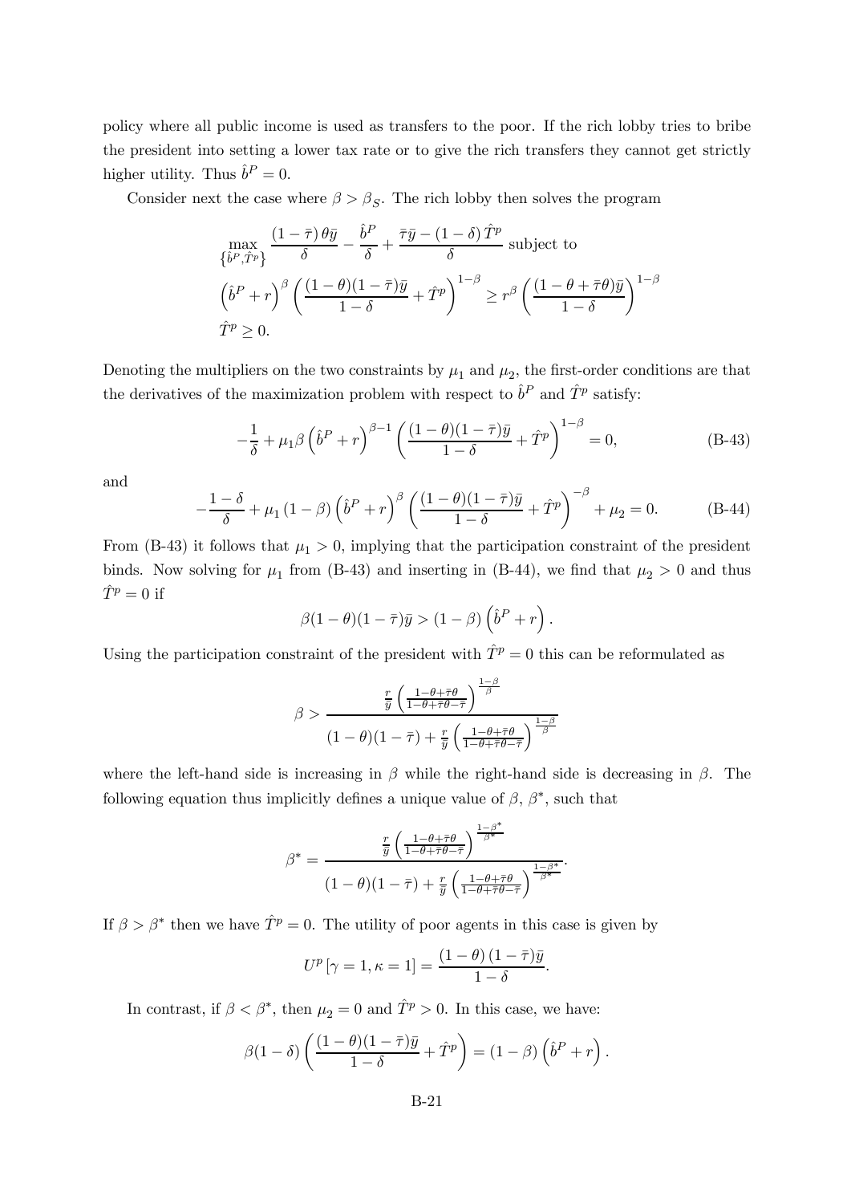policy where all public income is used as transfers to the poor. If the rich lobby tries to bribe the president into setting a lower tax rate or to give the rich transfers they cannot get strictly higher utility. Thus $\hat{b}^P = 0$.

Consider next the case where $\beta > \beta_S$. The rich lobby then solves the program

$$\max_{\{\hat{b}^P, \hat{T}^p\}} \frac{(1-\bar{\tau})\,\theta\bar{y}}{\delta} - \frac{\hat{b}^P}{\delta} + \frac{\bar{\tau}\bar{y} - (1-\delta)\,\hat{T}^p}{\delta} \text{ subject to}$$

$$\left(\hat{b}^P + r\right)^{\beta}\left(\frac{(1-\theta)(1-\bar{\tau})\bar{y}}{1-\delta} + \hat{T}^p\right)^{1-\beta} \geq r^{\beta}\left(\frac{(1-\theta+\bar{\tau}\theta)\bar{y}}{1-\delta}\right)^{1-\beta}$$

$$\hat{T}^p \geq 0.$$

Denoting the multipliers on the two constraints by $\mu_1$ and $\mu_2$, the first-order conditions are that the derivatives of the maximization problem with respect to $\hat{b}^P$ and $\hat{T}^p$ satisfy:

$$-\frac{1}{\delta} + \mu_1\beta\left(\hat{b}^P + r\right)^{\beta-1}\left(\frac{(1-\theta)(1-\bar{\tau})\bar{y}}{1-\delta} + \hat{T}^p\right)^{1-\beta} = 0, \tag{B-43}$$

and

$$-\frac{1-\delta}{\delta} + \mu_1\,(1-\beta)\left(\hat{b}^P + r\right)^{\beta}\left(\frac{(1-\theta)(1-\bar{\tau})\bar{y}}{1-\delta} + \hat{T}^p\right)^{-\beta} + \mu_2 = 0. \tag{B-44}$$

From (B-43) it follows that $\mu_1 > 0$, implying that the participation constraint of the president binds. Now solving for $\mu_1$ from (B-43) and inserting in (B-44), we find that $\mu_2 > 0$ and thus $\hat{T}^p = 0$ if

$$\beta(1-\theta)(1-\bar{\tau})\bar{y} > (1-\beta)\left(\hat{b}^P + r\right).$$

Using the participation constraint of the president with $\hat{T}^p = 0$ this can be reformulated as

$$\beta > \frac{\frac{r}{\bar{y}}\left(\frac{1-\theta+\bar{\tau}\theta}{1-\theta+\bar{\tau}\theta-\bar{\tau}}\right)^{\frac{1-\beta}{\beta}}}{(1-\theta)(1-\bar{\tau}) + \frac{r}{\bar{y}}\left(\frac{1-\theta+\bar{\tau}\theta}{1-\theta+\bar{\tau}\theta-\bar{\tau}}\right)^{\frac{1-\beta}{\beta}}}$$

where the left-hand side is increasing in $\beta$ while the right-hand side is decreasing in $\beta$. The following equation thus implicitly defines a unique value of $\beta$, $\beta^*$, such that

$$\beta^* = \frac{\frac{r}{\bar{y}}\left(\frac{1-\theta+\bar{\tau}\theta}{1-\theta+\bar{\tau}\theta-\bar{\tau}}\right)^{\frac{1-\beta^*}{\beta^*}}}{(1-\theta)(1-\bar{\tau}) + \frac{r}{\bar{y}}\left(\frac{1-\theta+\bar{\tau}\theta}{1-\theta+\bar{\tau}\theta-\bar{\tau}}\right)^{\frac{1-\beta^*}{\beta^*}}}.$$

If $\beta > \beta^*$ then we have $\hat{T}^p = 0$. The utility of poor agents in this case is given by

$$U^p\left[\gamma = 1, \kappa = 1\right] = \frac{(1-\theta)\,(1-\bar{\tau})\bar{y}}{1-\delta}.$$

In contrast, if $\beta < \beta^*$, then $\mu_2 = 0$ and $\hat{T}^p > 0$. In this case, we have:

$$\beta(1-\delta)\left(\frac{(1-\theta)(1-\bar{\tau})\bar{y}}{1-\delta} + \hat{T}^p\right) = (1-\beta)\left(\hat{b}^P + r\right).$$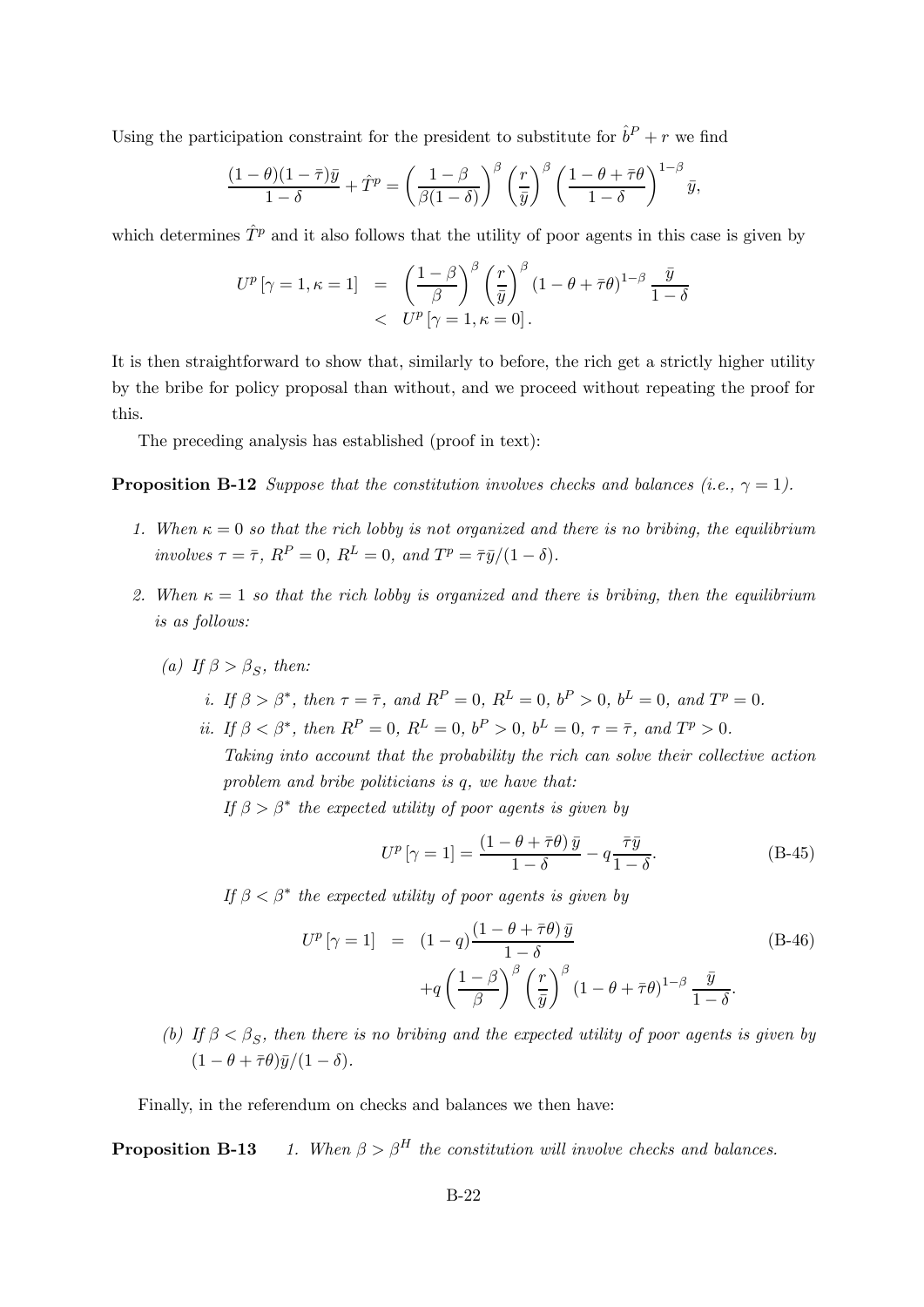Using the participation constraint for the president to substitute for $\hat{b}^P + r$ we find

$$\frac{(1-\theta)(1-\bar{\tau})\bar{y}}{1-\delta} + \hat{T}^p = \left(\frac{1-\beta}{\beta(1-\delta)}\right)^{\beta}\left(\frac{r}{\bar{y}}\right)^{\beta}\left(\frac{1-\theta+\bar{\tau}\theta}{1-\delta}\right)^{1-\beta}\bar{y},$$

which determines $\hat{T}^p$ and it also follows that the utility of poor agents in this case is given by

$$\begin{aligned} U^p[\gamma=1,\kappa=1] &= \left(\frac{1-\beta}{\beta}\right)^{\beta}\left(\frac{r}{\bar{y}}\right)^{\beta}(1-\theta+\bar{\tau}\theta)^{1-\beta}\frac{\bar{y}}{1-\delta} \\ &< U^p[\gamma=1,\kappa=0]. \end{aligned}$$

It is then straightforward to show that, similarly to before, the rich get a strictly higher utility by the bribe for policy proposal than without, and we proceed without repeating the proof for this.

The preceding analysis has established (proof in text):

**Proposition B-12** *Suppose that the constitution involves checks and balances (i.e., $\gamma = 1$).*

1. *When $\kappa = 0$ so that the rich lobby is not organized and there is no bribing, the equilibrium involves $\tau = \bar{\tau}$, $R^P = 0$, $R^L = 0$, and $T^p = \bar{\tau}\bar{y}/(1-\delta)$.*
2. *When $\kappa = 1$ so that the rich lobby is organized and there is bribing, then the equilibrium is as follows:*
   - *(a) If $\beta > \beta_S$, then:*
     - *i. If $\beta > \beta^*$, then $\tau = \bar{\tau}$, and $R^P = 0$, $R^L = 0$, $b^P > 0$, $b^L = 0$, and $T^p = 0$.*
     - *ii. If $\beta < \beta^*$, then $R^P = 0$, $R^L = 0$, $b^P > 0$, $b^L = 0$, $\tau = \bar{\tau}$, and $T^p > 0$.*

       *Taking into account that the probability the rich can solve their collective action problem and bribe politicians is $q$, we have that:*

       *If $\beta > \beta^*$ the expected utility of poor agents is given by*

       $$U^p[\gamma=1] = \frac{(1-\theta+\bar{\tau}\theta)\bar{y}}{1-\delta} - q\frac{\bar{\tau}\bar{y}}{1-\delta}. \tag{B-45}$$

       *If $\beta < \beta^*$ the expected utility of poor agents is given by*

       $$\begin{aligned} U^p[\gamma=1] &= (1-q)\frac{(1-\theta+\bar{\tau}\theta)\bar{y}}{1-\delta} \\ &\quad + q\left(\frac{1-\beta}{\beta}\right)^{\beta}\left(\frac{r}{\bar{y}}\right)^{\beta}(1-\theta+\bar{\tau}\theta)^{1-\beta}\frac{\bar{y}}{1-\delta}. \end{aligned} \tag{B-46}$$
   - *(b) If $\beta < \beta_S$, then there is no bribing and the expected utility of poor agents is given by $(1-\theta+\bar{\tau}\theta)\bar{y}/(1-\delta)$.*

Finally, in the referendum on checks and balances we then have:

**Proposition B-13** *1. When $\beta > \beta^H$ the constitution will involve checks and balances.*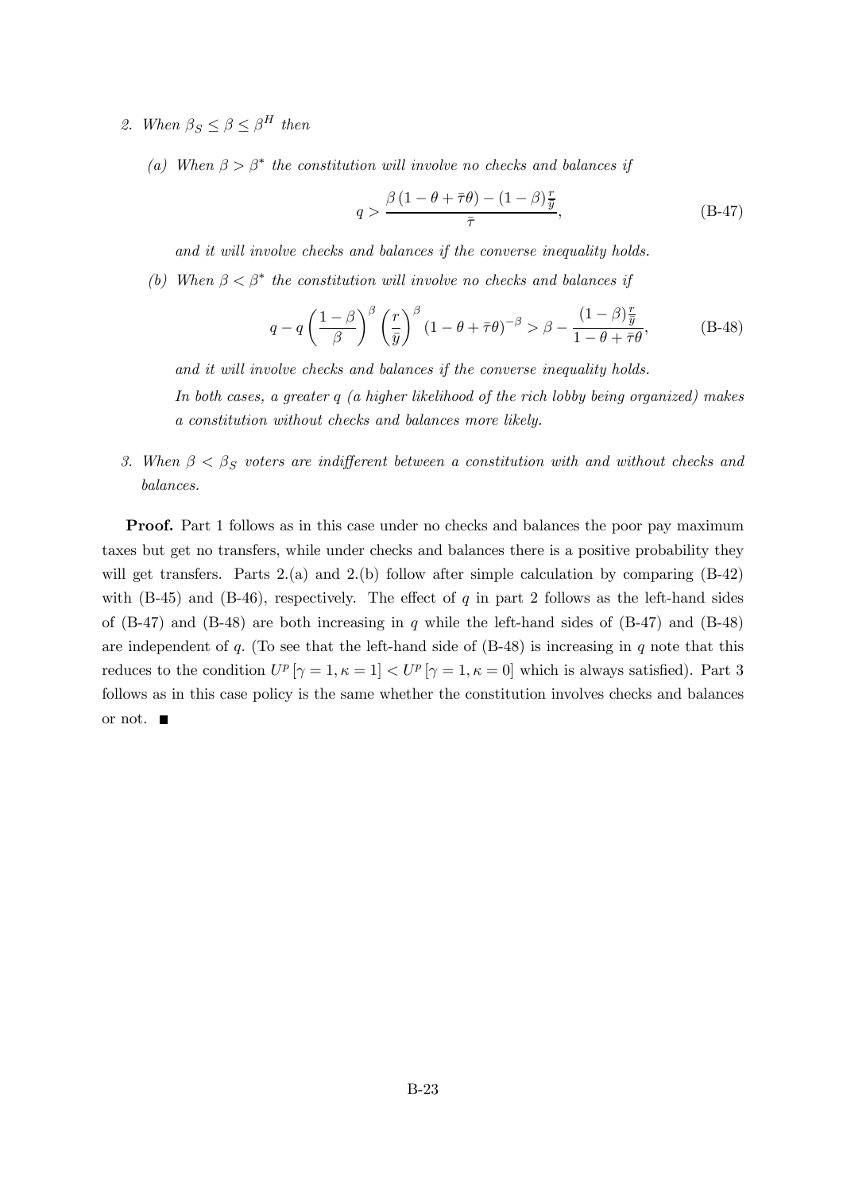2. *When $\beta_S \leq \beta \leq \beta^H$ then*

   (a) *When $\beta > \beta^*$ the constitution will involve no checks and balances if*

$$q > \frac{\beta\left(1-\theta+\bar{\tau}\theta\right)-(1-\beta)\frac{r}{\bar{y}}}{\bar{\tau}}, \tag{B-47}$$

   *and it will involve checks and balances if the converse inequality holds.*

   (b) *When $\beta < \beta^*$ the constitution will involve no checks and balances if*

$$q - q\left(\frac{1-\beta}{\beta}\right)^{\beta}\left(\frac{r}{\bar{y}}\right)^{\beta}\left(1-\theta+\bar{\tau}\theta\right)^{-\beta} > \beta - \frac{(1-\beta)\frac{r}{\bar{y}}}{1-\theta+\bar{\tau}\theta}, \tag{B-48}$$

   *and it will involve checks and balances if the converse inequality holds.*

   *In both cases, a greater $q$ (a higher likelihood of the rich lobby being organized) makes a constitution without checks and balances more likely.*

3. *When $\beta < \beta_S$ voters are indifferent between a constitution with and without checks and balances.*

**Proof.** Part 1 follows as in this case under no checks and balances the poor pay maximum taxes but get no transfers, while under checks and balances there is a positive probability they will get transfers. Parts 2.(a) and 2.(b) follow after simple calculation by comparing (B-42) with (B-45) and (B-46), respectively. The effect of $q$ in part 2 follows as the left-hand sides of (B-47) and (B-48) are both increasing in $q$ while the left-hand sides of (B-47) and (B-48) are independent of $q$. (To see that the left-hand side of (B-48) is increasing in $q$ note that this reduces to the condition $U^p[\gamma = 1, \kappa = 1] < U^p[\gamma = 1, \kappa = 0]$ which is always satisfied). Part 3 follows as in this case policy is the same whether the constitution involves checks and balances or not. ■